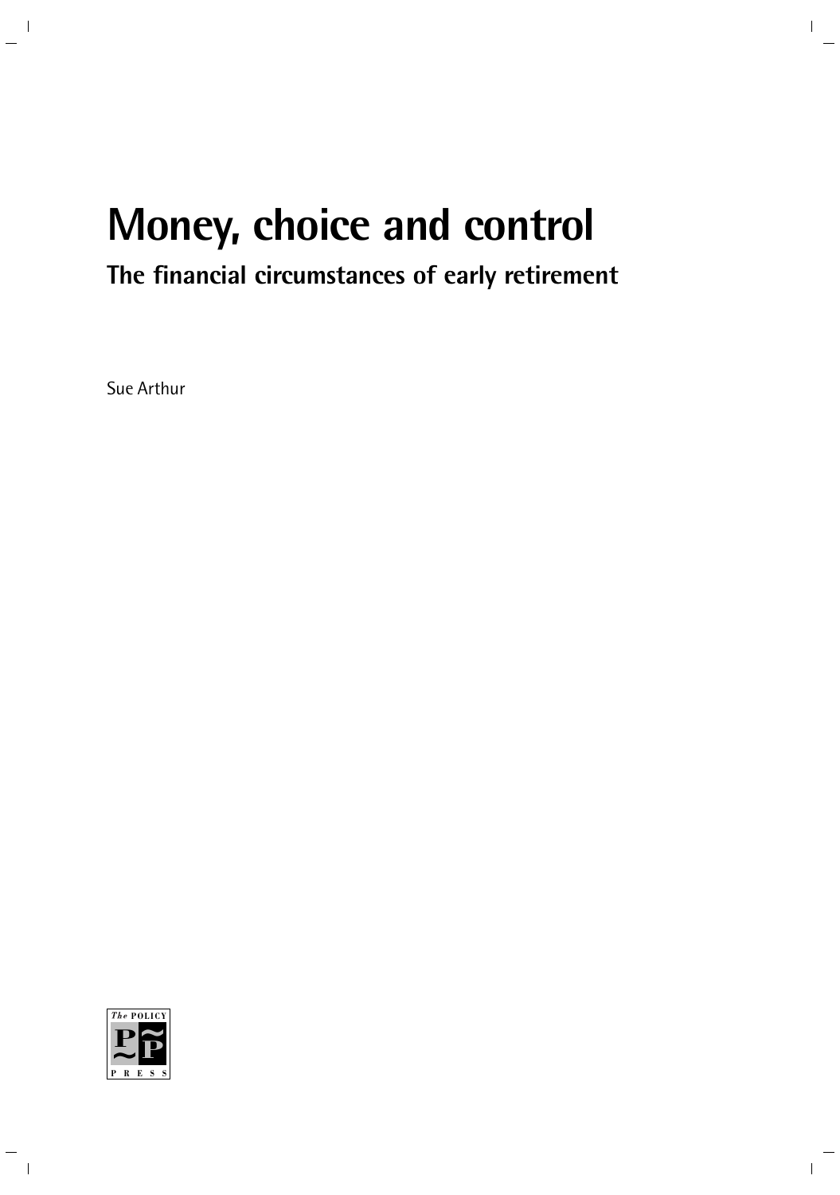# Money, choice and control

## The financial circumstances of early retirement

Sue Arthur

The POLICY PRESS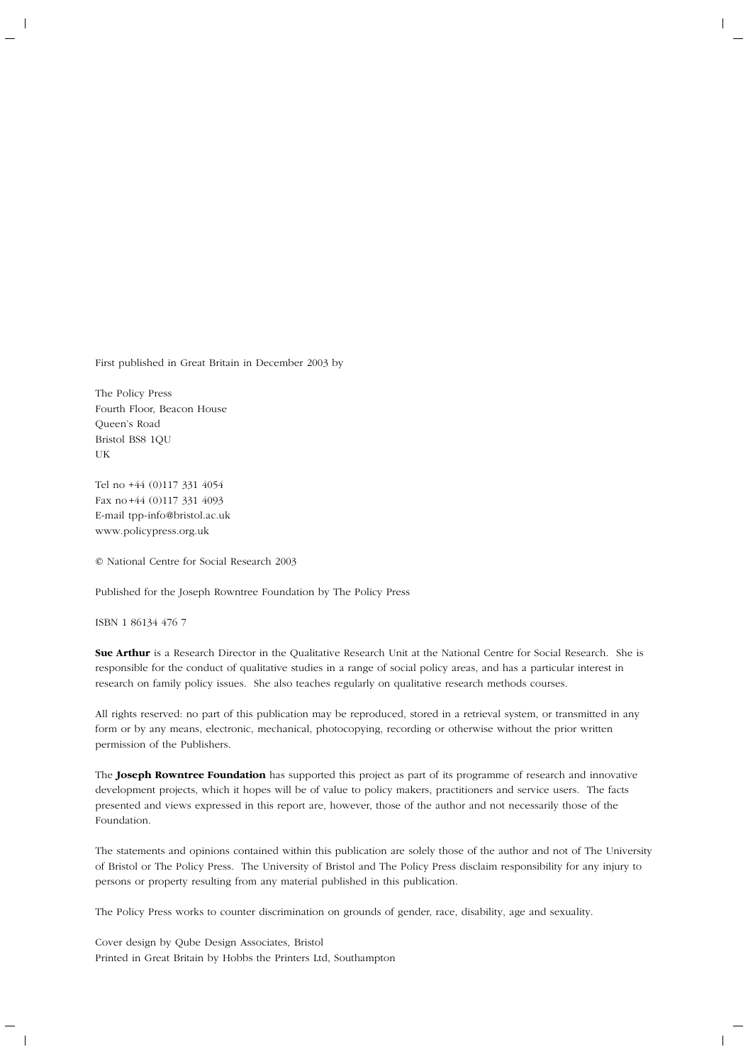First published in Great Britain in December 2003 by

The Policy Press
Fourth Floor, Beacon House
Queen's Road
Bristol BS8 1QU
UK

Tel no +44 (0)117 331 4054
Fax no +44 (0)117 331 4093
E-mail tpp-info@bristol.ac.uk
www.policypress.org.uk

© National Centre for Social Research 2003

Published for the Joseph Rowntree Foundation by The Policy Press

ISBN 1 86134 476 7

**Sue Arthur** is a Research Director in the Qualitative Research Unit at the National Centre for Social Research. She is responsible for the conduct of qualitative studies in a range of social policy areas, and has a particular interest in research on family policy issues. She also teaches regularly on qualitative research methods courses.

All rights reserved: no part of this publication may be reproduced, stored in a retrieval system, or transmitted in any form or by any means, electronic, mechanical, photocopying, recording or otherwise without the prior written permission of the Publishers.

The **Joseph Rowntree Foundation** has supported this project as part of its programme of research and innovative development projects, which it hopes will be of value to policy makers, practitioners and service users. The facts presented and views expressed in this report are, however, those of the author and not necessarily those of the Foundation.

The statements and opinions contained within this publication are solely those of the author and not of The University of Bristol or The Policy Press. The University of Bristol and The Policy Press disclaim responsibility for any injury to persons or property resulting from any material published in this publication.

The Policy Press works to counter discrimination on grounds of gender, race, disability, age and sexuality.

Cover design by Qube Design Associates, Bristol
Printed in Great Britain by Hobbs the Printers Ltd, Southampton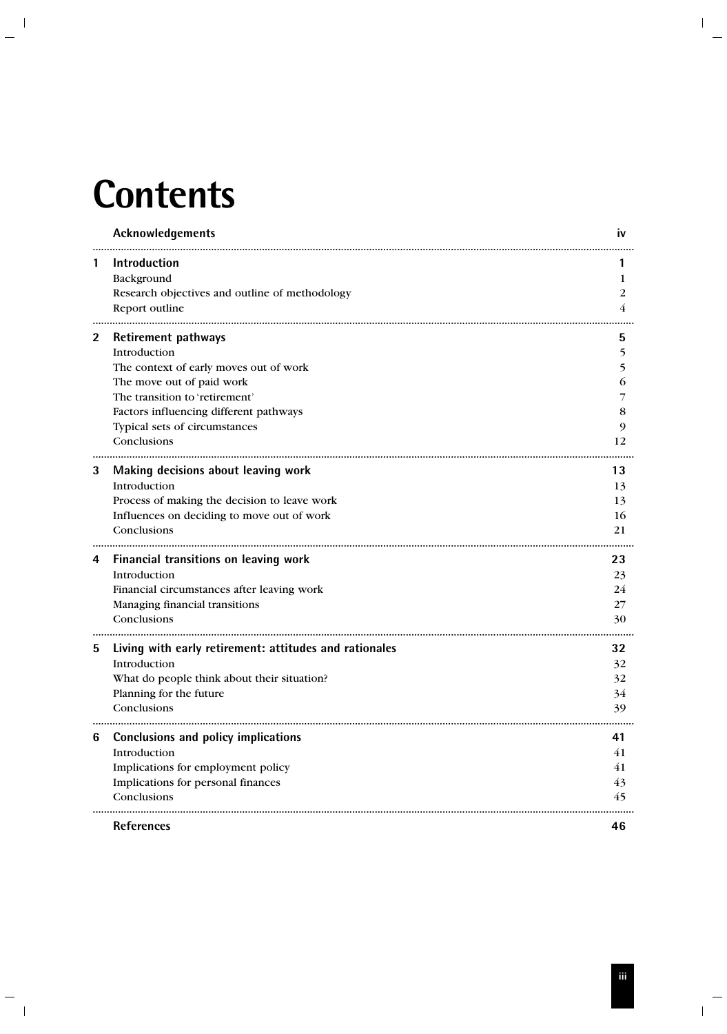# Contents

| | | |
|---|---|---|
| | **Acknowledgements** | **iv** |
| **1** | **Introduction** | **1** |
| | Background | 1 |
| | Research objectives and outline of methodology | 2 |
| | Report outline | 4 |
| **2** | **Retirement pathways** | **5** |
| | Introduction | 5 |
| | The context of early moves out of work | 5 |
| | The move out of paid work | 6 |
| | The transition to 'retirement' | 7 |
| | Factors influencing different pathways | 8 |
| | Typical sets of circumstances | 9 |
| | Conclusions | 12 |
| **3** | **Making decisions about leaving work** | **13** |
| | Introduction | 13 |
| | Process of making the decision to leave work | 13 |
| | Influences on deciding to move out of work | 16 |
| | Conclusions | 21 |
| **4** | **Financial transitions on leaving work** | **23** |
| | Introduction | 23 |
| | Financial circumstances after leaving work | 24 |
| | Managing financial transitions | 27 |
| | Conclusions | 30 |
| **5** | **Living with early retirement: attitudes and rationales** | **32** |
| | Introduction | 32 |
| | What do people think about their situation? | 32 |
| | Planning for the future | 34 |
| | Conclusions | 39 |
| **6** | **Conclusions and policy implications** | **41** |
| | Introduction | 41 |
| | Implications for employment policy | 41 |
| | Implications for personal finances | 43 |
| | Conclusions | 45 |
| | **References** | **46** |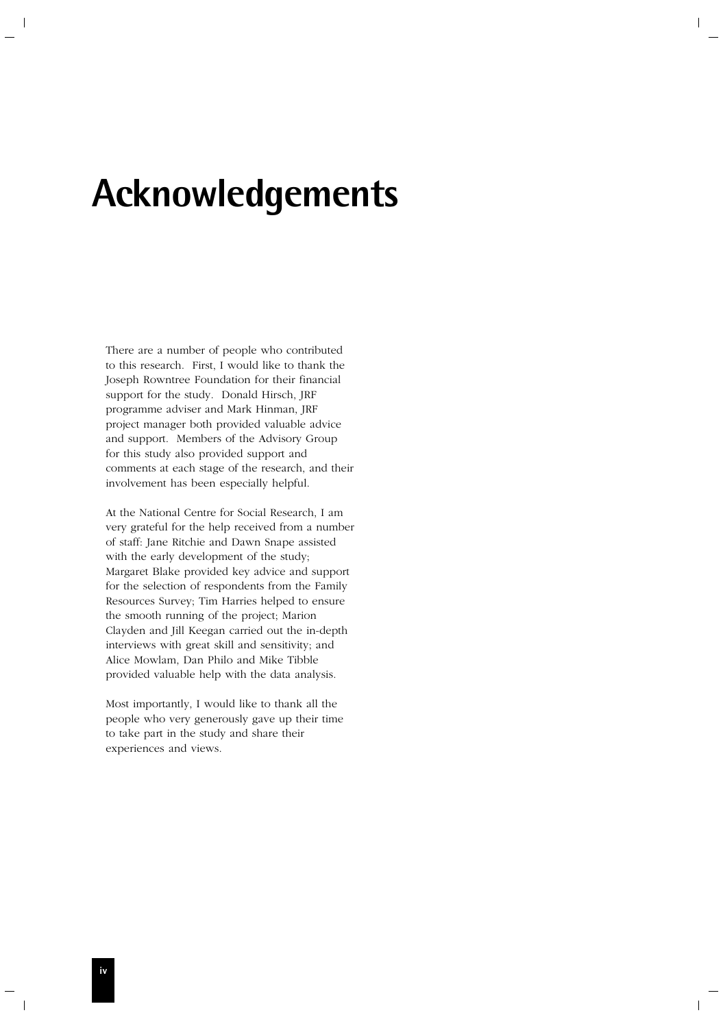# Acknowledgements

There are a number of people who contributed to this research. First, I would like to thank the Joseph Rowntree Foundation for their financial support for the study. Donald Hirsch, JRF programme adviser and Mark Hinman, JRF project manager both provided valuable advice and support. Members of the Advisory Group for this study also provided support and comments at each stage of the research, and their involvement has been especially helpful.

At the National Centre for Social Research, I am very grateful for the help received from a number of staff: Jane Ritchie and Dawn Snape assisted with the early development of the study; Margaret Blake provided key advice and support for the selection of respondents from the Family Resources Survey; Tim Harries helped to ensure the smooth running of the project; Marion Clayden and Jill Keegan carried out the in-depth interviews with great skill and sensitivity; and Alice Mowlam, Dan Philo and Mike Tibble provided valuable help with the data analysis.

Most importantly, I would like to thank all the people who very generously gave up their time to take part in the study and share their experiences and views.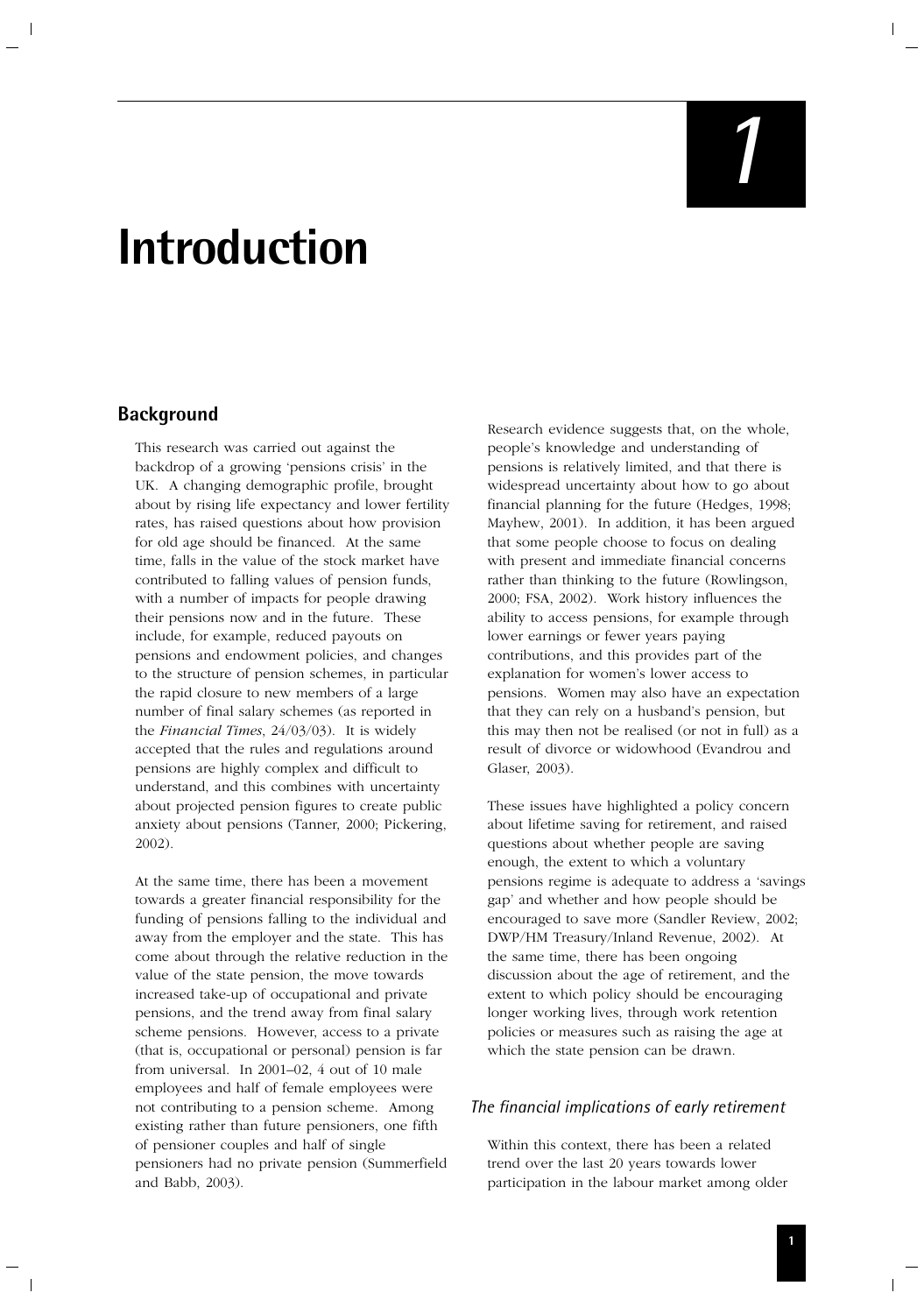# 1 Introduction

## Background

This research was carried out against the backdrop of a growing 'pensions crisis' in the UK. A changing demographic profile, brought about by rising life expectancy and lower fertility rates, has raised questions about how provision for old age should be financed. At the same time, falls in the value of the stock market have contributed to falling values of pension funds, with a number of impacts for people drawing their pensions now and in the future. These include, for example, reduced payouts on pensions and endowment policies, and changes to the structure of pension schemes, in particular the rapid closure to new members of a large number of final salary schemes (as reported in the *Financial Times*, 24/03/03). It is widely accepted that the rules and regulations around pensions are highly complex and difficult to understand, and this combines with uncertainty about projected pension figures to create public anxiety about pensions (Tanner, 2000; Pickering, 2002).

At the same time, there has been a movement towards a greater financial responsibility for the funding of pensions falling to the individual and away from the employer and the state. This has come about through the relative reduction in the value of the state pension, the move towards increased take-up of occupational and private pensions, and the trend away from final salary scheme pensions. However, access to a private (that is, occupational or personal) pension is far from universal. In 2001–02, 4 out of 10 male employees and half of female employees were not contributing to a pension scheme. Among existing rather than future pensioners, one fifth of pensioner couples and half of single pensioners had no private pension (Summerfield and Babb, 2003).

Research evidence suggests that, on the whole, people's knowledge and understanding of pensions is relatively limited, and that there is widespread uncertainty about how to go about financial planning for the future (Hedges, 1998; Mayhew, 2001). In addition, it has been argued that some people choose to focus on dealing with present and immediate financial concerns rather than thinking to the future (Rowlingson, 2000; FSA, 2002). Work history influences the ability to access pensions, for example through lower earnings or fewer years paying contributions, and this provides part of the explanation for women's lower access to pensions. Women may also have an expectation that they can rely on a husband's pension, but this may then not be realised (or not in full) as a result of divorce or widowhood (Evandrou and Glaser, 2003).

These issues have highlighted a policy concern about lifetime saving for retirement, and raised questions about whether people are saving enough, the extent to which a voluntary pensions regime is adequate to address a 'savings gap' and whether and how people should be encouraged to save more (Sandler Review, 2002; DWP/HM Treasury/Inland Revenue, 2002). At the same time, there has been ongoing discussion about the age of retirement, and the extent to which policy should be encouraging longer working lives, through work retention policies or measures such as raising the age at which the state pension can be drawn.

### *The financial implications of early retirement*

Within this context, there has been a related trend over the last 20 years towards lower participation in the labour market among older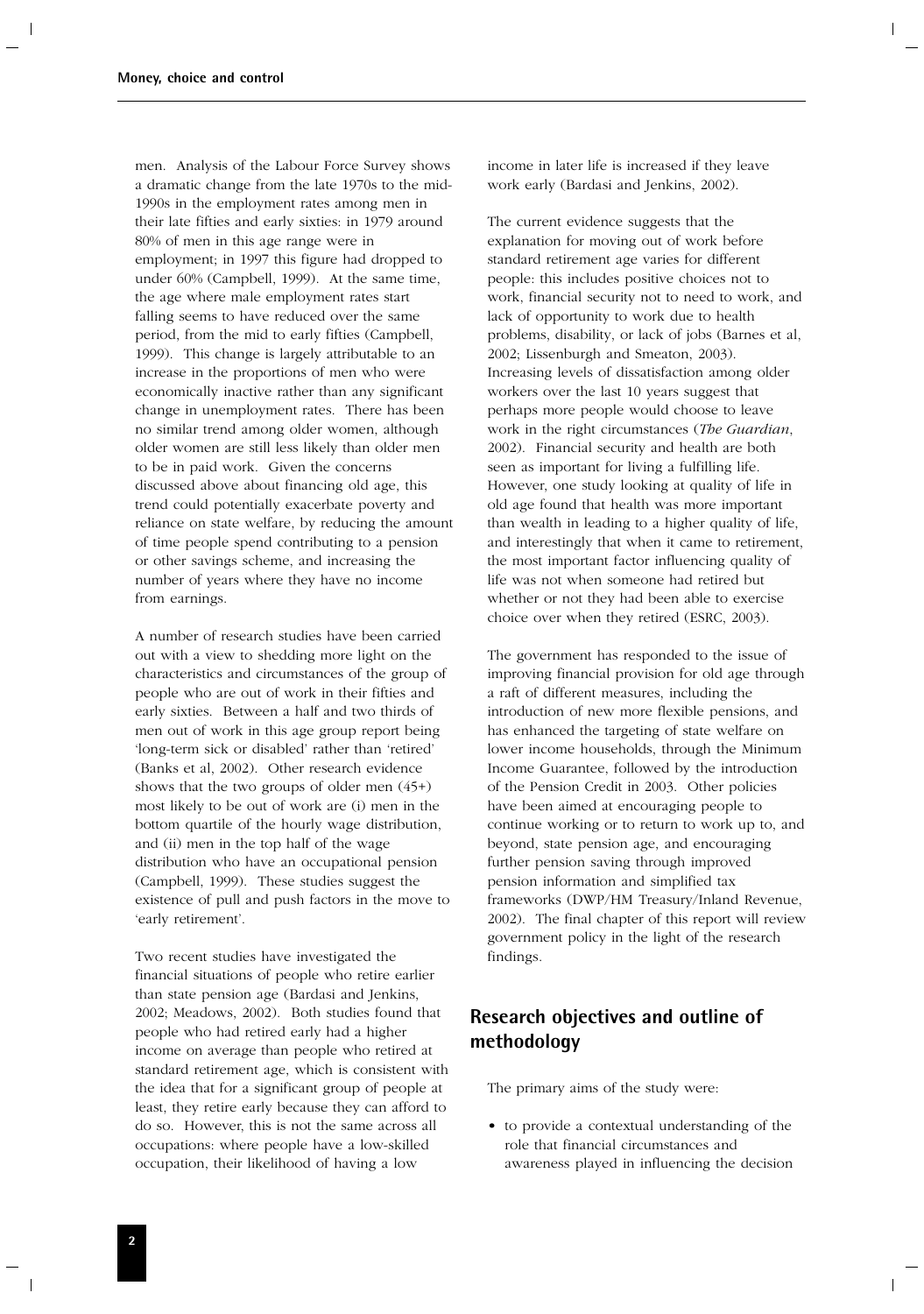men. Analysis of the Labour Force Survey shows a dramatic change from the late 1970s to the mid-1990s in the employment rates among men in their late fifties and early sixties: in 1979 around 80% of men in this age range were in employment; in 1997 this figure had dropped to under 60% (Campbell, 1999). At the same time, the age where male employment rates start falling seems to have reduced over the same period, from the mid to early fifties (Campbell, 1999). This change is largely attributable to an increase in the proportions of men who were economically inactive rather than any significant change in unemployment rates. There has been no similar trend among older women, although older women are still less likely than older men to be in paid work. Given the concerns discussed above about financing old age, this trend could potentially exacerbate poverty and reliance on state welfare, by reducing the amount of time people spend contributing to a pension or other savings scheme, and increasing the number of years where they have no income from earnings.

A number of research studies have been carried out with a view to shedding more light on the characteristics and circumstances of the group of people who are out of work in their fifties and early sixties. Between a half and two thirds of men out of work in this age group report being 'long-term sick or disabled' rather than 'retired' (Banks et al, 2002). Other research evidence shows that the two groups of older men (45+) most likely to be out of work are (i) men in the bottom quartile of the hourly wage distribution, and (ii) men in the top half of the wage distribution who have an occupational pension (Campbell, 1999). These studies suggest the existence of pull and push factors in the move to 'early retirement'.

Two recent studies have investigated the financial situations of people who retire earlier than state pension age (Bardasi and Jenkins, 2002; Meadows, 2002). Both studies found that people who had retired early had a higher income on average than people who retired at standard retirement age, which is consistent with the idea that for a significant group of people at least, they retire early because they can afford to do so. However, this is not the same across all occupations: where people have a low-skilled occupation, their likelihood of having a low income in later life is increased if they leave work early (Bardasi and Jenkins, 2002).

The current evidence suggests that the explanation for moving out of work before standard retirement age varies for different people: this includes positive choices not to work, financial security not to need to work, and lack of opportunity to work due to health problems, disability, or lack of jobs (Barnes et al, 2002; Lissenburgh and Smeaton, 2003). Increasing levels of dissatisfaction among older workers over the last 10 years suggest that perhaps more people would choose to leave work in the right circumstances (*The Guardian*, 2002). Financial security and health are both seen as important for living a fulfilling life. However, one study looking at quality of life in old age found that health was more important than wealth in leading to a higher quality of life, and interestingly that when it came to retirement, the most important factor influencing quality of life was not when someone had retired but whether or not they had been able to exercise choice over when they retired (ESRC, 2003).

The government has responded to the issue of improving financial provision for old age through a raft of different measures, including the introduction of new more flexible pensions, and has enhanced the targeting of state welfare on lower income households, through the Minimum Income Guarantee, followed by the introduction of the Pension Credit in 2003. Other policies have been aimed at encouraging people to continue working or to return to work up to, and beyond, state pension age, and encouraging further pension saving through improved pension information and simplified tax frameworks (DWP/HM Treasury/Inland Revenue, 2002). The final chapter of this report will review government policy in the light of the research findings.

## Research objectives and outline of methodology

The primary aims of the study were:

- to provide a contextual understanding of the role that financial circumstances and awareness played in influencing the decision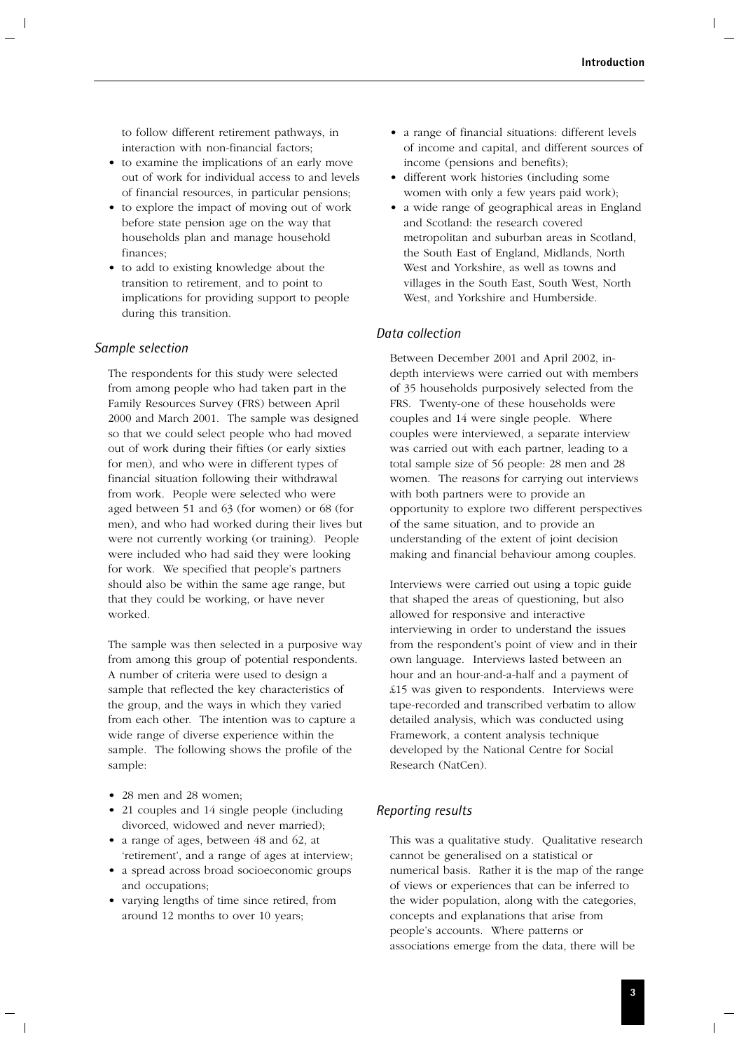to follow different retirement pathways, in interaction with non-financial factors;

- to examine the implications of an early move out of work for individual access to and levels of financial resources, in particular pensions;
- to explore the impact of moving out of work before state pension age on the way that households plan and manage household finances;
- to add to existing knowledge about the transition to retirement, and to point to implications for providing support to people during this transition.

### *Sample selection*

The respondents for this study were selected from among people who had taken part in the Family Resources Survey (FRS) between April 2000 and March 2001. The sample was designed so that we could select people who had moved out of work during their fifties (or early sixties for men), and who were in different types of financial situation following their withdrawal from work. People were selected who were aged between 51 and 63 (for women) or 68 (for men), and who had worked during their lives but were not currently working (or training). People were included who had said they were looking for work. We specified that people's partners should also be within the same age range, but that they could be working, or have never worked.

The sample was then selected in a purposive way from among this group of potential respondents. A number of criteria were used to design a sample that reflected the key characteristics of the group, and the ways in which they varied from each other. The intention was to capture a wide range of diverse experience within the sample. The following shows the profile of the sample:

- 28 men and 28 women;
- 21 couples and 14 single people (including divorced, widowed and never married);
- a range of ages, between 48 and 62, at 'retirement', and a range of ages at interview;
- a spread across broad socioeconomic groups and occupations;
- varying lengths of time since retired, from around 12 months to over 10 years;
- a range of financial situations: different levels of income and capital, and different sources of income (pensions and benefits);
- different work histories (including some women with only a few years paid work);
- a wide range of geographical areas in England and Scotland: the research covered metropolitan and suburban areas in Scotland, the South East of England, Midlands, North West and Yorkshire, as well as towns and villages in the South East, South West, North West, and Yorkshire and Humberside.

### *Data collection*

Between December 2001 and April 2002, in-depth interviews were carried out with members of 35 households purposively selected from the FRS. Twenty-one of these households were couples and 14 were single people. Where couples were interviewed, a separate interview was carried out with each partner, leading to a total sample size of 56 people: 28 men and 28 women. The reasons for carrying out interviews with both partners were to provide an opportunity to explore two different perspectives of the same situation, and to provide an understanding of the extent of joint decision making and financial behaviour among couples.

Interviews were carried out using a topic guide that shaped the areas of questioning, but also allowed for responsive and interactive interviewing in order to understand the issues from the respondent's point of view and in their own language. Interviews lasted between an hour and an hour-and-a-half and a payment of £15 was given to respondents. Interviews were tape-recorded and transcribed verbatim to allow detailed analysis, which was conducted using Framework, a content analysis technique developed by the National Centre for Social Research (NatCen).

### *Reporting results*

This was a qualitative study. Qualitative research cannot be generalised on a statistical or numerical basis. Rather it is the map of the range of views or experiences that can be inferred to the wider population, along with the categories, concepts and explanations that arise from people's accounts. Where patterns or associations emerge from the data, there will be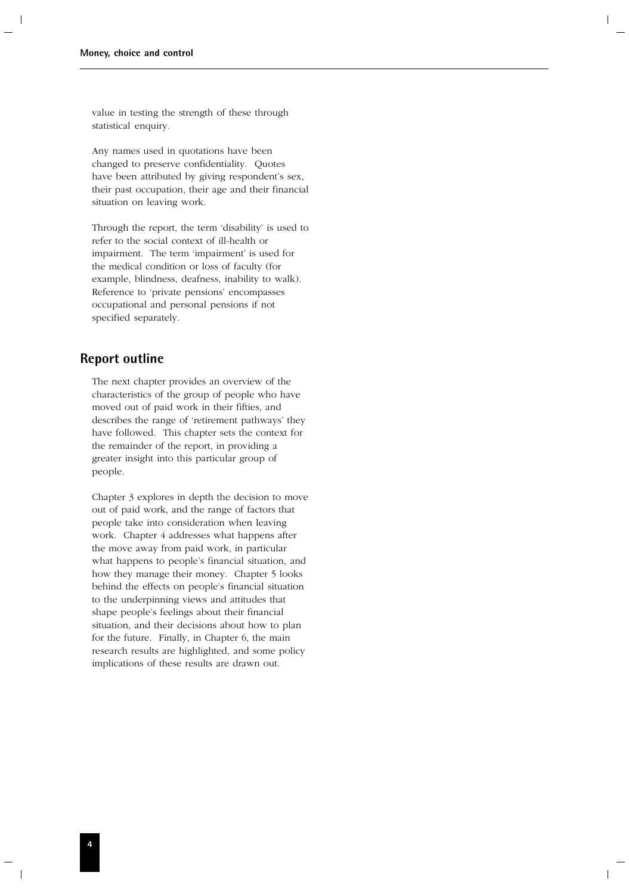value in testing the strength of these through statistical enquiry.

Any names used in quotations have been changed to preserve confidentiality. Quotes have been attributed by giving respondent's sex, their past occupation, their age and their financial situation on leaving work.

Through the report, the term 'disability' is used to refer to the social context of ill-health or impairment. The term 'impairment' is used for the medical condition or loss of faculty (for example, blindness, deafness, inability to walk). Reference to 'private pensions' encompasses occupational and personal pensions if not specified separately.

## Report outline

The next chapter provides an overview of the characteristics of the group of people who have moved out of paid work in their fifties, and describes the range of 'retirement pathways' they have followed. This chapter sets the context for the remainder of the report, in providing a greater insight into this particular group of people.

Chapter 3 explores in depth the decision to move out of paid work, and the range of factors that people take into consideration when leaving work. Chapter 4 addresses what happens after the move away from paid work, in particular what happens to people's financial situation, and how they manage their money. Chapter 5 looks behind the effects on people's financial situation to the underpinning views and attitudes that shape people's feelings about their financial situation, and their decisions about how to plan for the future. Finally, in Chapter 6, the main research results are highlighted, and some policy implications of these results are drawn out.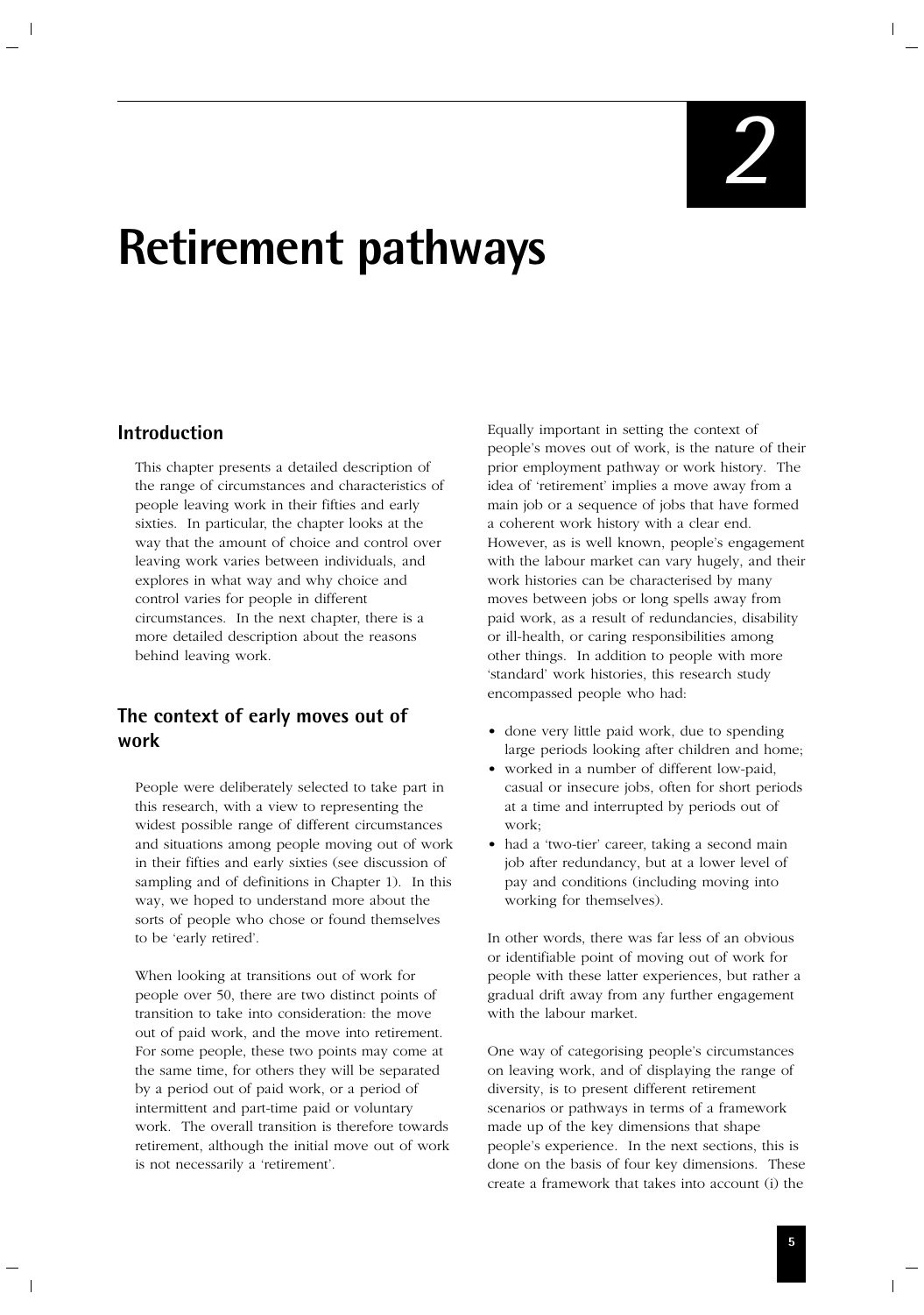# 2

# Retirement pathways

## Introduction

This chapter presents a detailed description of the range of circumstances and characteristics of people leaving work in their fifties and early sixties. In particular, the chapter looks at the way that the amount of choice and control over leaving work varies between individuals, and explores in what way and why choice and control varies for people in different circumstances. In the next chapter, there is a more detailed description about the reasons behind leaving work.

## The context of early moves out of work

People were deliberately selected to take part in this research, with a view to representing the widest possible range of different circumstances and situations among people moving out of work in their fifties and early sixties (see discussion of sampling and of definitions in Chapter 1). In this way, we hoped to understand more about the sorts of people who chose or found themselves to be 'early retired'.

When looking at transitions out of work for people over 50, there are two distinct points of transition to take into consideration: the move out of paid work, and the move into retirement. For some people, these two points may come at the same time, for others they will be separated by a period out of paid work, or a period of intermittent and part-time paid or voluntary work. The overall transition is therefore towards retirement, although the initial move out of work is not necessarily a 'retirement'.

Equally important in setting the context of people's moves out of work, is the nature of their prior employment pathway or work history. The idea of 'retirement' implies a move away from a main job or a sequence of jobs that have formed a coherent work history with a clear end. However, as is well known, people's engagement with the labour market can vary hugely, and their work histories can be characterised by many moves between jobs or long spells away from paid work, as a result of redundancies, disability or ill-health, or caring responsibilities among other things. In addition to people with more 'standard' work histories, this research study encompassed people who had:

- done very little paid work, due to spending large periods looking after children and home;
- worked in a number of different low-paid, casual or insecure jobs, often for short periods at a time and interrupted by periods out of work;
- had a 'two-tier' career, taking a second main job after redundancy, but at a lower level of pay and conditions (including moving into working for themselves).

In other words, there was far less of an obvious or identifiable point of moving out of work for people with these latter experiences, but rather a gradual drift away from any further engagement with the labour market.

One way of categorising people's circumstances on leaving work, and of displaying the range of diversity, is to present different retirement scenarios or pathways in terms of a framework made up of the key dimensions that shape people's experience. In the next sections, this is done on the basis of four key dimensions. These create a framework that takes into account (i) the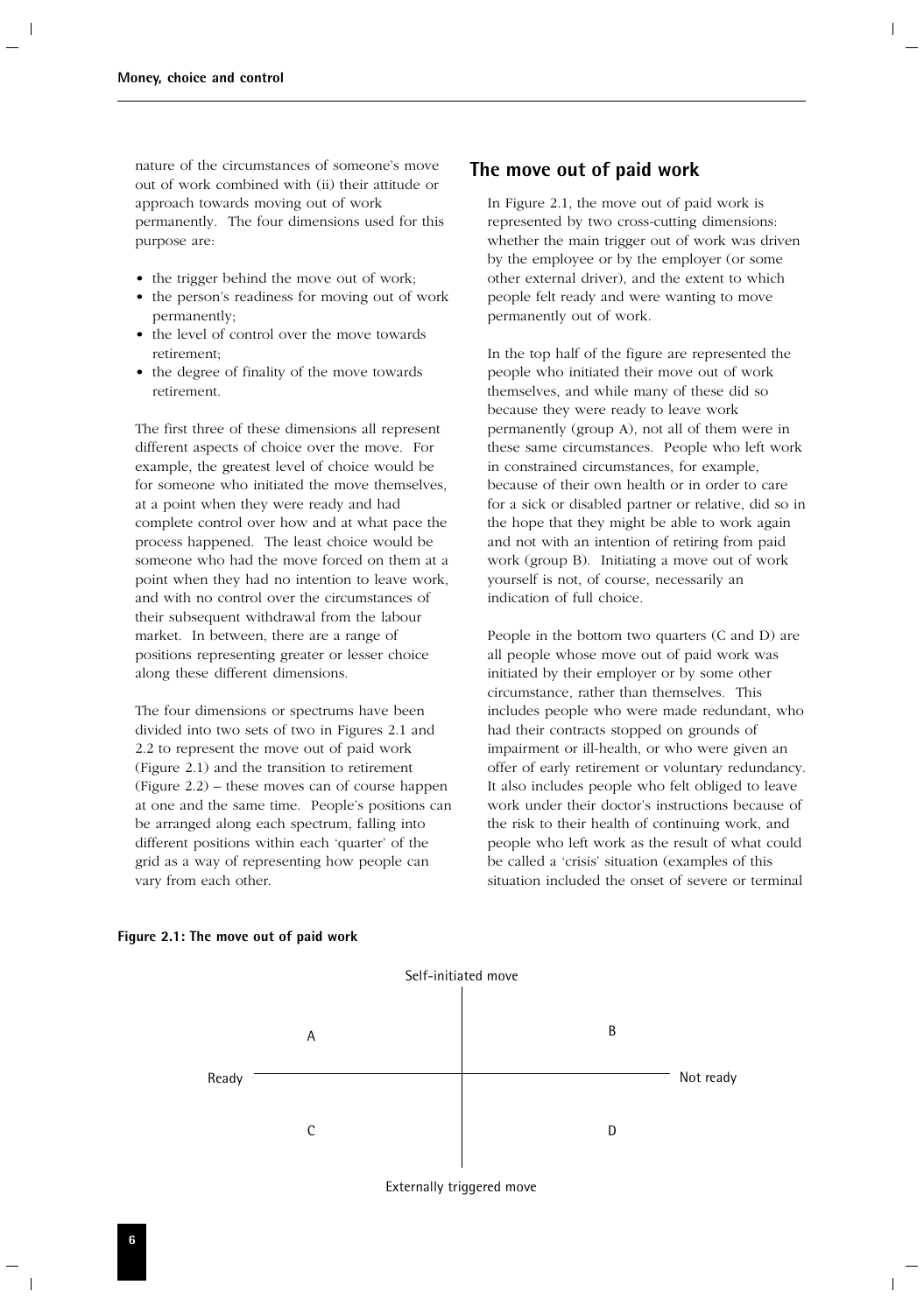nature of the circumstances of someone's move out of work combined with (ii) their attitude or approach towards moving out of work permanently. The four dimensions used for this purpose are:

- the trigger behind the move out of work;
- the person's readiness for moving out of work permanently;
- the level of control over the move towards retirement;
- the degree of finality of the move towards retirement.

The first three of these dimensions all represent different aspects of choice over the move. For example, the greatest level of choice would be for someone who initiated the move themselves, at a point when they were ready and had complete control over how and at what pace the process happened. The least choice would be someone who had the move forced on them at a point when they had no intention to leave work, and with no control over the circumstances of their subsequent withdrawal from the labour market. In between, there are a range of positions representing greater or lesser choice along these different dimensions.

The four dimensions or spectrums have been divided into two sets of two in Figures 2.1 and 2.2 to represent the move out of paid work (Figure 2.1) and the transition to retirement (Figure 2.2) – these moves can of course happen at one and the same time. People's positions can be arranged along each spectrum, falling into different positions within each 'quarter' of the grid as a way of representing how people can vary from each other.

## The move out of paid work

In Figure 2.1, the move out of paid work is represented by two cross-cutting dimensions: whether the main trigger out of work was driven by the employee or by the employer (or some other external driver), and the extent to which people felt ready and were wanting to move permanently out of work.

In the top half of the figure are represented the people who initiated their move out of work themselves, and while many of these did so because they were ready to leave work permanently (group A), not all of them were in these same circumstances. People who left work in constrained circumstances, for example, because of their own health or in order to care for a sick or disabled partner or relative, did so in the hope that they might be able to work again and not with an intention of retiring from paid work (group B). Initiating a move out of work yourself is not, of course, necessarily an indication of full choice.

People in the bottom two quarters (C and D) are all people whose move out of paid work was initiated by their employer or by some other circumstance, rather than themselves. This includes people who were made redundant, who had their contracts stopped on grounds of impairment or ill-health, or who were given an offer of early retirement or voluntary redundancy. It also includes people who felt obliged to leave work under their doctor's instructions because of the risk to their health of continuing work, and people who left work as the result of what could be called a 'crisis' situation (examples of this situation included the onset of severe or terminal

**Figure 2.1: The move out of paid work**

Self-initiated move

| | | |
|---|---|---|
| Ready | A | B | Not ready |
| | C | D | |

Externally triggered move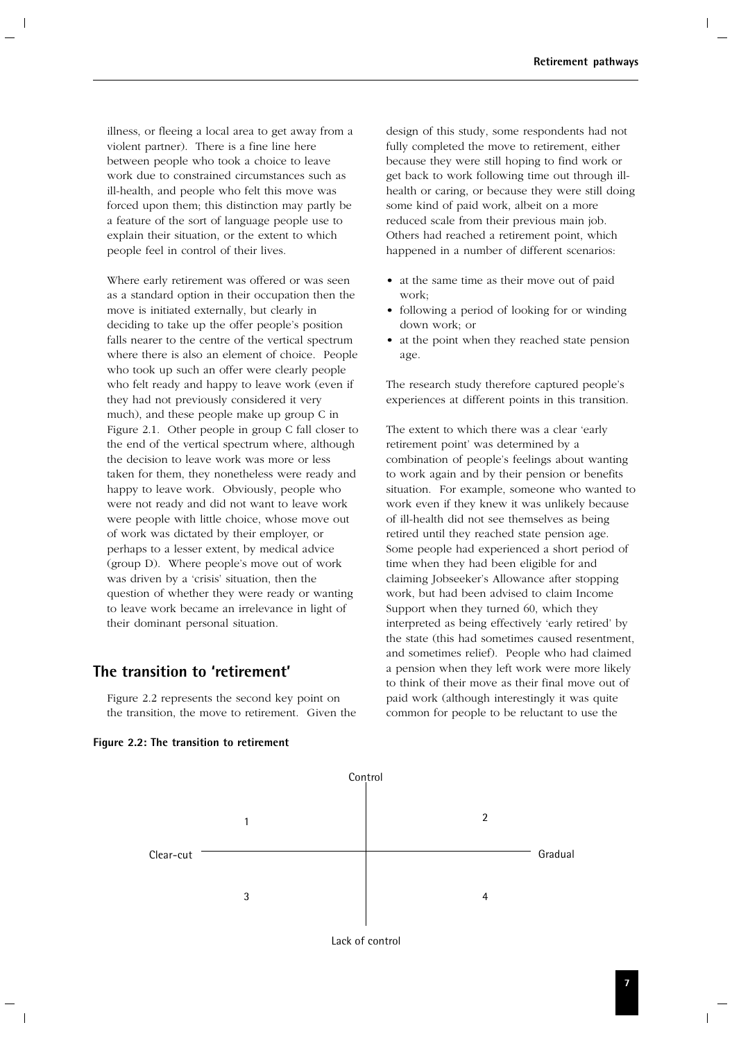illness, or fleeing a local area to get away from a violent partner). There is a fine line here between people who took a choice to leave work due to constrained circumstances such as ill-health, and people who felt this move was forced upon them; this distinction may partly be a feature of the sort of language people use to explain their situation, or the extent to which people feel in control of their lives.

Where early retirement was offered or was seen as a standard option in their occupation then the move is initiated externally, but clearly in deciding to take up the offer people's position falls nearer to the centre of the vertical spectrum where there is also an element of choice. People who took up such an offer were clearly people who felt ready and happy to leave work (even if they had not previously considered it very much), and these people make up group C in Figure 2.1. Other people in group C fall closer to the end of the vertical spectrum where, although the decision to leave work was more or less taken for them, they nonetheless were ready and happy to leave work. Obviously, people who were not ready and did not want to leave work were people with little choice, whose move out of work was dictated by their employer, or perhaps to a lesser extent, by medical advice (group D). Where people's move out of work was driven by a 'crisis' situation, then the question of whether they were ready or wanting to leave work became an irrelevance in light of their dominant personal situation.

## The transition to 'retirement'

Figure 2.2 represents the second key point on the transition, the move to retirement. Given the design of this study, some respondents had not fully completed the move to retirement, either because they were still hoping to find work or get back to work following time out through ill-health or caring, or because they were still doing some kind of paid work, albeit on a more reduced scale from their previous main job. Others had reached a retirement point, which happened in a number of different scenarios:

- at the same time as their move out of paid work;
- following a period of looking for or winding down work; or
- at the point when they reached state pension age.

The research study therefore captured people's experiences at different points in this transition.

The extent to which there was a clear 'early retirement point' was determined by a combination of people's feelings about wanting to work again and by their pension or benefits situation. For example, someone who wanted to work even if they knew it was unlikely because of ill-health did not see themselves as being retired until they reached state pension age. Some people had experienced a short period of time when they had been eligible for and claiming Jobseeker's Allowance after stopping work, but had been advised to claim Income Support when they turned 60, which they interpreted as being effectively 'early retired' by the state (this had sometimes caused resentment, and sometimes relief). People who had claimed a pension when they left work were more likely to think of their move as their final move out of paid work (although interestingly it was quite common for people to be reluctant to use the

**Figure 2.2: The transition to retirement**

| | Clear-cut | Gradual |
|---|---|---|
| **Control** | 1 | 2 |
| **Lack of control** | 3 | 4 |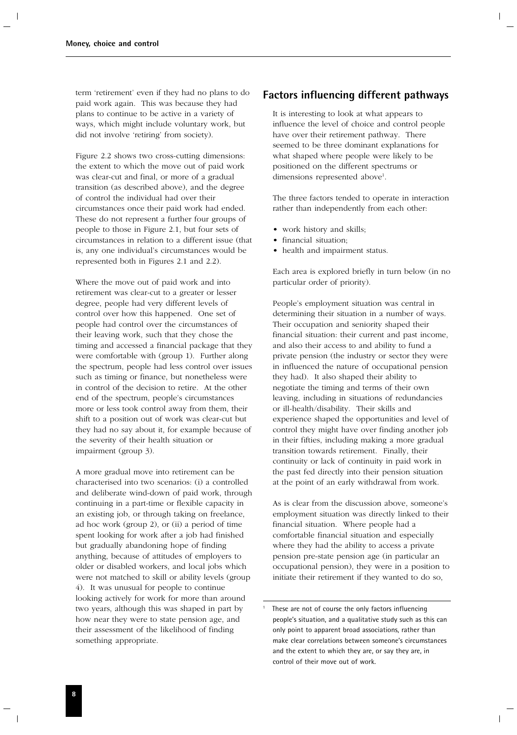term 'retirement' even if they had no plans to do paid work again. This was because they had plans to continue to be active in a variety of ways, which might include voluntary work, but did not involve 'retiring' from society).

Figure 2.2 shows two cross-cutting dimensions: the extent to which the move out of paid work was clear-cut and final, or more of a gradual transition (as described above), and the degree of control the individual had over their circumstances once their paid work had ended. These do not represent a further four groups of people to those in Figure 2.1, but four sets of circumstances in relation to a different issue (that is, any one individual's circumstances would be represented both in Figures 2.1 and 2.2).

Where the move out of paid work and into retirement was clear-cut to a greater or lesser degree, people had very different levels of control over how this happened. One set of people had control over the circumstances of their leaving work, such that they chose the timing and accessed a financial package that they were comfortable with (group 1). Further along the spectrum, people had less control over issues such as timing or finance, but nonetheless were in control of the decision to retire. At the other end of the spectrum, people's circumstances more or less took control away from them, their shift to a position out of work was clear-cut but they had no say about it, for example because of the severity of their health situation or impairment (group 3).

A more gradual move into retirement can be characterised into two scenarios: (i) a controlled and deliberate wind-down of paid work, through continuing in a part-time or flexible capacity in an existing job, or through taking on freelance, ad hoc work (group 2), or (ii) a period of time spent looking for work after a job had finished but gradually abandoning hope of finding anything, because of attitudes of employers to older or disabled workers, and local jobs which were not matched to skill or ability levels (group 4). It was unusual for people to continue looking actively for work for more than around two years, although this was shaped in part by how near they were to state pension age, and their assessment of the likelihood of finding something appropriate.

## Factors influencing different pathways

It is interesting to look at what appears to influence the level of choice and control people have over their retirement pathway. There seemed to be three dominant explanations for what shaped where people were likely to be positioned on the different spectrums or dimensions represented above[1].

The three factors tended to operate in interaction rather than independently from each other:

- work history and skills;
- financial situation;
- health and impairment status.

Each area is explored briefly in turn below (in no particular order of priority).

People's employment situation was central in determining their situation in a number of ways. Their occupation and seniority shaped their financial situation: their current and past income, and also their access to and ability to fund a private pension (the industry or sector they were in influenced the nature of occupational pension they had). It also shaped their ability to negotiate the timing and terms of their own leaving, including in situations of redundancies or ill-health/disability. Their skills and experience shaped the opportunities and level of control they might have over finding another job in their fifties, including making a more gradual transition towards retirement. Finally, their continuity or lack of continuity in paid work in the past fed directly into their pension situation at the point of an early withdrawal from work.

As is clear from the discussion above, someone's employment situation was directly linked to their financial situation. Where people had a comfortable financial situation and especially where they had the ability to access a private pension pre-state pension age (in particular an occupational pension), they were in a position to initiate their retirement if they wanted to do so,

[1] These are not of course the only factors influencing people's situation, and a qualitative study such as this can only point to apparent broad associations, rather than make clear correlations between someone's circumstances and the extent to which they are, or say they are, in control of their move out of work.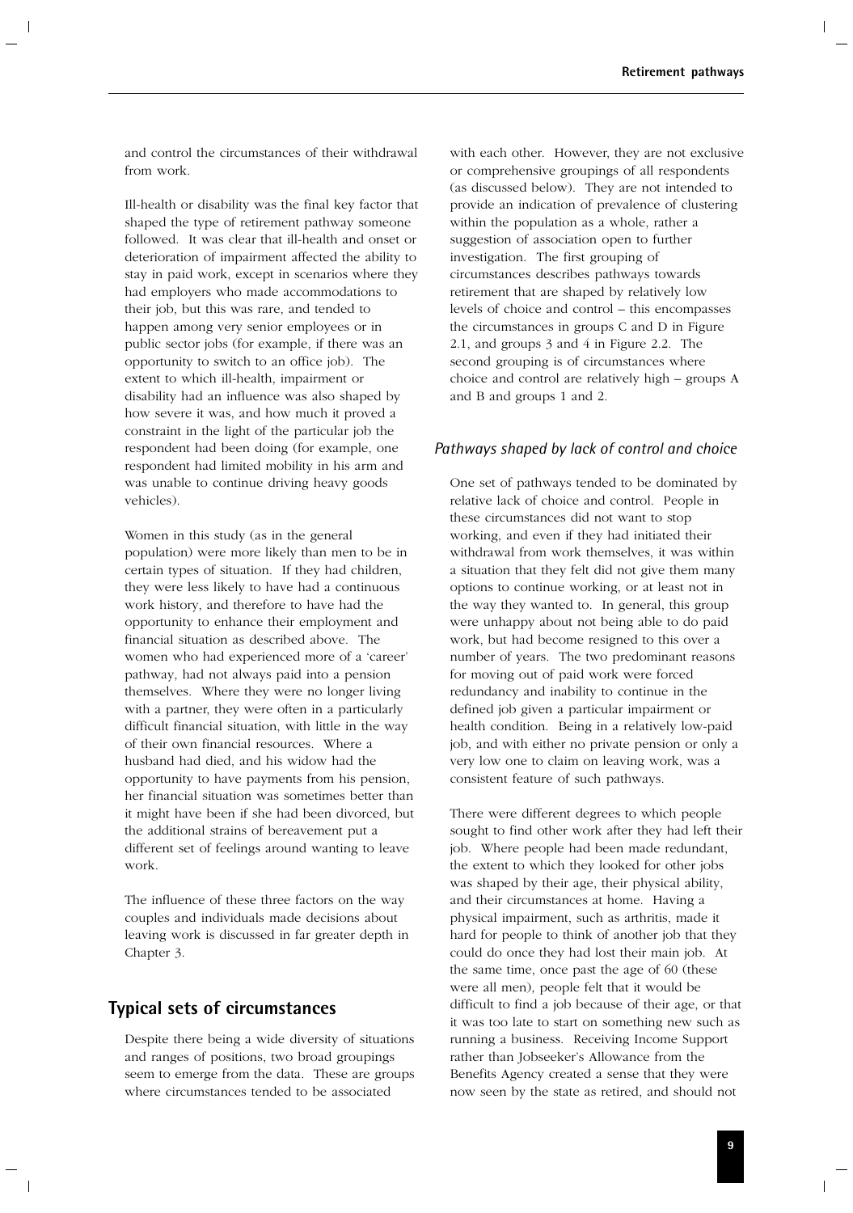and control the circumstances of their withdrawal from work.

Ill-health or disability was the final key factor that shaped the type of retirement pathway someone followed. It was clear that ill-health and onset or deterioration of impairment affected the ability to stay in paid work, except in scenarios where they had employers who made accommodations to their job, but this was rare, and tended to happen among very senior employees or in public sector jobs (for example, if there was an opportunity to switch to an office job). The extent to which ill-health, impairment or disability had an influence was also shaped by how severe it was, and how much it proved a constraint in the light of the particular job the respondent had been doing (for example, one respondent had limited mobility in his arm and was unable to continue driving heavy goods vehicles).

Women in this study (as in the general population) were more likely than men to be in certain types of situation. If they had children, they were less likely to have had a continuous work history, and therefore to have had the opportunity to enhance their employment and financial situation as described above. The women who had experienced more of a 'career' pathway, had not always paid into a pension themselves. Where they were no longer living with a partner, they were often in a particularly difficult financial situation, with little in the way of their own financial resources. Where a husband had died, and his widow had the opportunity to have payments from his pension, her financial situation was sometimes better than it might have been if she had been divorced, but the additional strains of bereavement put a different set of feelings around wanting to leave work.

The influence of these three factors on the way couples and individuals made decisions about leaving work is discussed in far greater depth in Chapter 3.

## Typical sets of circumstances

Despite there being a wide diversity of situations and ranges of positions, two broad groupings seem to emerge from the data. These are groups where circumstances tended to be associated with each other. However, they are not exclusive or comprehensive groupings of all respondents (as discussed below). They are not intended to provide an indication of prevalence of clustering within the population as a whole, rather a suggestion of association open to further investigation. The first grouping of circumstances describes pathways towards retirement that are shaped by relatively low levels of choice and control – this encompasses the circumstances in groups C and D in Figure 2.1, and groups 3 and 4 in Figure 2.2. The second grouping is of circumstances where choice and control are relatively high – groups A and B and groups 1 and 2.

### *Pathways shaped by lack of control and choice*

One set of pathways tended to be dominated by relative lack of choice and control. People in these circumstances did not want to stop working, and even if they had initiated their withdrawal from work themselves, it was within a situation that they felt did not give them many options to continue working, or at least not in the way they wanted to. In general, this group were unhappy about not being able to do paid work, but had become resigned to this over a number of years. The two predominant reasons for moving out of paid work were forced redundancy and inability to continue in the defined job given a particular impairment or health condition. Being in a relatively low-paid job, and with either no private pension or only a very low one to claim on leaving work, was a consistent feature of such pathways.

There were different degrees to which people sought to find other work after they had left their job. Where people had been made redundant, the extent to which they looked for other jobs was shaped by their age, their physical ability, and their circumstances at home. Having a physical impairment, such as arthritis, made it hard for people to think of another job that they could do once they had lost their main job. At the same time, once past the age of 60 (these were all men), people felt that it would be difficult to find a job because of their age, or that it was too late to start on something new such as running a business. Receiving Income Support rather than Jobseeker's Allowance from the Benefits Agency created a sense that they were now seen by the state as retired, and should not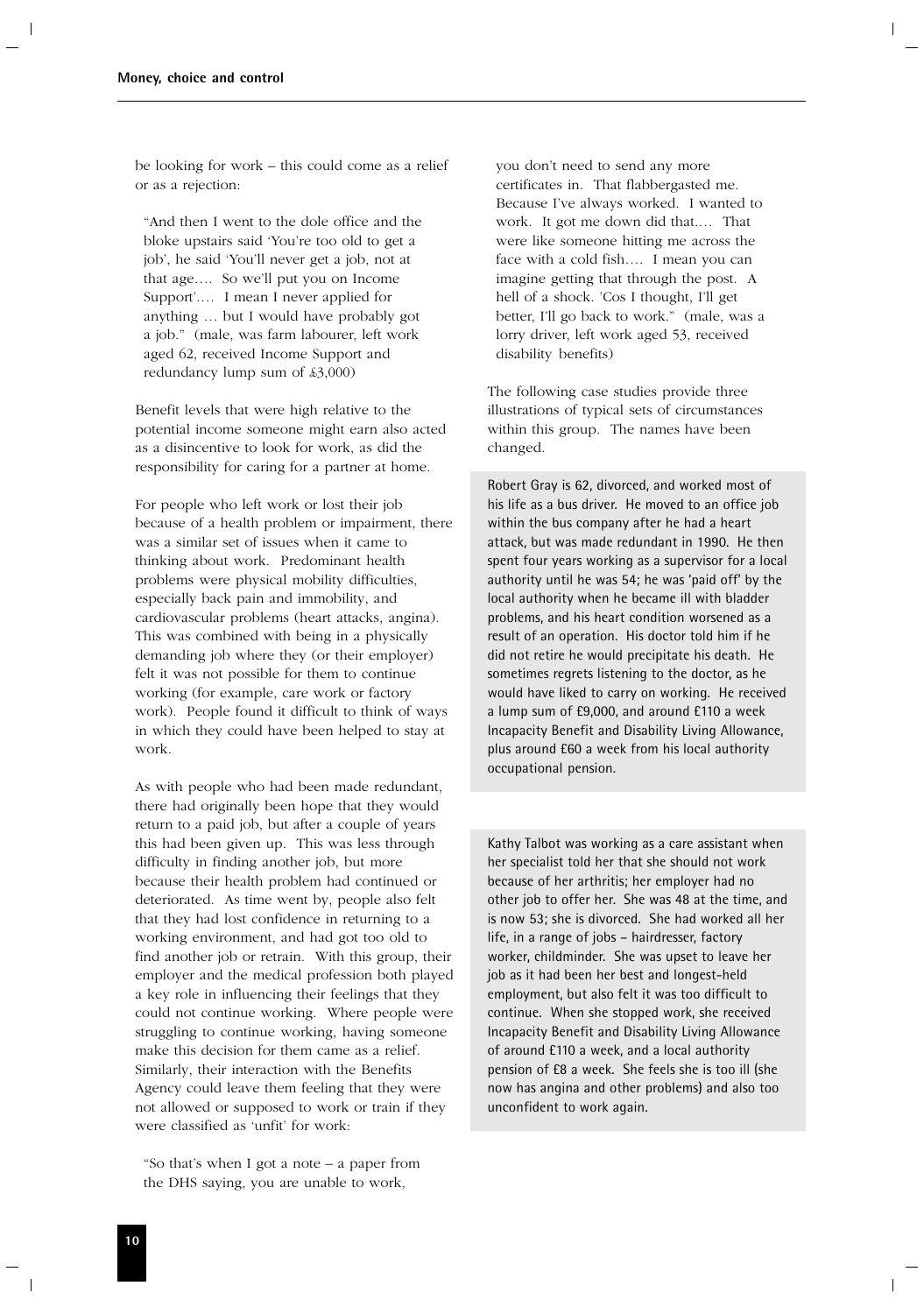be looking for work – this could come as a relief or as a rejection:

> "And then I went to the dole office and the bloke upstairs said 'You're too old to get a job', he said 'You'll never get a job, not at that age…. So we'll put you on Income Support'…. I mean I never applied for anything … but I would have probably got a job." (male, was farm labourer, left work aged 62, received Income Support and redundancy lump sum of £3,000)

Benefit levels that were high relative to the potential income someone might earn also acted as a disincentive to look for work, as did the responsibility for caring for a partner at home.

For people who left work or lost their job because of a health problem or impairment, there was a similar set of issues when it came to thinking about work. Predominant health problems were physical mobility difficulties, especially back pain and immobility, and cardiovascular problems (heart attacks, angina). This was combined with being in a physically demanding job where they (or their employer) felt it was not possible for them to continue working (for example, care work or factory work). People found it difficult to think of ways in which they could have been helped to stay at work.

As with people who had been made redundant, there had originally been hope that they would return to a paid job, but after a couple of years this had been given up. This was less through difficulty in finding another job, but more because their health problem had continued or deteriorated. As time went by, people also felt that they had lost confidence in returning to a working environment, and had got too old to find another job or retrain. With this group, their employer and the medical profession both played a key role in influencing their feelings that they could not continue working. Where people were struggling to continue working, having someone make this decision for them came as a relief. Similarly, their interaction with the Benefits Agency could leave them feeling that they were not allowed or supposed to work or train if they were classified as 'unfit' for work:

> "So that's when I got a note – a paper from the DHS saying, you are unable to work, you don't need to send any more certificates in. That flabbergasted me. Because I've always worked. I wanted to work. It got me down did that…. That were like someone hitting me across the face with a cold fish…. I mean you can imagine getting that through the post. A hell of a shock. 'Cos I thought, I'll get better, I'll go back to work." (male, was a lorry driver, left work aged 53, received disability benefits)

The following case studies provide three illustrations of typical sets of circumstances within this group. The names have been changed.

> Robert Gray is 62, divorced, and worked most of his life as a bus driver. He moved to an office job within the bus company after he had a heart attack, but was made redundant in 1990. He then spent four years working as a supervisor for a local authority until he was 54; he was 'paid off' by the local authority when he became ill with bladder problems, and his heart condition worsened as a result of an operation. His doctor told him if he did not retire he would precipitate his death. He sometimes regrets listening to the doctor, as he would have liked to carry on working. He received a lump sum of £9,000, and around £110 a week Incapacity Benefit and Disability Living Allowance, plus around £60 a week from his local authority occupational pension.

> Kathy Talbot was working as a care assistant when her specialist told her that she should not work because of her arthritis; her employer had no other job to offer her. She was 48 at the time, and is now 53; she is divorced. She had worked all her life, in a range of jobs – hairdresser, factory worker, childminder. She was upset to leave her job as it had been her best and longest-held employment, but also felt it was too difficult to continue. When she stopped work, she received Incapacity Benefit and Disability Living Allowance of around £110 a week, and a local authority pension of £8 a week. She feels she is too ill (she now has angina and other problems) and also too unconfident to work again.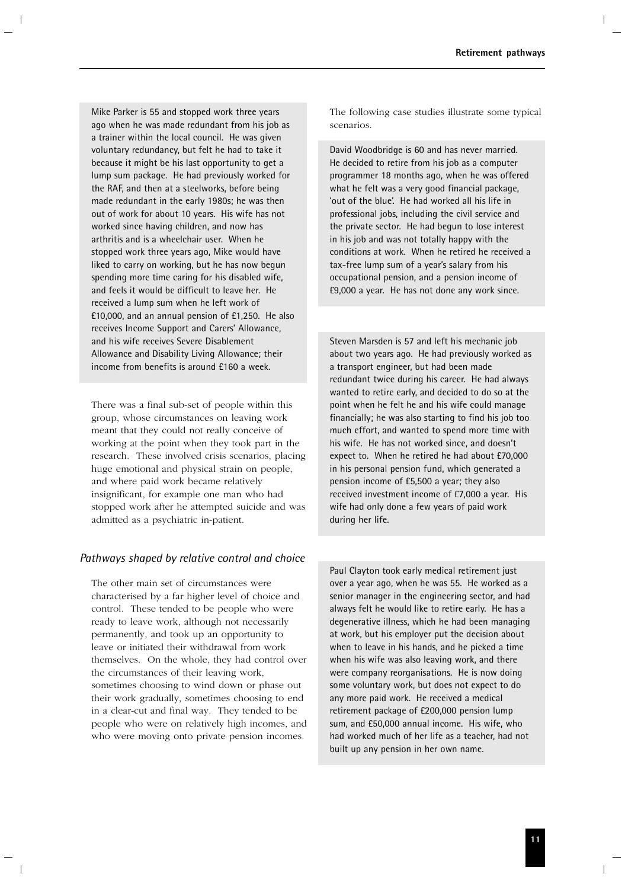Mike Parker is 55 and stopped work three years ago when he was made redundant from his job as a trainer within the local council. He was given voluntary redundancy, but felt he had to take it because it might be his last opportunity to get a lump sum package. He had previously worked for the RAF, and then at a steelworks, before being made redundant in the early 1980s; he was then out of work for about 10 years. His wife has not worked since having children, and now has arthritis and is a wheelchair user. When he stopped work three years ago, Mike would have liked to carry on working, but he has now begun spending more time caring for his disabled wife, and feels it would be difficult to leave her. He received a lump sum when he left work of £10,000, and an annual pension of £1,250. He also receives Income Support and Carers' Allowance, and his wife receives Severe Disablement Allowance and Disability Living Allowance; their income from benefits is around £160 a week.

There was a final sub-set of people within this group, whose circumstances on leaving work meant that they could not really conceive of working at the point when they took part in the research. These involved crisis scenarios, placing huge emotional and physical strain on people, and where paid work became relatively insignificant, for example one man who had stopped work after he attempted suicide and was admitted as a psychiatric in-patient.

### *Pathways shaped by relative control and choice*

The other main set of circumstances were characterised by a far higher level of choice and control. These tended to be people who were ready to leave work, although not necessarily permanently, and took up an opportunity to leave or initiated their withdrawal from work themselves. On the whole, they had control over the circumstances of their leaving work, sometimes choosing to wind down or phase out their work gradually, sometimes choosing to end in a clear-cut and final way. They tended to be people who were on relatively high incomes, and who were moving onto private pension incomes.

The following case studies illustrate some typical scenarios.

David Woodbridge is 60 and has never married. He decided to retire from his job as a computer programmer 18 months ago, when he was offered what he felt was a very good financial package, 'out of the blue'. He had worked all his life in professional jobs, including the civil service and the private sector. He had begun to lose interest in his job and was not totally happy with the conditions at work. When he retired he received a tax-free lump sum of a year's salary from his occupational pension, and a pension income of £9,000 a year. He has not done any work since.

Steven Marsden is 57 and left his mechanic job about two years ago. He had previously worked as a transport engineer, but had been made redundant twice during his career. He had always wanted to retire early, and decided to do so at the point when he felt he and his wife could manage financially; he was also starting to find his job too much effort, and wanted to spend more time with his wife. He has not worked since, and doesn't expect to. When he retired he had about £70,000 in his personal pension fund, which generated a pension income of £5,500 a year; they also received investment income of £7,000 a year. His wife had only done a few years of paid work during her life.

Paul Clayton took early medical retirement just over a year ago, when he was 55. He worked as a senior manager in the engineering sector, and had always felt he would like to retire early. He has a degenerative illness, which he had been managing at work, but his employer put the decision about when to leave in his hands, and he picked a time when his wife was also leaving work, and there were company reorganisations. He is now doing some voluntary work, but does not expect to do any more paid work. He received a medical retirement package of £200,000 pension lump sum, and £50,000 annual income. His wife, who had worked much of her life as a teacher, had not built up any pension in her own name.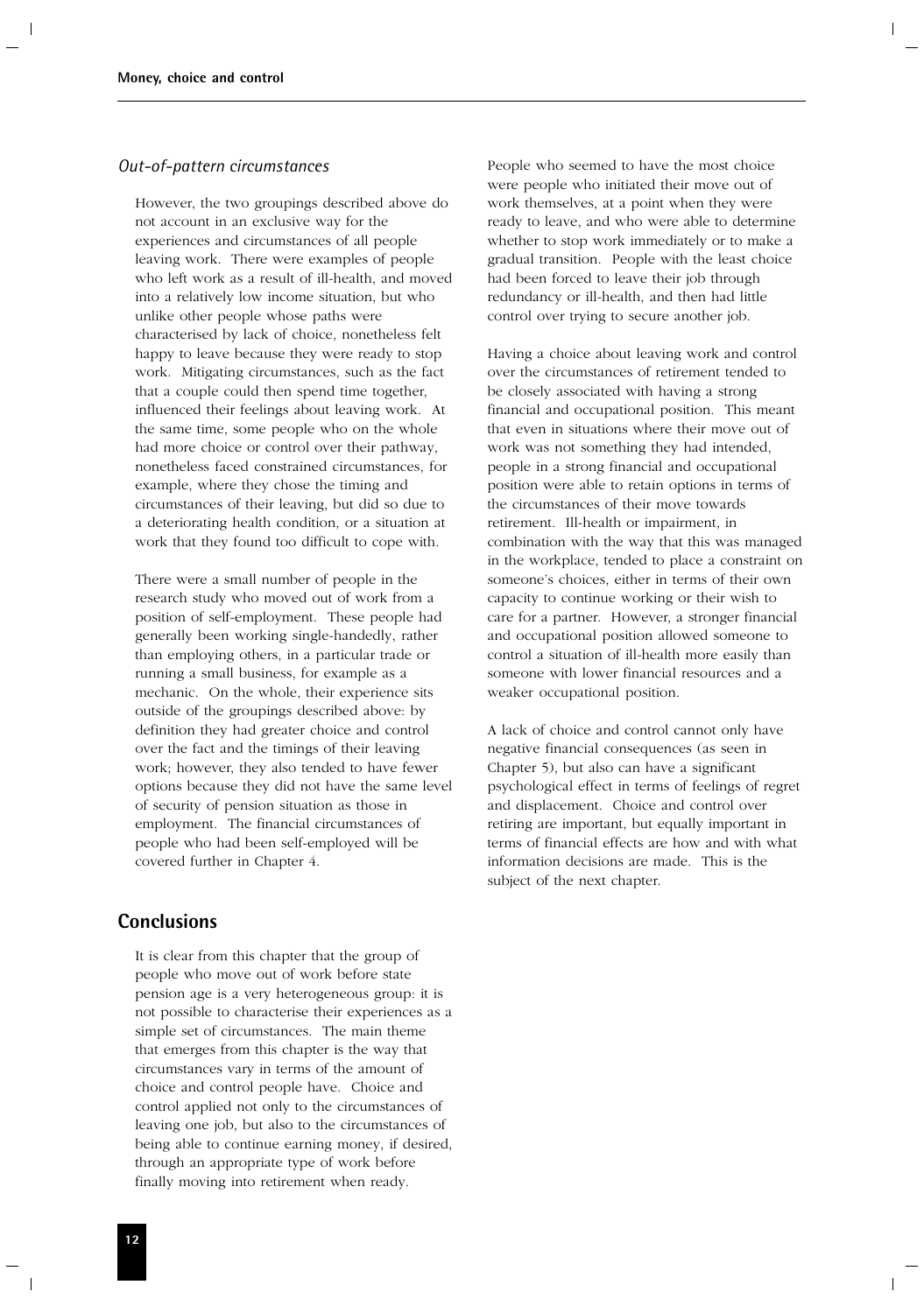### *Out-of-pattern circumstances*

However, the two groupings described above do not account in an exclusive way for the experiences and circumstances of all people leaving work. There were examples of people who left work as a result of ill-health, and moved into a relatively low income situation, but who unlike other people whose paths were characterised by lack of choice, nonetheless felt happy to leave because they were ready to stop work. Mitigating circumstances, such as the fact that a couple could then spend time together, influenced their feelings about leaving work. At the same time, some people who on the whole had more choice or control over their pathway, nonetheless faced constrained circumstances, for example, where they chose the timing and circumstances of their leaving, but did so due to a deteriorating health condition, or a situation at work that they found too difficult to cope with.

There were a small number of people in the research study who moved out of work from a position of self-employment. These people had generally been working single-handedly, rather than employing others, in a particular trade or running a small business, for example as a mechanic. On the whole, their experience sits outside of the groupings described above: by definition they had greater choice and control over the fact and the timings of their leaving work; however, they also tended to have fewer options because they did not have the same level of security of pension situation as those in employment. The financial circumstances of people who had been self-employed will be covered further in Chapter 4.

## Conclusions

It is clear from this chapter that the group of people who move out of work before state pension age is a very heterogeneous group: it is not possible to characterise their experiences as a simple set of circumstances. The main theme that emerges from this chapter is the way that circumstances vary in terms of the amount of choice and control people have. Choice and control applied not only to the circumstances of leaving one job, but also to the circumstances of being able to continue earning money, if desired, through an appropriate type of work before finally moving into retirement when ready.

People who seemed to have the most choice were people who initiated their move out of work themselves, at a point when they were ready to leave, and who were able to determine whether to stop work immediately or to make a gradual transition. People with the least choice had been forced to leave their job through redundancy or ill-health, and then had little control over trying to secure another job.

Having a choice about leaving work and control over the circumstances of retirement tended to be closely associated with having a strong financial and occupational position. This meant that even in situations where their move out of work was not something they had intended, people in a strong financial and occupational position were able to retain options in terms of the circumstances of their move towards retirement. Ill-health or impairment, in combination with the way that this was managed in the workplace, tended to place a constraint on someone's choices, either in terms of their own capacity to continue working or their wish to care for a partner. However, a stronger financial and occupational position allowed someone to control a situation of ill-health more easily than someone with lower financial resources and a weaker occupational position.

A lack of choice and control cannot only have negative financial consequences (as seen in Chapter 5), but also can have a significant psychological effect in terms of feelings of regret and displacement. Choice and control over retiring are important, but equally important in terms of financial effects are how and with what information decisions are made. This is the subject of the next chapter.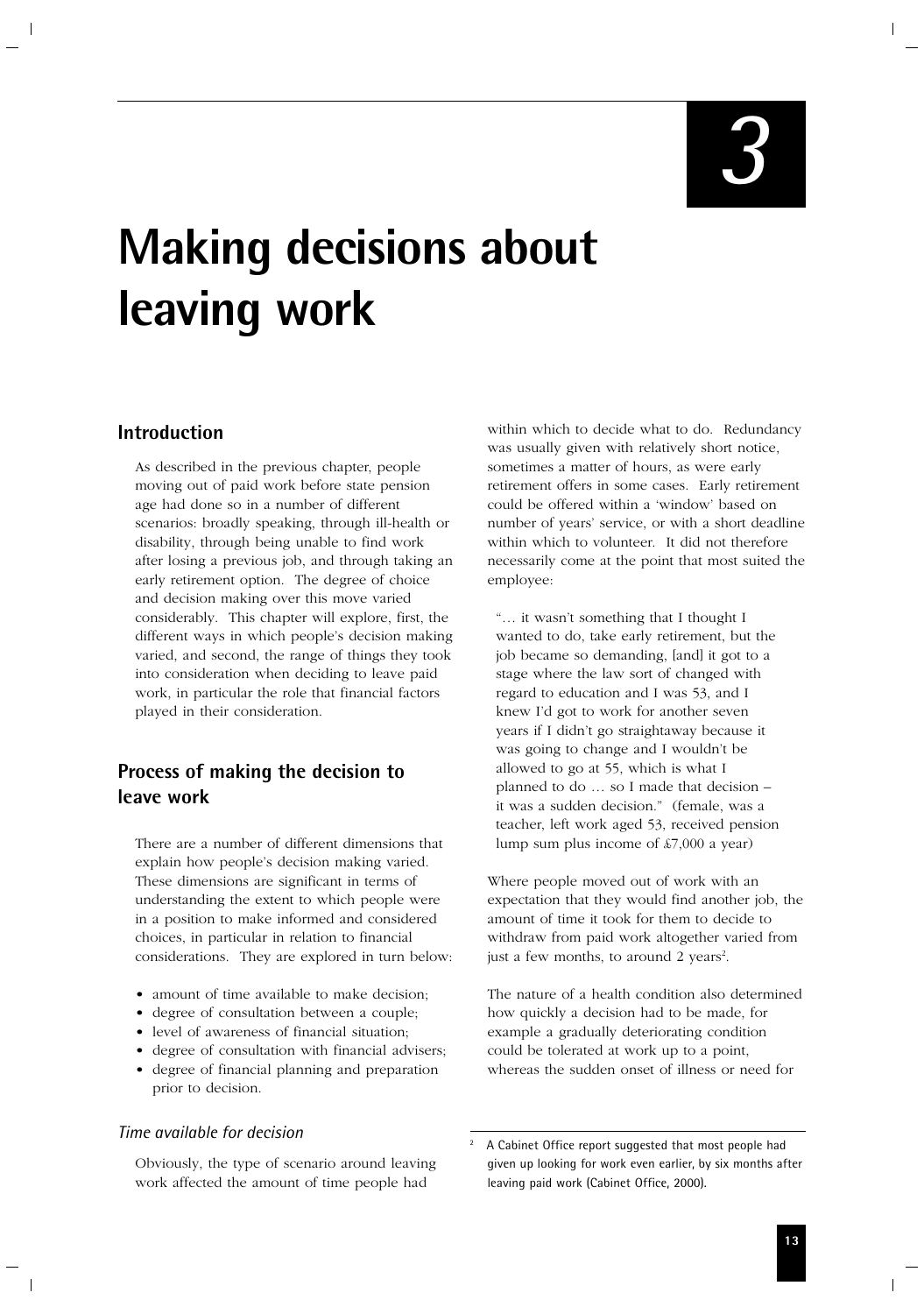# 3

# Making decisions about leaving work

## Introduction

As described in the previous chapter, people moving out of paid work before state pension age had done so in a number of different scenarios: broadly speaking, through ill-health or disability, through being unable to find work after losing a previous job, and through taking an early retirement option. The degree of choice and decision making over this move varied considerably. This chapter will explore, first, the different ways in which people's decision making varied, and second, the range of things they took into consideration when deciding to leave paid work, in particular the role that financial factors played in their consideration.

## Process of making the decision to leave work

There are a number of different dimensions that explain how people's decision making varied. These dimensions are significant in terms of understanding the extent to which people were in a position to make informed and considered choices, in particular in relation to financial considerations. They are explored in turn below:

- amount of time available to make decision;
- degree of consultation between a couple;
- level of awareness of financial situation;
- degree of consultation with financial advisers;
- degree of financial planning and preparation prior to decision.

### *Time available for decision*

Obviously, the type of scenario around leaving work affected the amount of time people had within which to decide what to do. Redundancy was usually given with relatively short notice, sometimes a matter of hours, as were early retirement offers in some cases. Early retirement could be offered within a 'window' based on number of years' service, or with a short deadline within which to volunteer. It did not therefore necessarily come at the point that most suited the employee:

> "… it wasn't something that I thought I wanted to do, take early retirement, but the job became so demanding, [and] it got to a stage where the law sort of changed with regard to education and I was 53, and I knew I'd got to work for another seven years if I didn't go straightaway because it was going to change and I wouldn't be allowed to go at 55, which is what I planned to do … so I made that decision – it was a sudden decision." (female, was a teacher, left work aged 53, received pension lump sum plus income of £7,000 a year)

Where people moved out of work with an expectation that they would find another job, the amount of time it took for them to decide to withdraw from paid work altogether varied from just a few months, to around 2 years[2].

The nature of a health condition also determined how quickly a decision had to be made, for example a gradually deteriorating condition could be tolerated at work up to a point, whereas the sudden onset of illness or need for

[2] A Cabinet Office report suggested that most people had given up looking for work even earlier, by six months after leaving paid work (Cabinet Office, 2000).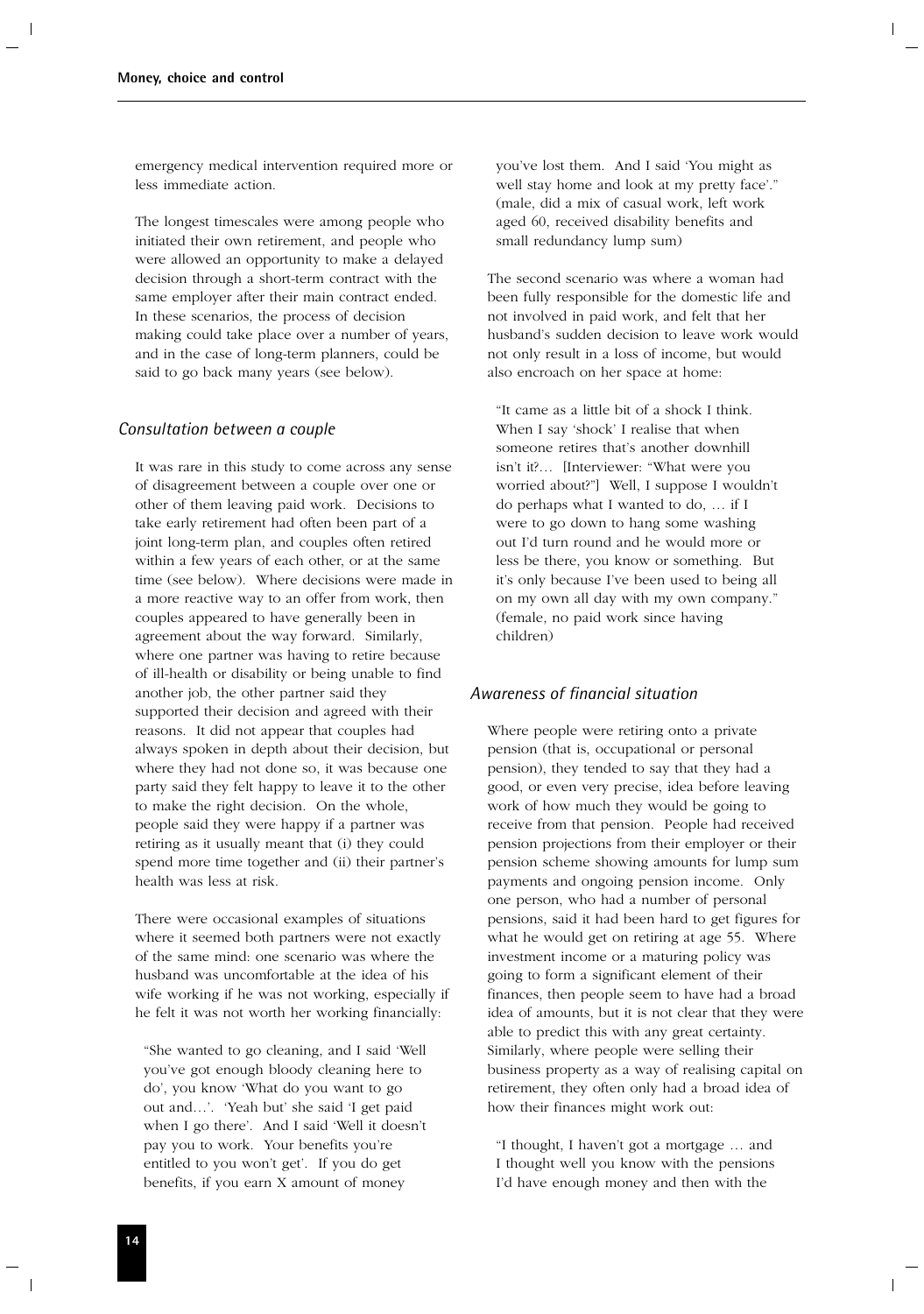emergency medical intervention required more or less immediate action.

The longest timescales were among people who initiated their own retirement, and people who were allowed an opportunity to make a delayed decision through a short-term contract with the same employer after their main contract ended. In these scenarios, the process of decision making could take place over a number of years, and in the case of long-term planners, could be said to go back many years (see below).

### *Consultation between a couple*

It was rare in this study to come across any sense of disagreement between a couple over one or other of them leaving paid work. Decisions to take early retirement had often been part of a joint long-term plan, and couples often retired within a few years of each other, or at the same time (see below). Where decisions were made in a more reactive way to an offer from work, then couples appeared to have generally been in agreement about the way forward. Similarly, where one partner was having to retire because of ill-health or disability or being unable to find another job, the other partner said they supported their decision and agreed with their reasons. It did not appear that couples had always spoken in depth about their decision, but where they had not done so, it was because one party said they felt happy to leave it to the other to make the right decision. On the whole, people said they were happy if a partner was retiring as it usually meant that (i) they could spend more time together and (ii) their partner's health was less at risk.

There were occasional examples of situations where it seemed both partners were not exactly of the same mind: one scenario was where the husband was uncomfortable at the idea of his wife working if he was not working, especially if he felt it was not worth her working financially:

> "She wanted to go cleaning, and I said 'Well you've got enough bloody cleaning here to do', you know 'What do you want to go out and…'. 'Yeah but' she said 'I get paid when I go there'. And I said 'Well it doesn't pay you to work. Your benefits you're entitled to you won't get'. If you do get benefits, if you earn X amount of money you've lost them. And I said 'You might as well stay home and look at my pretty face'." (male, did a mix of casual work, left work aged 60, received disability benefits and small redundancy lump sum)

The second scenario was where a woman had been fully responsible for the domestic life and not involved in paid work, and felt that her husband's sudden decision to leave work would not only result in a loss of income, but would also encroach on her space at home:

> "It came as a little bit of a shock I think. When I say 'shock' I realise that when someone retires that's another downhill isn't it?… [Interviewer: "What were you worried about?"] Well, I suppose I wouldn't do perhaps what I wanted to do, … if I were to go down to hang some washing out I'd turn round and he would more or less be there, you know or something. But it's only because I've been used to being all on my own all day with my own company." (female, no paid work since having children)

### *Awareness of financial situation*

Where people were retiring onto a private pension (that is, occupational or personal pension), they tended to say that they had a good, or even very precise, idea before leaving work of how much they would be going to receive from that pension. People had received pension projections from their employer or their pension scheme showing amounts for lump sum payments and ongoing pension income. Only one person, who had a number of personal pensions, said it had been hard to get figures for what he would get on retiring at age 55. Where investment income or a maturing policy was going to form a significant element of their finances, then people seem to have had a broad idea of amounts, but it is not clear that they were able to predict this with any great certainty. Similarly, where people were selling their business property as a way of realising capital on retirement, they often only had a broad idea of how their finances might work out:

> "I thought, I haven't got a mortgage … and I thought well you know with the pensions I'd have enough money and then with the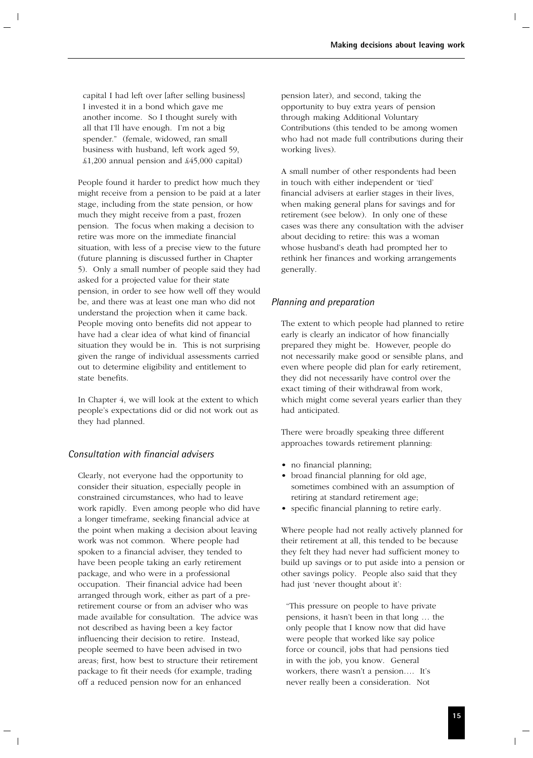capital I had left over [after selling business] I invested it in a bond which gave me another income. So I thought surely with all that I'll have enough. I'm not a big spender." (female, widowed, ran small business with husband, left work aged 59, £1,200 annual pension and £45,000 capital)

People found it harder to predict how much they might receive from a pension to be paid at a later stage, including from the state pension, or how much they might receive from a past, frozen pension. The focus when making a decision to retire was more on the immediate financial situation, with less of a precise view to the future (future planning is discussed further in Chapter 5). Only a small number of people said they had asked for a projected value for their state pension, in order to see how well off they would be, and there was at least one man who did not understand the projection when it came back. People moving onto benefits did not appear to have had a clear idea of what kind of financial situation they would be in. This is not surprising given the range of individual assessments carried out to determine eligibility and entitlement to state benefits.

In Chapter 4, we will look at the extent to which people's expectations did or did not work out as they had planned.

### *Consultation with financial advisers*

Clearly, not everyone had the opportunity to consider their situation, especially people in constrained circumstances, who had to leave work rapidly. Even among people who did have a longer timeframe, seeking financial advice at the point when making a decision about leaving work was not common. Where people had spoken to a financial adviser, they tended to have been people taking an early retirement package, and who were in a professional occupation. Their financial advice had been arranged through work, either as part of a pre-retirement course or from an adviser who was made available for consultation. The advice was not described as having been a key factor influencing their decision to retire. Instead, people seemed to have been advised in two areas; first, how best to structure their retirement package to fit their needs (for example, trading off a reduced pension now for an enhanced pension later), and second, taking the opportunity to buy extra years of pension through making Additional Voluntary Contributions (this tended to be among women who had not made full contributions during their working lives).

A small number of other respondents had been in touch with either independent or 'tied' financial advisers at earlier stages in their lives, when making general plans for savings and for retirement (see below). In only one of these cases was there any consultation with the adviser about deciding to retire: this was a woman whose husband's death had prompted her to rethink her finances and working arrangements generally.

### *Planning and preparation*

The extent to which people had planned to retire early is clearly an indicator of how financially prepared they might be. However, people do not necessarily make good or sensible plans, and even where people did plan for early retirement, they did not necessarily have control over the exact timing of their withdrawal from work, which might come several years earlier than they had anticipated.

There were broadly speaking three different approaches towards retirement planning:

- no financial planning;
- broad financial planning for old age, sometimes combined with an assumption of retiring at standard retirement age;
- specific financial planning to retire early.

Where people had not really actively planned for their retirement at all, this tended to be because they felt they had never had sufficient money to build up savings or to put aside into a pension or other savings policy. People also said that they had just 'never thought about it':

"This pressure on people to have private pensions, it hasn't been in that long … the only people that I know now that did have were people that worked like say police force or council, jobs that had pensions tied in with the job, you know. General workers, there wasn't a pension…. It's never really been a consideration. Not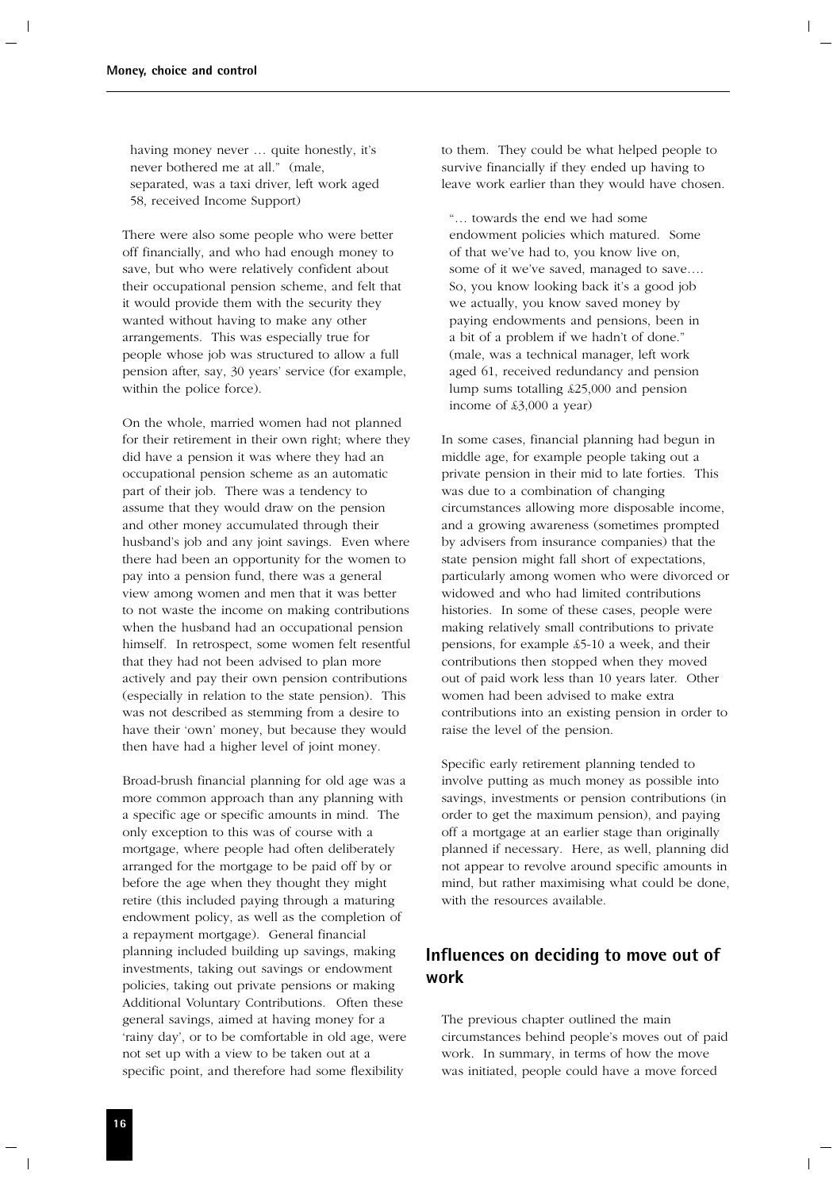having money never … quite honestly, it's never bothered me at all." (male, separated, was a taxi driver, left work aged 58, received Income Support)

There were also some people who were better off financially, and who had enough money to save, but who were relatively confident about their occupational pension scheme, and felt that it would provide them with the security they wanted without having to make any other arrangements. This was especially true for people whose job was structured to allow a full pension after, say, 30 years' service (for example, within the police force).

On the whole, married women had not planned for their retirement in their own right; where they did have a pension it was where they had an occupational pension scheme as an automatic part of their job. There was a tendency to assume that they would draw on the pension and other money accumulated through their husband's job and any joint savings. Even where there had been an opportunity for the women to pay into a pension fund, there was a general view among women and men that it was better to not waste the income on making contributions when the husband had an occupational pension himself. In retrospect, some women felt resentful that they had not been advised to plan more actively and pay their own pension contributions (especially in relation to the state pension). This was not described as stemming from a desire to have their 'own' money, but because they would then have had a higher level of joint money.

Broad-brush financial planning for old age was a more common approach than any planning with a specific age or specific amounts in mind. The only exception to this was of course with a mortgage, where people had often deliberately arranged for the mortgage to be paid off by or before the age when they thought they might retire (this included paying through a maturing endowment policy, as well as the completion of a repayment mortgage). General financial planning included building up savings, making investments, taking out savings or endowment policies, taking out private pensions or making Additional Voluntary Contributions. Often these general savings, aimed at having money for a 'rainy day', or to be comfortable in old age, were not set up with a view to be taken out at a specific point, and therefore had some flexibility to them. They could be what helped people to survive financially if they ended up having to leave work earlier than they would have chosen.

"… towards the end we had some endowment policies which matured. Some of that we've had to, you know live on, some of it we've saved, managed to save…. So, you know looking back it's a good job we actually, you know saved money by paying endowments and pensions, been in a bit of a problem if we hadn't of done." (male, was a technical manager, left work aged 61, received redundancy and pension lump sums totalling £25,000 and pension income of £3,000 a year)

In some cases, financial planning had begun in middle age, for example people taking out a private pension in their mid to late forties. This was due to a combination of changing circumstances allowing more disposable income, and a growing awareness (sometimes prompted by advisers from insurance companies) that the state pension might fall short of expectations, particularly among women who were divorced or widowed and who had limited contributions histories. In some of these cases, people were making relatively small contributions to private pensions, for example £5-10 a week, and their contributions then stopped when they moved out of paid work less than 10 years later. Other women had been advised to make extra contributions into an existing pension in order to raise the level of the pension.

Specific early retirement planning tended to involve putting as much money as possible into savings, investments or pension contributions (in order to get the maximum pension), and paying off a mortgage at an earlier stage than originally planned if necessary. Here, as well, planning did not appear to revolve around specific amounts in mind, but rather maximising what could be done, with the resources available.

## Influences on deciding to move out of work

The previous chapter outlined the main circumstances behind people's moves out of paid work. In summary, in terms of how the move was initiated, people could have a move forced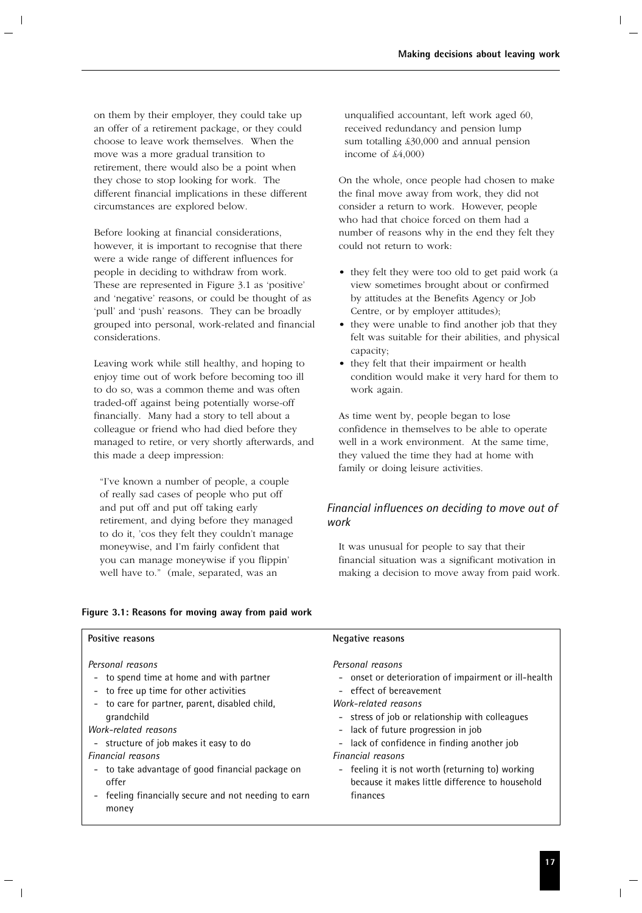on them by their employer, they could take up an offer of a retirement package, or they could choose to leave work themselves. When the move was a more gradual transition to retirement, there would also be a point when they chose to stop looking for work. The different financial implications in these different circumstances are explored below.

Before looking at financial considerations, however, it is important to recognise that there were a wide range of different influences for people in deciding to withdraw from work. These are represented in Figure 3.1 as 'positive' and 'negative' reasons, or could be thought of as 'pull' and 'push' reasons. They can be broadly grouped into personal, work-related and financial considerations.

Leaving work while still healthy, and hoping to enjoy time out of work before becoming too ill to do so, was a common theme and was often traded-off against being potentially worse-off financially. Many had a story to tell about a colleague or friend who had died before they managed to retire, or very shortly afterwards, and this made a deep impression:

> "I've known a number of people, a couple of really sad cases of people who put off and put off and put off taking early retirement, and dying before they managed to do it, 'cos they felt they couldn't manage moneywise, and I'm fairly confident that you can manage moneywise if you flippin' well have to." (male, separated, was an unqualified accountant, left work aged 60, received redundancy and pension lump sum totalling £30,000 and annual pension income of £4,000)

On the whole, once people had chosen to make the final move away from work, they did not consider a return to work. However, people who had that choice forced on them had a number of reasons why in the end they felt they could not return to work:

- they felt they were too old to get paid work (a view sometimes brought about or confirmed by attitudes at the Benefits Agency or Job Centre, or by employer attitudes);
- they were unable to find another job that they felt was suitable for their abilities, and physical capacity;
- they felt that their impairment or health condition would make it very hard for them to work again.

As time went by, people began to lose confidence in themselves to be able to operate well in a work environment. At the same time, they valued the time they had at home with family or doing leisure activities.

### *Financial influences on deciding to move out of work*

It was unusual for people to say that their financial situation was a significant motivation in making a decision to move away from paid work.

**Figure 3.1: Reasons for moving away from paid work**

| Positive reasons | Negative reasons |
|---|---|
| *Personal reasons*<br>- to spend time at home and with partner<br>- to free up time for other activities<br>- to care for partner, parent, disabled child, grandchild<br>*Work-related reasons*<br>- structure of job makes it easy to do<br>*Financial reasons*<br>- to take advantage of good financial package on offer<br>- feeling financially secure and not needing to earn money | *Personal reasons*<br>- onset or deterioration of impairment or ill-health<br>- effect of bereavement<br>*Work-related reasons*<br>- stress of job or relationship with colleagues<br>- lack of future progression in job<br>- lack of confidence in finding another job<br>*Financial reasons*<br>- feeling it is not worth (returning to) working because it makes little difference to household finances |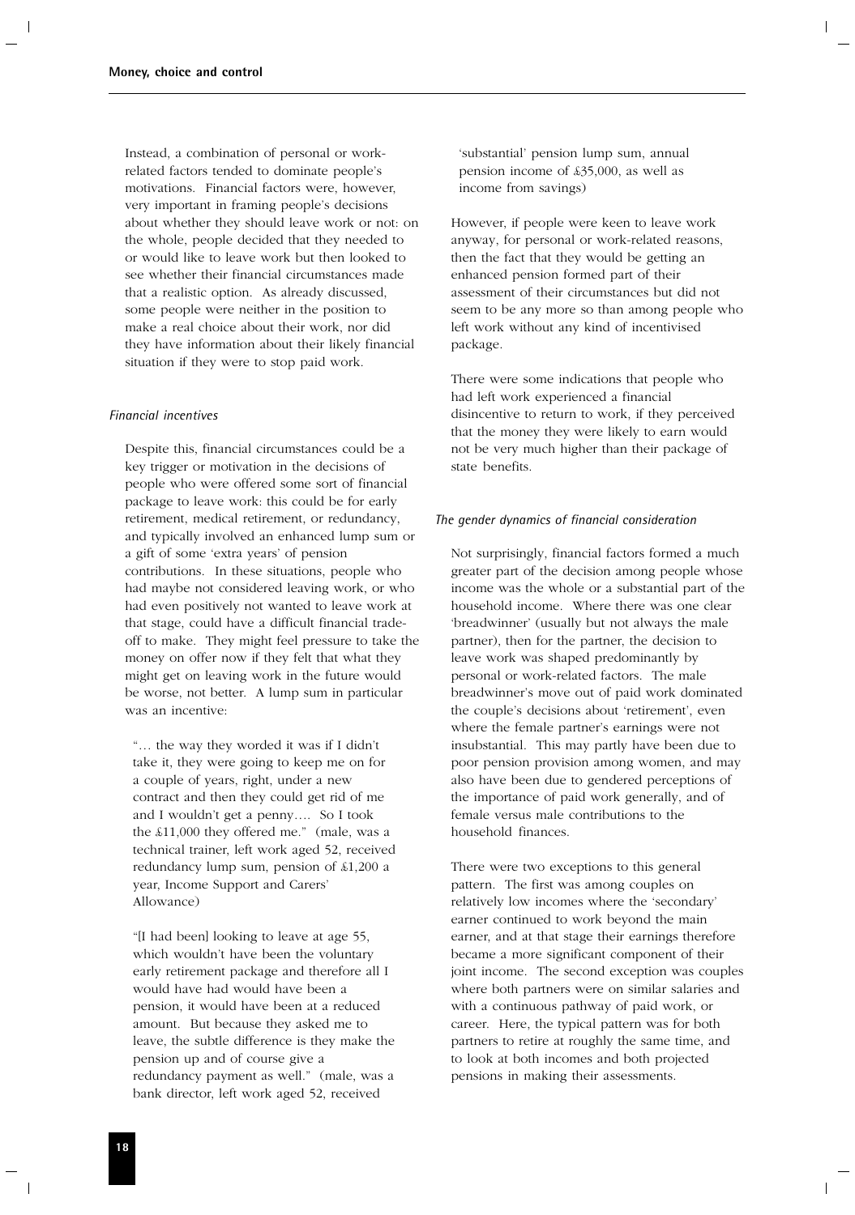Instead, a combination of personal or work-related factors tended to dominate people's motivations. Financial factors were, however, very important in framing people's decisions about whether they should leave work or not: on the whole, people decided that they needed to or would like to leave work but then looked to see whether their financial circumstances made that a realistic option. As already discussed, some people were neither in the position to make a real choice about their work, nor did they have information about their likely financial situation if they were to stop paid work.

### *Financial incentives*

Despite this, financial circumstances could be a key trigger or motivation in the decisions of people who were offered some sort of financial package to leave work: this could be for early retirement, medical retirement, or redundancy, and typically involved an enhanced lump sum or a gift of some 'extra years' of pension contributions. In these situations, people who had maybe not considered leaving work, or who had even positively not wanted to leave work at that stage, could have a difficult financial trade-off to make. They might feel pressure to take the money on offer now if they felt that what they might get on leaving work in the future would be worse, not better. A lump sum in particular was an incentive:

> "… the way they worded it was if I didn't take it, they were going to keep me on for a couple of years, right, under a new contract and then they could get rid of me and I wouldn't get a penny…. So I took the £11,000 they offered me." (male, was a technical trainer, left work aged 52, received redundancy lump sum, pension of £1,200 a year, Income Support and Carers' Allowance)

> "[I had been] looking to leave at age 55, which wouldn't have been the voluntary early retirement package and therefore all I would have had would have been a pension, it would have been at a reduced amount. But because they asked me to leave, the subtle difference is they make the pension up and of course give a redundancy payment as well." (male, was a bank director, left work aged 52, received 'substantial' pension lump sum, annual pension income of £35,000, as well as income from savings)

However, if people were keen to leave work anyway, for personal or work-related reasons, then the fact that they would be getting an enhanced pension formed part of their assessment of their circumstances but did not seem to be any more so than among people who left work without any kind of incentivised package.

There were some indications that people who had left work experienced a financial disincentive to return to work, if they perceived that the money they were likely to earn would not be very much higher than their package of state benefits.

### *The gender dynamics of financial consideration*

Not surprisingly, financial factors formed a much greater part of the decision among people whose income was the whole or a substantial part of the household income. Where there was one clear 'breadwinner' (usually but not always the male partner), then for the partner, the decision to leave work was shaped predominantly by personal or work-related factors. The male breadwinner's move out of paid work dominated the couple's decisions about 'retirement', even where the female partner's earnings were not insubstantial. This may partly have been due to poor pension provision among women, and may also have been due to gendered perceptions of the importance of paid work generally, and of female versus male contributions to the household finances.

There were two exceptions to this general pattern. The first was among couples on relatively low incomes where the 'secondary' earner continued to work beyond the main earner, and at that stage their earnings therefore became a more significant component of their joint income. The second exception was couples where both partners were on similar salaries and with a continuous pathway of paid work, or career. Here, the typical pattern was for both partners to retire at roughly the same time, and to look at both incomes and both projected pensions in making their assessments.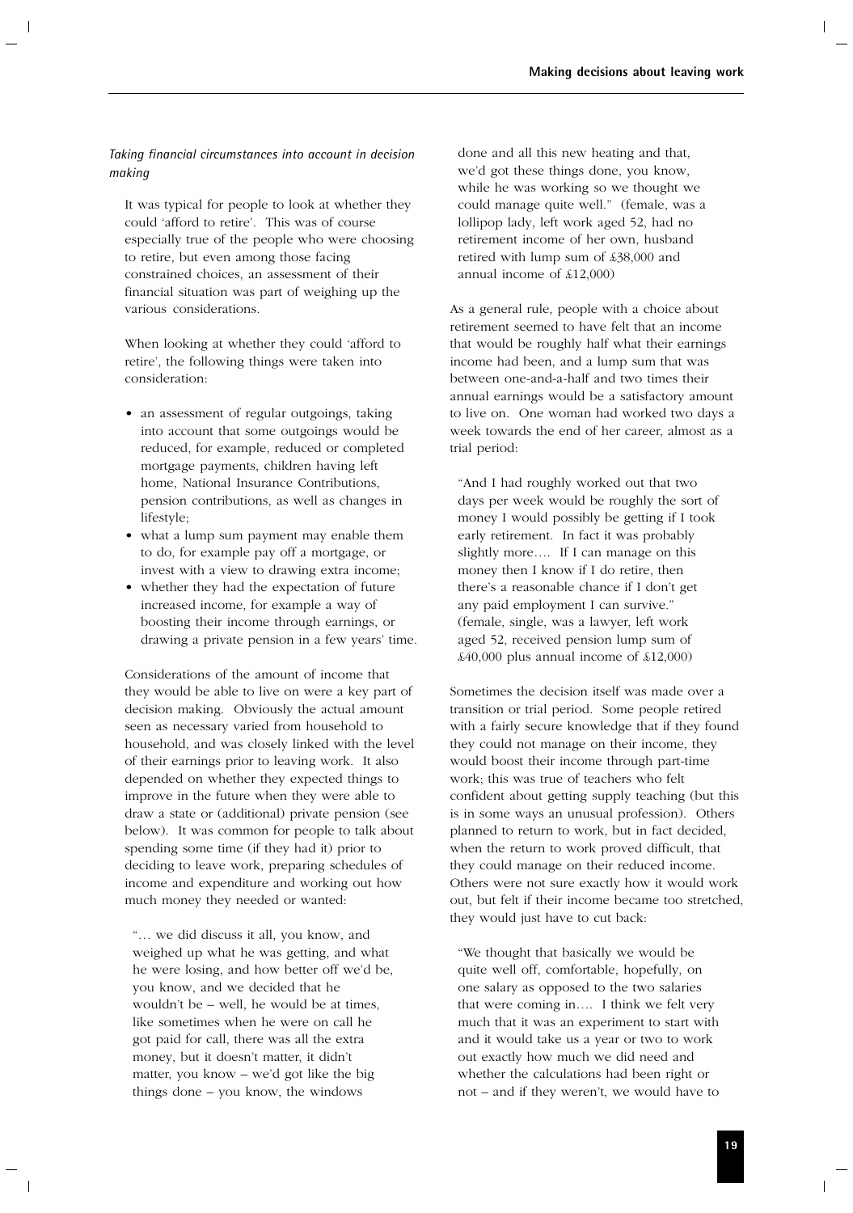*Taking financial circumstances into account in decision making*

It was typical for people to look at whether they could 'afford to retire'. This was of course especially true of the people who were choosing to retire, but even among those facing constrained choices, an assessment of their financial situation was part of weighing up the various considerations.

When looking at whether they could 'afford to retire', the following things were taken into consideration:

- an assessment of regular outgoings, taking into account that some outgoings would be reduced, for example, reduced or completed mortgage payments, children having left home, National Insurance Contributions, pension contributions, as well as changes in lifestyle;
- what a lump sum payment may enable them to do, for example pay off a mortgage, or invest with a view to drawing extra income;
- whether they had the expectation of future increased income, for example a way of boosting their income through earnings, or drawing a private pension in a few years' time.

Considerations of the amount of income that they would be able to live on were a key part of decision making. Obviously the actual amount seen as necessary varied from household to household, and was closely linked with the level of their earnings prior to leaving work. It also depended on whether they expected things to improve in the future when they were able to draw a state or (additional) private pension (see below). It was common for people to talk about spending some time (if they had it) prior to deciding to leave work, preparing schedules of income and expenditure and working out how much money they needed or wanted:

> "… we did discuss it all, you know, and weighed up what he was getting, and what he were losing, and how better off we'd be, you know, and we decided that he wouldn't be – well, he would be at times, like sometimes when he were on call he got paid for call, there was all the extra money, but it doesn't matter, it didn't matter, you know – we'd got like the big things done – you know, the windows done and all this new heating and that, we'd got these things done, you know, while he was working so we thought we could manage quite well." (female, was a lollipop lady, left work aged 52, had no retirement income of her own, husband retired with lump sum of £38,000 and annual income of £12,000)

As a general rule, people with a choice about retirement seemed to have felt that an income that would be roughly half what their earnings income had been, and a lump sum that was between one-and-a-half and two times their annual earnings would be a satisfactory amount to live on. One woman had worked two days a week towards the end of her career, almost as a trial period:

> "And I had roughly worked out that two days per week would be roughly the sort of money I would possibly be getting if I took early retirement. In fact it was probably slightly more…. If I can manage on this money then I know if I do retire, then there's a reasonable chance if I don't get any paid employment I can survive." (female, single, was a lawyer, left work aged 52, received pension lump sum of £40,000 plus annual income of £12,000)

Sometimes the decision itself was made over a transition or trial period. Some people retired with a fairly secure knowledge that if they found they could not manage on their income, they would boost their income through part-time work; this was true of teachers who felt confident about getting supply teaching (but this is in some ways an unusual profession). Others planned to return to work, but in fact decided, when the return to work proved difficult, that they could manage on their reduced income. Others were not sure exactly how it would work out, but felt if their income became too stretched, they would just have to cut back:

> "We thought that basically we would be quite well off, comfortable, hopefully, on one salary as opposed to the two salaries that were coming in…. I think we felt very much that it was an experiment to start with and it would take us a year or two to work out exactly how much we did need and whether the calculations had been right or not – and if they weren't, we would have to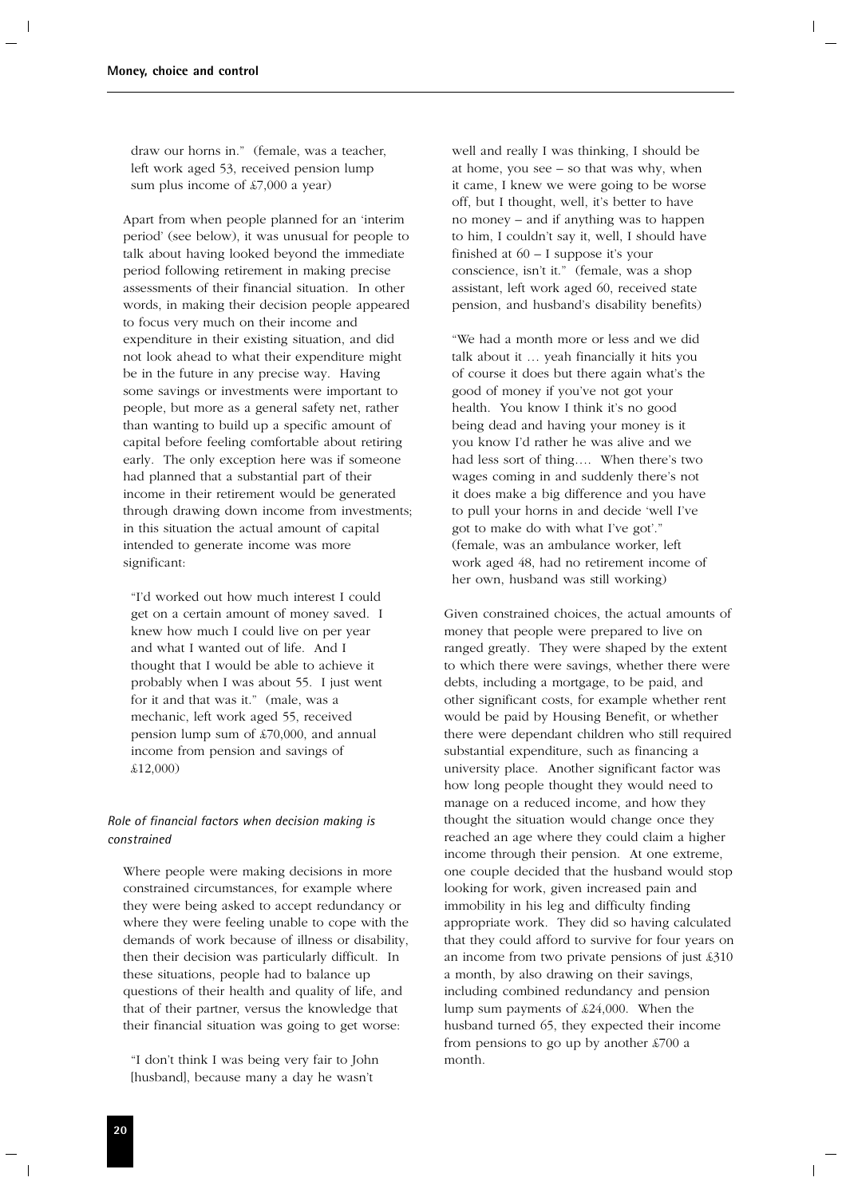draw our horns in." (female, was a teacher, left work aged 53, received pension lump sum plus income of £7,000 a year)

Apart from when people planned for an 'interim period' (see below), it was unusual for people to talk about having looked beyond the immediate period following retirement in making precise assessments of their financial situation. In other words, in making their decision people appeared to focus very much on their income and expenditure in their existing situation, and did not look ahead to what their expenditure might be in the future in any precise way. Having some savings or investments were important to people, but more as a general safety net, rather than wanting to build up a specific amount of capital before feeling comfortable about retiring early. The only exception here was if someone had planned that a substantial part of their income in their retirement would be generated through drawing down income from investments; in this situation the actual amount of capital intended to generate income was more significant:

"I'd worked out how much interest I could get on a certain amount of money saved. I knew how much I could live on per year and what I wanted out of life. And I thought that I would be able to achieve it probably when I was about 55. I just went for it and that was it." (male, was a mechanic, left work aged 55, received pension lump sum of £70,000, and annual income from pension and savings of £12,000)

### *Role of financial factors when decision making is constrained*

Where people were making decisions in more constrained circumstances, for example where they were being asked to accept redundancy or where they were feeling unable to cope with the demands of work because of illness or disability, then their decision was particularly difficult. In these situations, people had to balance up questions of their health and quality of life, and that of their partner, versus the knowledge that their financial situation was going to get worse:

"I don't think I was being very fair to John [husband], because many a day he wasn't well and really I was thinking, I should be at home, you see – so that was why, when it came, I knew we were going to be worse off, but I thought, well, it's better to have no money – and if anything was to happen to him, I couldn't say it, well, I should have finished at 60 – I suppose it's your conscience, isn't it." (female, was a shop assistant, left work aged 60, received state pension, and husband's disability benefits)

"We had a month more or less and we did talk about it … yeah financially it hits you of course it does but there again what's the good of money if you've not got your health. You know I think it's no good being dead and having your money is it you know I'd rather he was alive and we had less sort of thing…. When there's two wages coming in and suddenly there's not it does make a big difference and you have to pull your horns in and decide 'well I've got to make do with what I've got'." (female, was an ambulance worker, left work aged 48, had no retirement income of her own, husband was still working)

Given constrained choices, the actual amounts of money that people were prepared to live on ranged greatly. They were shaped by the extent to which there were savings, whether there were debts, including a mortgage, to be paid, and other significant costs, for example whether rent would be paid by Housing Benefit, or whether there were dependant children who still required substantial expenditure, such as financing a university place. Another significant factor was how long people thought they would need to manage on a reduced income, and how they thought the situation would change once they reached an age where they could claim a higher income through their pension. At one extreme, one couple decided that the husband would stop looking for work, given increased pain and immobility in his leg and difficulty finding appropriate work. They did so having calculated that they could afford to survive for four years on an income from two private pensions of just £310 a month, by also drawing on their savings, including combined redundancy and pension lump sum payments of £24,000. When the husband turned 65, they expected their income from pensions to go up by another £700 a month.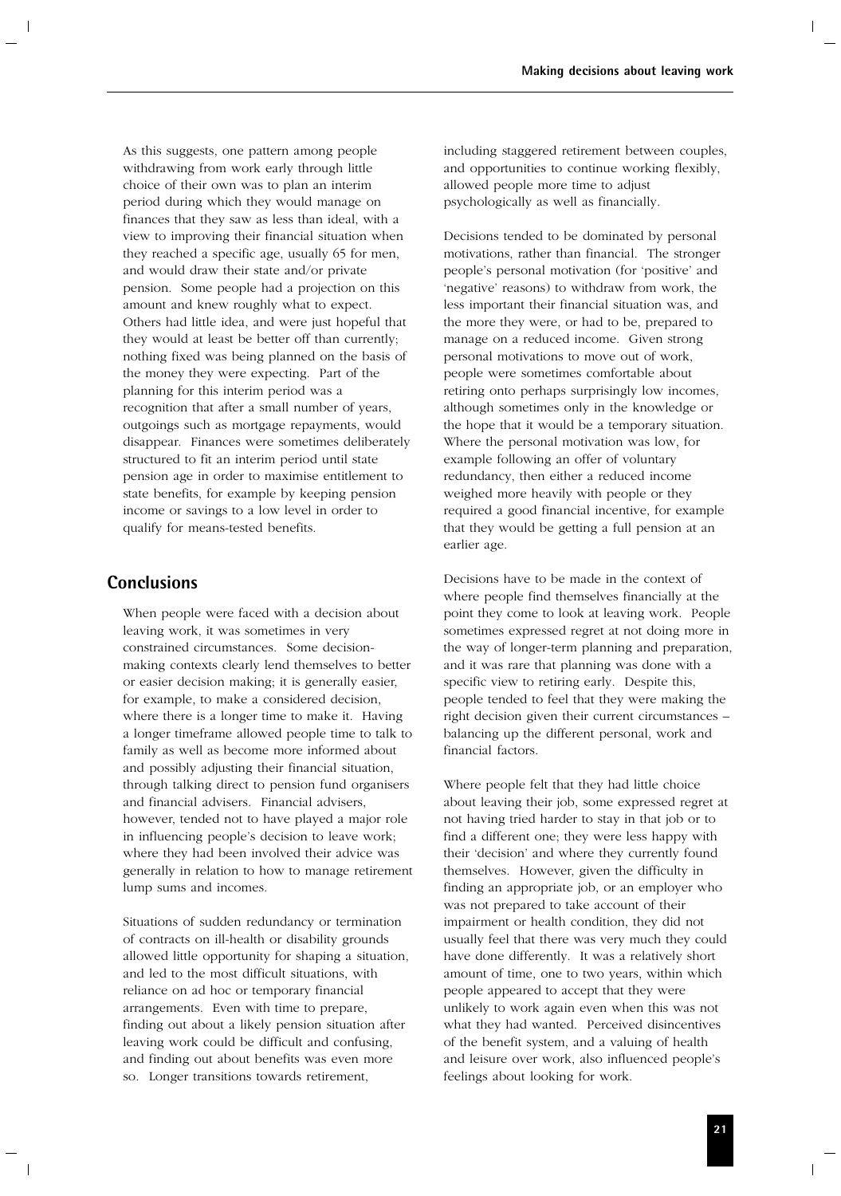As this suggests, one pattern among people withdrawing from work early through little choice of their own was to plan an interim period during which they would manage on finances that they saw as less than ideal, with a view to improving their financial situation when they reached a specific age, usually 65 for men, and would draw their state and/or private pension. Some people had a projection on this amount and knew roughly what to expect. Others had little idea, and were just hopeful that they would at least be better off than currently; nothing fixed was being planned on the basis of the money they were expecting. Part of the planning for this interim period was a recognition that after a small number of years, outgoings such as mortgage repayments, would disappear. Finances were sometimes deliberately structured to fit an interim period until state pension age in order to maximise entitlement to state benefits, for example by keeping pension income or savings to a low level in order to qualify for means-tested benefits.

## Conclusions

When people were faced with a decision about leaving work, it was sometimes in very constrained circumstances. Some decision-making contexts clearly lend themselves to better or easier decision making; it is generally easier, for example, to make a considered decision, where there is a longer time to make it. Having a longer timeframe allowed people time to talk to family as well as become more informed about and possibly adjusting their financial situation, through talking direct to pension fund organisers and financial advisers. Financial advisers, however, tended not to have played a major role in influencing people's decision to leave work; where they had been involved their advice was generally in relation to how to manage retirement lump sums and incomes.

Situations of sudden redundancy or termination of contracts on ill-health or disability grounds allowed little opportunity for shaping a situation, and led to the most difficult situations, with reliance on ad hoc or temporary financial arrangements. Even with time to prepare, finding out about a likely pension situation after leaving work could be difficult and confusing, and finding out about benefits was even more so. Longer transitions towards retirement, including staggered retirement between couples, and opportunities to continue working flexibly, allowed people more time to adjust psychologically as well as financially.

Decisions tended to be dominated by personal motivations, rather than financial. The stronger people's personal motivation (for 'positive' and 'negative' reasons) to withdraw from work, the less important their financial situation was, and the more they were, or had to be, prepared to manage on a reduced income. Given strong personal motivations to move out of work, people were sometimes comfortable about retiring onto perhaps surprisingly low incomes, although sometimes only in the knowledge or the hope that it would be a temporary situation. Where the personal motivation was low, for example following an offer of voluntary redundancy, then either a reduced income weighed more heavily with people or they required a good financial incentive, for example that they would be getting a full pension at an earlier age.

Decisions have to be made in the context of where people find themselves financially at the point they come to look at leaving work. People sometimes expressed regret at not doing more in the way of longer-term planning and preparation, and it was rare that planning was done with a specific view to retiring early. Despite this, people tended to feel that they were making the right decision given their current circumstances – balancing up the different personal, work and financial factors.

Where people felt that they had little choice about leaving their job, some expressed regret at not having tried harder to stay in that job or to find a different one; they were less happy with their 'decision' and where they currently found themselves. However, given the difficulty in finding an appropriate job, or an employer who was not prepared to take account of their impairment or health condition, they did not usually feel that there was very much they could have done differently. It was a relatively short amount of time, one to two years, within which people appeared to accept that they were unlikely to work again even when this was not what they had wanted. Perceived disincentives of the benefit system, and a valuing of health and leisure over work, also influenced people's feelings about looking for work.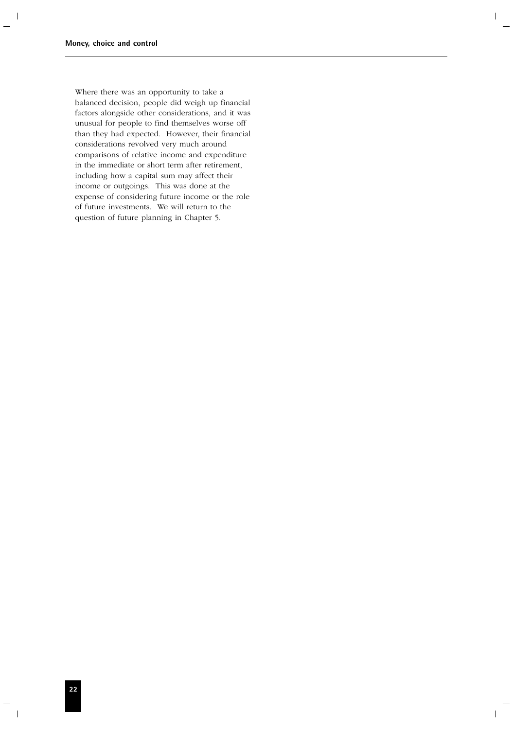Where there was an opportunity to take a balanced decision, people did weigh up financial factors alongside other considerations, and it was unusual for people to find themselves worse off than they had expected. However, their financial considerations revolved very much around comparisons of relative income and expenditure in the immediate or short term after retirement, including how a capital sum may affect their income or outgoings. This was done at the expense of considering future income or the role of future investments. We will return to the question of future planning in Chapter 5.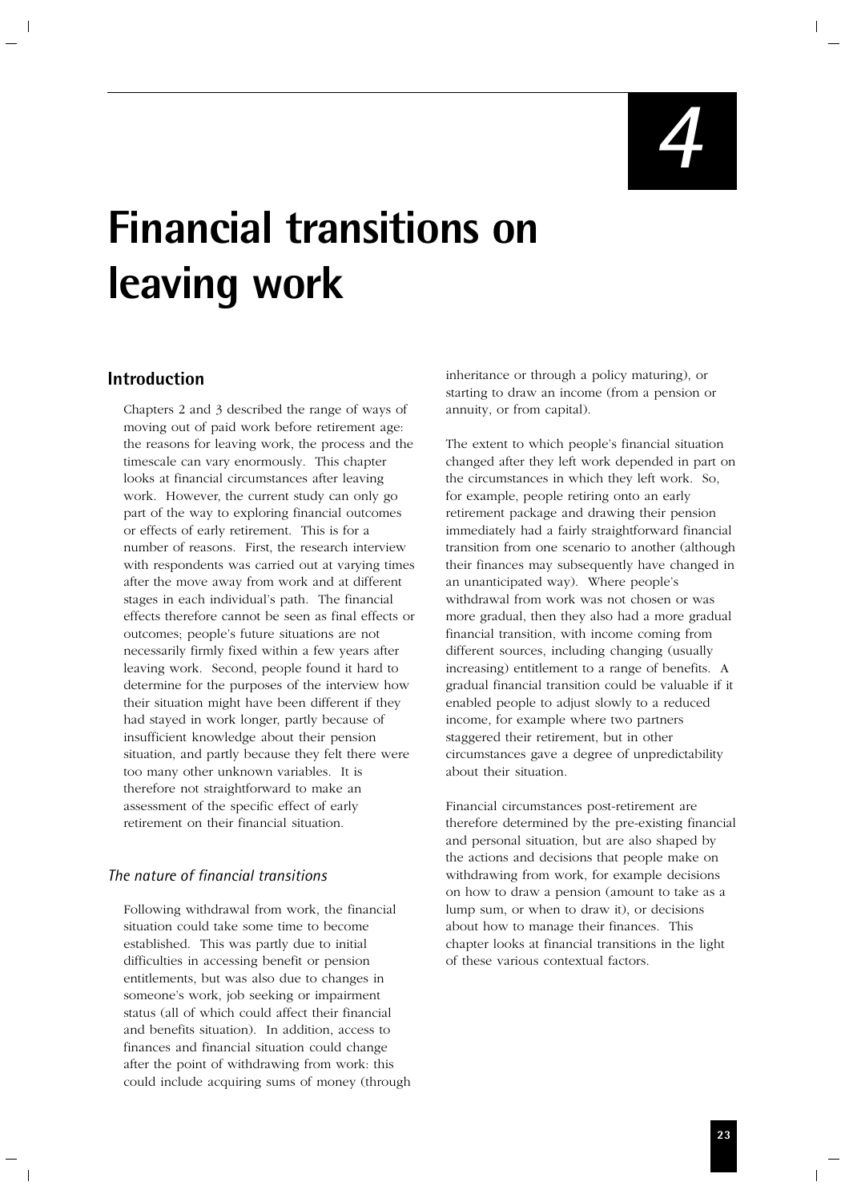# 4

# Financial transitions on leaving work

## Introduction

Chapters 2 and 3 described the range of ways of moving out of paid work before retirement age: the reasons for leaving work, the process and the timescale can vary enormously. This chapter looks at financial circumstances after leaving work. However, the current study can only go part of the way to exploring financial outcomes or effects of early retirement. This is for a number of reasons. First, the research interview with respondents was carried out at varying times after the move away from work and at different stages in each individual's path. The financial effects therefore cannot be seen as final effects or outcomes; people's future situations are not necessarily firmly fixed within a few years after leaving work. Second, people found it hard to determine for the purposes of the interview how their situation might have been different if they had stayed in work longer, partly because of insufficient knowledge about their pension situation, and partly because they felt there were too many other unknown variables. It is therefore not straightforward to make an assessment of the specific effect of early retirement on their financial situation.

### *The nature of financial transitions*

Following withdrawal from work, the financial situation could take some time to become established. This was partly due to initial difficulties in accessing benefit or pension entitlements, but was also due to changes in someone's work, job seeking or impairment status (all of which could affect their financial and benefits situation). In addition, access to finances and financial situation could change after the point of withdrawing from work: this could include acquiring sums of money (through inheritance or through a policy maturing), or starting to draw an income (from a pension or annuity, or from capital).

The extent to which people's financial situation changed after they left work depended in part on the circumstances in which they left work. So, for example, people retiring onto an early retirement package and drawing their pension immediately had a fairly straightforward financial transition from one scenario to another (although their finances may subsequently have changed in an unanticipated way). Where people's withdrawal from work was not chosen or was more gradual, then they also had a more gradual financial transition, with income coming from different sources, including changing (usually increasing) entitlement to a range of benefits. A gradual financial transition could be valuable if it enabled people to adjust slowly to a reduced income, for example where two partners staggered their retirement, but in other circumstances gave a degree of unpredictability about their situation.

Financial circumstances post-retirement are therefore determined by the pre-existing financial and personal situation, but are also shaped by the actions and decisions that people make on withdrawing from work, for example decisions on how to draw a pension (amount to take as a lump sum, or when to draw it), or decisions about how to manage their finances. This chapter looks at financial transitions in the light of these various contextual factors.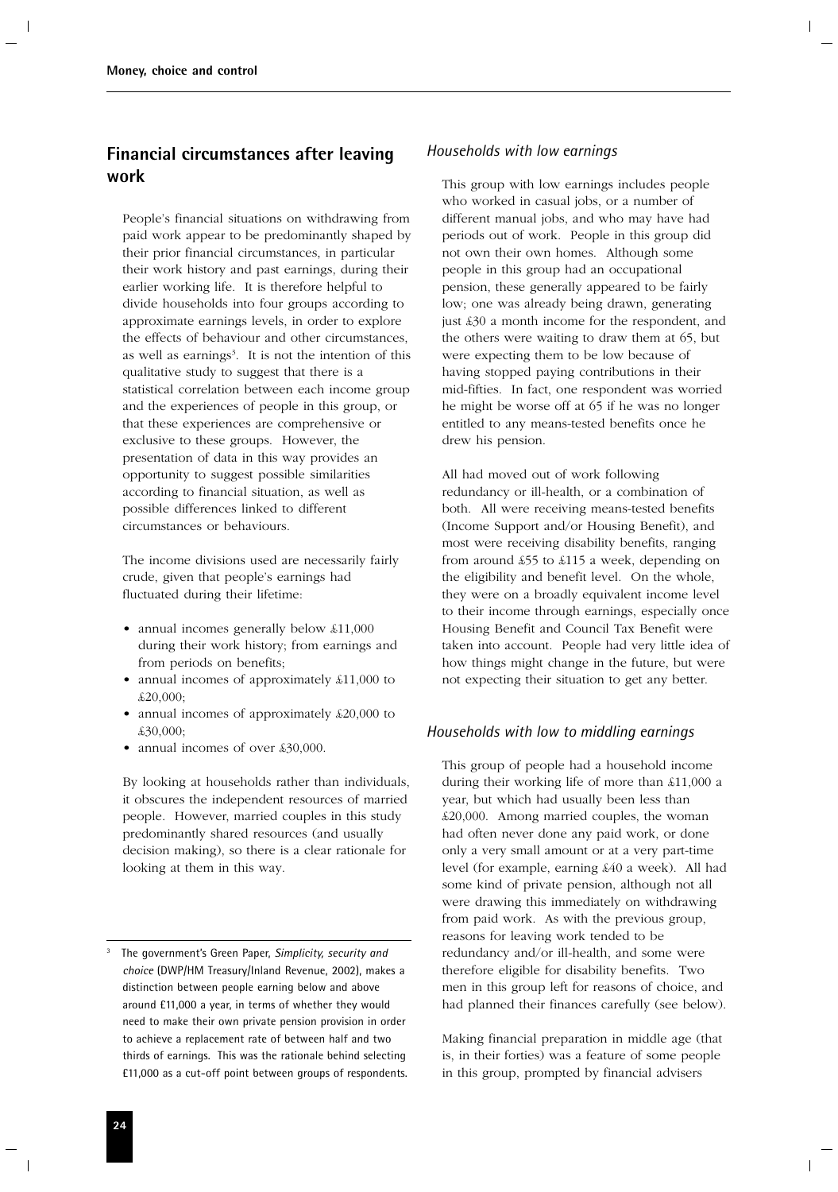## Financial circumstances after leaving work

People's financial situations on withdrawing from paid work appear to be predominantly shaped by their prior financial circumstances, in particular their work history and past earnings, during their earlier working life. It is therefore helpful to divide households into four groups according to approximate earnings levels, in order to explore the effects of behaviour and other circumstances, as well as earnings[3]. It is not the intention of this qualitative study to suggest that there is a statistical correlation between each income group and the experiences of people in this group, or that these experiences are comprehensive or exclusive to these groups. However, the presentation of data in this way provides an opportunity to suggest possible similarities according to financial situation, as well as possible differences linked to different circumstances or behaviours.

The income divisions used are necessarily fairly crude, given that people's earnings had fluctuated during their lifetime:

- annual incomes generally below £11,000 during their work history; from earnings and from periods on benefits;
- annual incomes of approximately £11,000 to £20,000;
- annual incomes of approximately £20,000 to £30,000;
- annual incomes of over £30,000.

By looking at households rather than individuals, it obscures the independent resources of married people. However, married couples in this study predominantly shared resources (and usually decision making), so there is a clear rationale for looking at them in this way.

[3] The government's Green Paper, *Simplicity, security and choice* (DWP/HM Treasury/Inland Revenue, 2002), makes a distinction between people earning below and above around £11,000 a year, in terms of whether they would need to make their own private pension provision in order to achieve a replacement rate of between half and two thirds of earnings. This was the rationale behind selecting £11,000 as a cut-off point between groups of respondents.

### *Households with low earnings*

This group with low earnings includes people who worked in casual jobs, or a number of different manual jobs, and who may have had periods out of work. People in this group did not own their own homes. Although some people in this group had an occupational pension, these generally appeared to be fairly low; one was already being drawn, generating just £30 a month income for the respondent, and the others were waiting to draw them at 65, but were expecting them to be low because of having stopped paying contributions in their mid-fifties. In fact, one respondent was worried he might be worse off at 65 if he was no longer entitled to any means-tested benefits once he drew his pension.

All had moved out of work following redundancy or ill-health, or a combination of both. All were receiving means-tested benefits (Income Support and/or Housing Benefit), and most were receiving disability benefits, ranging from around £55 to £115 a week, depending on the eligibility and benefit level. On the whole, they were on a broadly equivalent income level to their income through earnings, especially once Housing Benefit and Council Tax Benefit were taken into account. People had very little idea of how things might change in the future, but were not expecting their situation to get any better.

### *Households with low to middling earnings*

This group of people had a household income during their working life of more than £11,000 a year, but which had usually been less than £20,000. Among married couples, the woman had often never done any paid work, or done only a very small amount or at a very part-time level (for example, earning £40 a week). All had some kind of private pension, although not all were drawing this immediately on withdrawing from paid work. As with the previous group, reasons for leaving work tended to be redundancy and/or ill-health, and some were therefore eligible for disability benefits. Two men in this group left for reasons of choice, and had planned their finances carefully (see below).

Making financial preparation in middle age (that is, in their forties) was a feature of some people in this group, prompted by financial advisers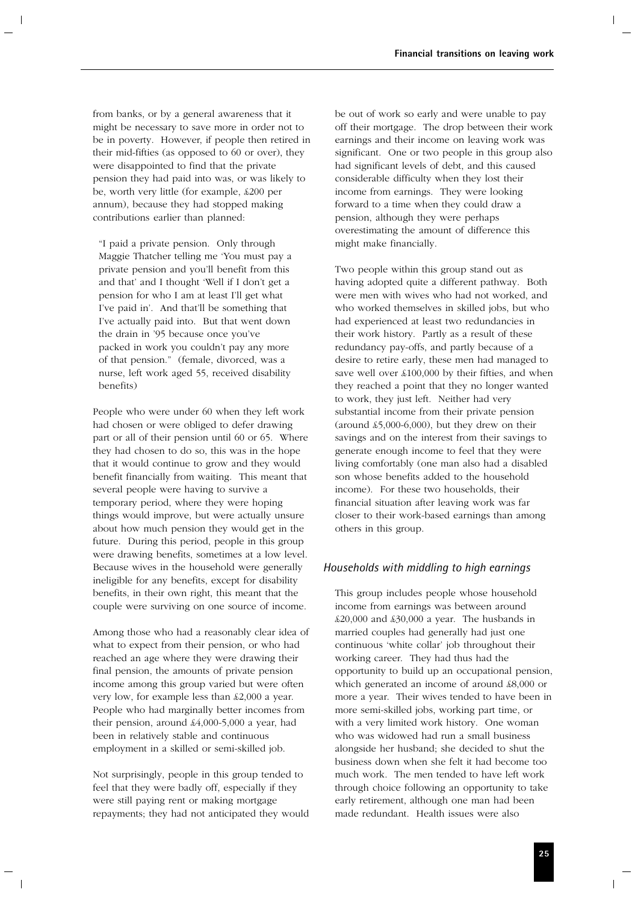from banks, or by a general awareness that it might be necessary to save more in order not to be in poverty. However, if people then retired in their mid-fifties (as opposed to 60 or over), they were disappointed to find that the private pension they had paid into was, or was likely to be, worth very little (for example, £200 per annum), because they had stopped making contributions earlier than planned:

> "I paid a private pension. Only through Maggie Thatcher telling me 'You must pay a private pension and you'll benefit from this and that' and I thought 'Well if I don't get a pension for who I am at least I'll get what I've paid in'. And that'll be something that I've actually paid into. But that went down the drain in '95 because once you've packed in work you couldn't pay any more of that pension." (female, divorced, was a nurse, left work aged 55, received disability benefits)

People who were under 60 when they left work had chosen or were obliged to defer drawing part or all of their pension until 60 or 65. Where they had chosen to do so, this was in the hope that it would continue to grow and they would benefit financially from waiting. This meant that several people were having to survive a temporary period, where they were hoping things would improve, but were actually unsure about how much pension they would get in the future. During this period, people in this group were drawing benefits, sometimes at a low level. Because wives in the household were generally ineligible for any benefits, except for disability benefits, in their own right, this meant that the couple were surviving on one source of income.

Among those who had a reasonably clear idea of what to expect from their pension, or who had reached an age where they were drawing their final pension, the amounts of private pension income among this group varied but were often very low, for example less than £2,000 a year. People who had marginally better incomes from their pension, around £4,000-5,000 a year, had been in relatively stable and continuous employment in a skilled or semi-skilled job.

Not surprisingly, people in this group tended to feel that they were badly off, especially if they were still paying rent or making mortgage repayments; they had not anticipated they would be out of work so early and were unable to pay off their mortgage. The drop between their work earnings and their income on leaving work was significant. One or two people in this group also had significant levels of debt, and this caused considerable difficulty when they lost their income from earnings. They were looking forward to a time when they could draw a pension, although they were perhaps overestimating the amount of difference this might make financially.

Two people within this group stand out as having adopted quite a different pathway. Both were men with wives who had not worked, and who worked themselves in skilled jobs, but who had experienced at least two redundancies in their work history. Partly as a result of these redundancy pay-offs, and partly because of a desire to retire early, these men had managed to save well over £100,000 by their fifties, and when they reached a point that they no longer wanted to work, they just left. Neither had very substantial income from their private pension (around £5,000-6,000), but they drew on their savings and on the interest from their savings to generate enough income to feel that they were living comfortably (one man also had a disabled son whose benefits added to the household income). For these two households, their financial situation after leaving work was far closer to their work-based earnings than among others in this group.

### *Households with middling to high earnings*

This group includes people whose household income from earnings was between around £20,000 and £30,000 a year. The husbands in married couples had generally had just one continuous 'white collar' job throughout their working career. They had thus had the opportunity to build up an occupational pension, which generated an income of around £8,000 or more a year. Their wives tended to have been in more semi-skilled jobs, working part time, or with a very limited work history. One woman who was widowed had run a small business alongside her husband; she decided to shut the business down when she felt it had become too much work. The men tended to have left work through choice following an opportunity to take early retirement, although one man had been made redundant. Health issues were also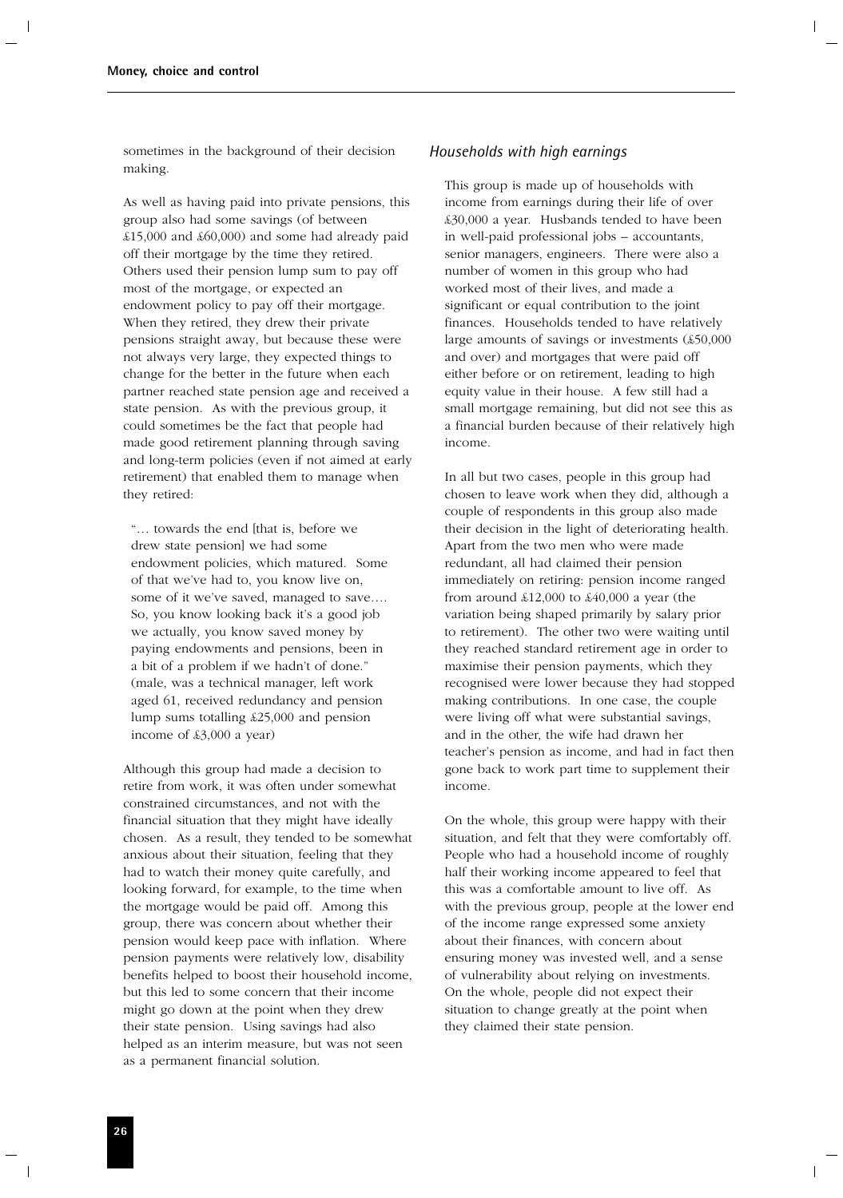sometimes in the background of their decision making.

As well as having paid into private pensions, this group also had some savings (of between £15,000 and £60,000) and some had already paid off their mortgage by the time they retired. Others used their pension lump sum to pay off most of the mortgage, or expected an endowment policy to pay off their mortgage. When they retired, they drew their private pensions straight away, but because these were not always very large, they expected things to change for the better in the future when each partner reached state pension age and received a state pension. As with the previous group, it could sometimes be the fact that people had made good retirement planning through saving and long-term policies (even if not aimed at early retirement) that enabled them to manage when they retired:

> "… towards the end [that is, before we drew state pension] we had some endowment policies, which matured. Some of that we've had to, you know live on, some of it we've saved, managed to save…. So, you know looking back it's a good job we actually, you know saved money by paying endowments and pensions, been in a bit of a problem if we hadn't of done." (male, was a technical manager, left work aged 61, received redundancy and pension lump sums totalling £25,000 and pension income of £3,000 a year)

Although this group had made a decision to retire from work, it was often under somewhat constrained circumstances, and not with the financial situation that they might have ideally chosen. As a result, they tended to be somewhat anxious about their situation, feeling that they had to watch their money quite carefully, and looking forward, for example, to the time when the mortgage would be paid off. Among this group, there was concern about whether their pension would keep pace with inflation. Where pension payments were relatively low, disability benefits helped to boost their household income, but this led to some concern that their income might go down at the point when they drew their state pension. Using savings had also helped as an interim measure, but was not seen as a permanent financial solution.

### *Households with high earnings*

This group is made up of households with income from earnings during their life of over £30,000 a year. Husbands tended to have been in well-paid professional jobs – accountants, senior managers, engineers. There were also a number of women in this group who had worked most of their lives, and made a significant or equal contribution to the joint finances. Households tended to have relatively large amounts of savings or investments (£50,000 and over) and mortgages that were paid off either before or on retirement, leading to high equity value in their house. A few still had a small mortgage remaining, but did not see this as a financial burden because of their relatively high income.

In all but two cases, people in this group had chosen to leave work when they did, although a couple of respondents in this group also made their decision in the light of deteriorating health. Apart from the two men who were made redundant, all had claimed their pension immediately on retiring: pension income ranged from around £12,000 to £40,000 a year (the variation being shaped primarily by salary prior to retirement). The other two were waiting until they reached standard retirement age in order to maximise their pension payments, which they recognised were lower because they had stopped making contributions. In one case, the couple were living off what were substantial savings, and in the other, the wife had drawn her teacher's pension as income, and had in fact then gone back to work part time to supplement their income.

On the whole, this group were happy with their situation, and felt that they were comfortably off. People who had a household income of roughly half their working income appeared to feel that this was a comfortable amount to live off. As with the previous group, people at the lower end of the income range expressed some anxiety about their finances, with concern about ensuring money was invested well, and a sense of vulnerability about relying on investments. On the whole, people did not expect their situation to change greatly at the point when they claimed their state pension.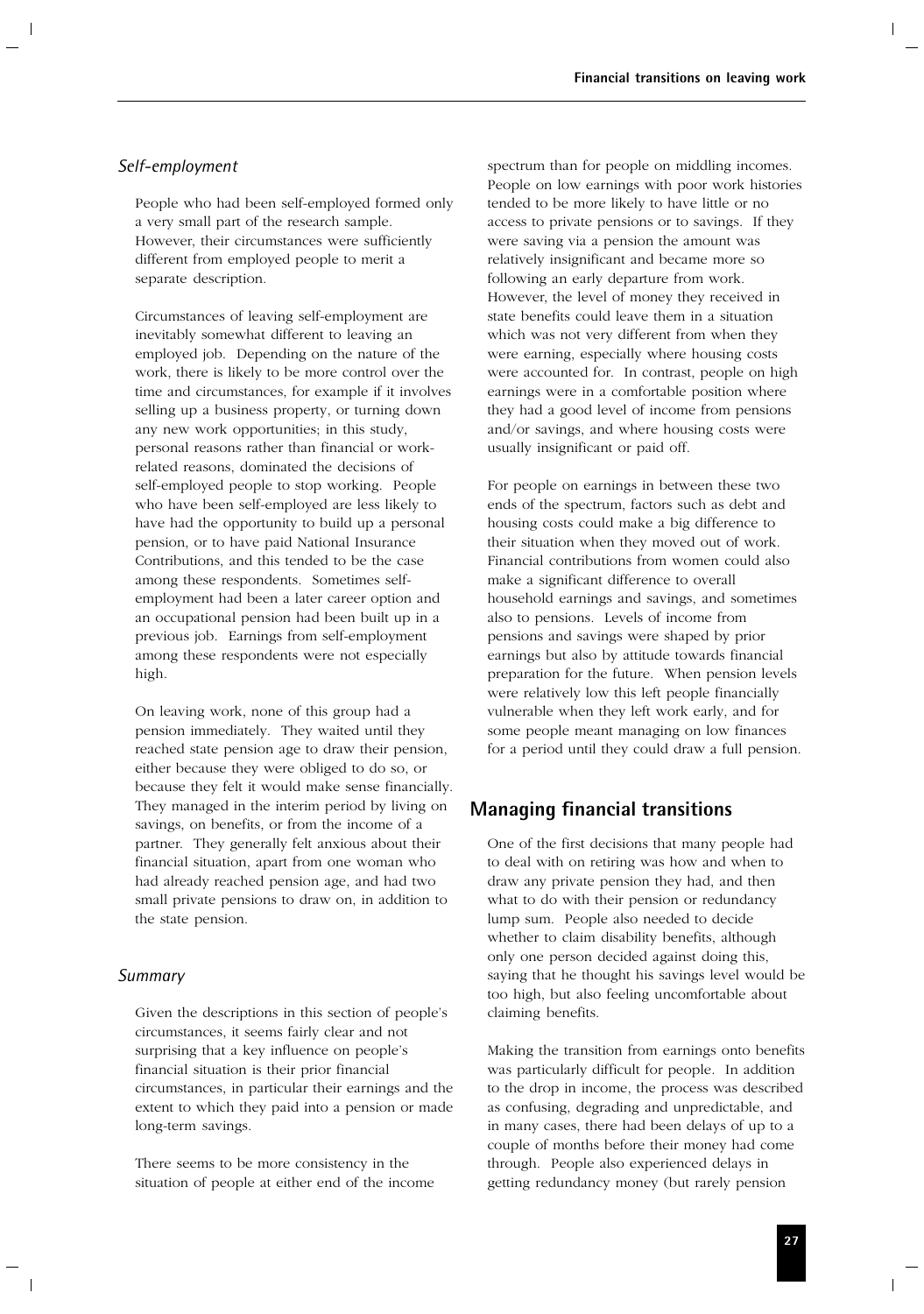### *Self-employment*

People who had been self-employed formed only a very small part of the research sample. However, their circumstances were sufficiently different from employed people to merit a separate description.

Circumstances of leaving self-employment are inevitably somewhat different to leaving an employed job. Depending on the nature of the work, there is likely to be more control over the time and circumstances, for example if it involves selling up a business property, or turning down any new work opportunities; in this study, personal reasons rather than financial or work-related reasons, dominated the decisions of self-employed people to stop working. People who have been self-employed are less likely to have had the opportunity to build up a personal pension, or to have paid National Insurance Contributions, and this tended to be the case among these respondents. Sometimes self-employment had been a later career option and an occupational pension had been built up in a previous job. Earnings from self-employment among these respondents were not especially high.

On leaving work, none of this group had a pension immediately. They waited until they reached state pension age to draw their pension, either because they were obliged to do so, or because they felt it would make sense financially. They managed in the interim period by living on savings, on benefits, or from the income of a partner. They generally felt anxious about their financial situation, apart from one woman who had already reached pension age, and had two small private pensions to draw on, in addition to the state pension.

### *Summary*

Given the descriptions in this section of people's circumstances, it seems fairly clear and not surprising that a key influence on people's financial situation is their prior financial circumstances, in particular their earnings and the extent to which they paid into a pension or made long-term savings.

There seems to be more consistency in the situation of people at either end of the income spectrum than for people on middling incomes. People on low earnings with poor work histories tended to be more likely to have little or no access to private pensions or to savings. If they were saving via a pension the amount was relatively insignificant and became more so following an early departure from work. However, the level of money they received in state benefits could leave them in a situation which was not very different from when they were earning, especially where housing costs were accounted for. In contrast, people on high earnings were in a comfortable position where they had a good level of income from pensions and/or savings, and where housing costs were usually insignificant or paid off.

For people on earnings in between these two ends of the spectrum, factors such as debt and housing costs could make a big difference to their situation when they moved out of work. Financial contributions from women could also make a significant difference to overall household earnings and savings, and sometimes also to pensions. Levels of income from pensions and savings were shaped by prior earnings but also by attitude towards financial preparation for the future. When pension levels were relatively low this left people financially vulnerable when they left work early, and for some people meant managing on low finances for a period until they could draw a full pension.

## Managing financial transitions

One of the first decisions that many people had to deal with on retiring was how and when to draw any private pension they had, and then what to do with their pension or redundancy lump sum. People also needed to decide whether to claim disability benefits, although only one person decided against doing this, saying that he thought his savings level would be too high, but also feeling uncomfortable about claiming benefits.

Making the transition from earnings onto benefits was particularly difficult for people. In addition to the drop in income, the process was described as confusing, degrading and unpredictable, and in many cases, there had been delays of up to a couple of months before their money had come through. People also experienced delays in getting redundancy money (but rarely pension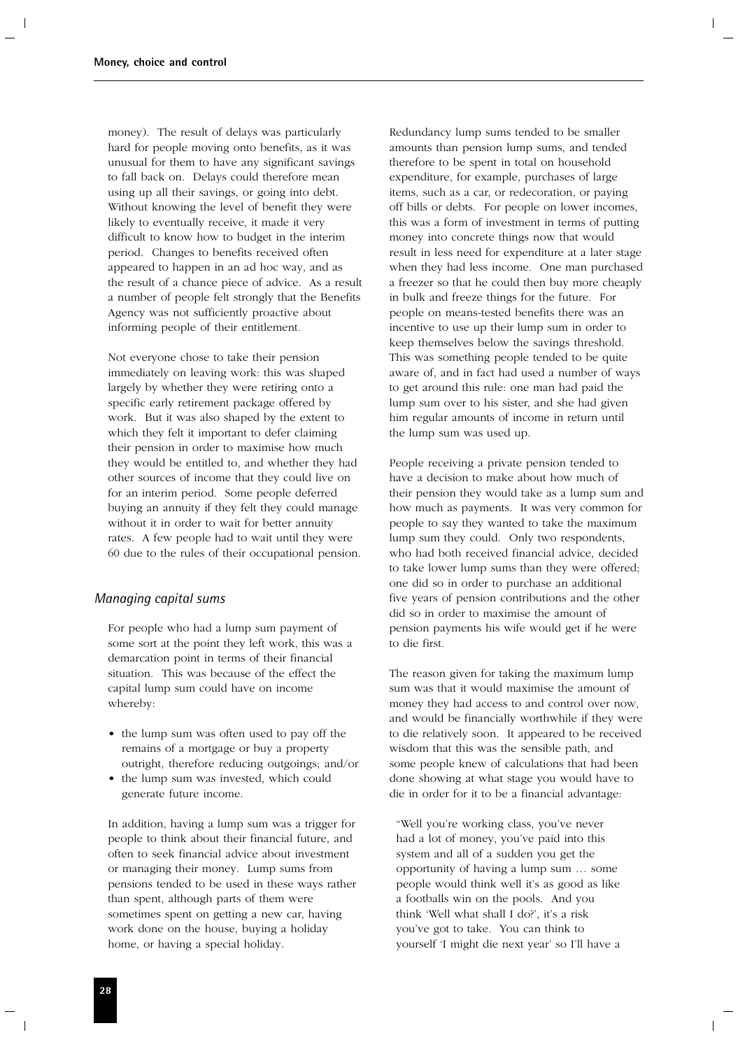money). The result of delays was particularly hard for people moving onto benefits, as it was unusual for them to have any significant savings to fall back on. Delays could therefore mean using up all their savings, or going into debt. Without knowing the level of benefit they were likely to eventually receive, it made it very difficult to know how to budget in the interim period. Changes to benefits received often appeared to happen in an ad hoc way, and as the result of a chance piece of advice. As a result a number of people felt strongly that the Benefits Agency was not sufficiently proactive about informing people of their entitlement.

Not everyone chose to take their pension immediately on leaving work: this was shaped largely by whether they were retiring onto a specific early retirement package offered by work. But it was also shaped by the extent to which they felt it important to defer claiming their pension in order to maximise how much they would be entitled to, and whether they had other sources of income that they could live on for an interim period. Some people deferred buying an annuity if they felt they could manage without it in order to wait for better annuity rates. A few people had to wait until they were 60 due to the rules of their occupational pension.

### *Managing capital sums*

For people who had a lump sum payment of some sort at the point they left work, this was a demarcation point in terms of their financial situation. This was because of the effect the capital lump sum could have on income whereby:

- the lump sum was often used to pay off the remains of a mortgage or buy a property outright, therefore reducing outgoings; and/or
- the lump sum was invested, which could generate future income.

In addition, having a lump sum was a trigger for people to think about their financial future, and often to seek financial advice about investment or managing their money. Lump sums from pensions tended to be used in these ways rather than spent, although parts of them were sometimes spent on getting a new car, having work done on the house, buying a holiday home, or having a special holiday.

Redundancy lump sums tended to be smaller amounts than pension lump sums, and tended therefore to be spent in total on household expenditure, for example, purchases of large items, such as a car, or redecoration, or paying off bills or debts. For people on lower incomes, this was a form of investment in terms of putting money into concrete things now that would result in less need for expenditure at a later stage when they had less income. One man purchased a freezer so that he could then buy more cheaply in bulk and freeze things for the future. For people on means-tested benefits there was an incentive to use up their lump sum in order to keep themselves below the savings threshold. This was something people tended to be quite aware of, and in fact had used a number of ways to get around this rule: one man had paid the lump sum over to his sister, and she had given him regular amounts of income in return until the lump sum was used up.

People receiving a private pension tended to have a decision to make about how much of their pension they would take as a lump sum and how much as payments. It was very common for people to say they wanted to take the maximum lump sum they could. Only two respondents, who had both received financial advice, decided to take lower lump sums than they were offered; one did so in order to purchase an additional five years of pension contributions and the other did so in order to maximise the amount of pension payments his wife would get if he were to die first.

The reason given for taking the maximum lump sum was that it would maximise the amount of money they had access to and control over now, and would be financially worthwhile if they were to die relatively soon. It appeared to be received wisdom that this was the sensible path, and some people knew of calculations that had been done showing at what stage you would have to die in order for it to be a financial advantage:

> "Well you're working class, you've never had a lot of money, you've paid into this system and all of a sudden you get the opportunity of having a lump sum … some people would think well it's as good as like a footballs win on the pools. And you think 'Well what shall I do?', it's a risk you've got to take. You can think to yourself 'I might die next year' so I'll have a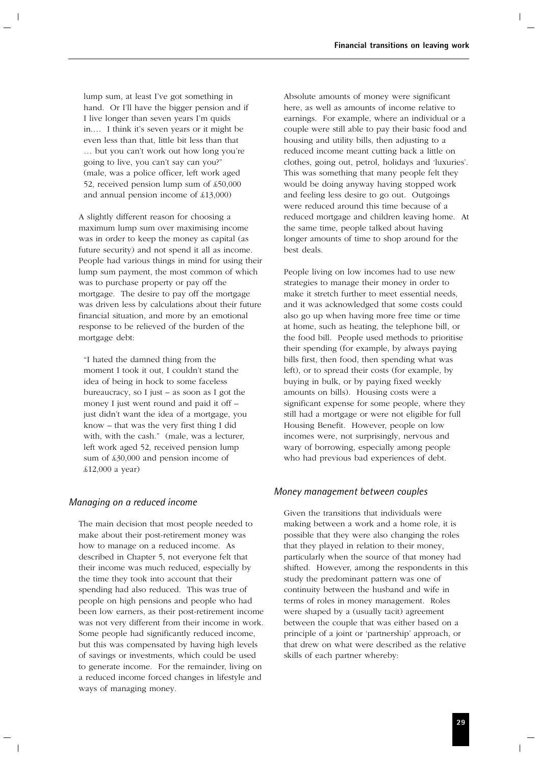lump sum, at least I've got something in hand. Or I'll have the bigger pension and if I live longer than seven years I'm quids in.... I think it's seven years or it might be even less than that, little bit less than that … but you can't work out how long you're going to live, you can't say can you?" (male, was a police officer, left work aged 52, received pension lump sum of £50,000 and annual pension income of £13,000)

A slightly different reason for choosing a maximum lump sum over maximising income was in order to keep the money as capital (as future security) and not spend it all as income. People had various things in mind for using their lump sum payment, the most common of which was to purchase property or pay off the mortgage. The desire to pay off the mortgage was driven less by calculations about their future financial situation, and more by an emotional response to be relieved of the burden of the mortgage debt:

> "I hated the damned thing from the moment I took it out, I couldn't stand the idea of being in hock to some faceless bureaucracy, so I just – as soon as I got the money I just went round and paid it off – just didn't want the idea of a mortgage, you know – that was the very first thing I did with, with the cash." (male, was a lecturer, left work aged 52, received pension lump sum of £30,000 and pension income of £12,000 a year)

### *Managing on a reduced income*

The main decision that most people needed to make about their post-retirement money was how to manage on a reduced income. As described in Chapter 5, not everyone felt that their income was much reduced, especially by the time they took into account that their spending had also reduced. This was true of people on high pensions and people who had been low earners, as their post-retirement income was not very different from their income in work. Some people had significantly reduced income, but this was compensated by having high levels of savings or investments, which could be used to generate income. For the remainder, living on a reduced income forced changes in lifestyle and ways of managing money.

Absolute amounts of money were significant here, as well as amounts of income relative to earnings. For example, where an individual or a couple were still able to pay their basic food and housing and utility bills, then adjusting to a reduced income meant cutting back a little on clothes, going out, petrol, holidays and 'luxuries'. This was something that many people felt they would be doing anyway having stopped work and feeling less desire to go out. Outgoings were reduced around this time because of a reduced mortgage and children leaving home. At the same time, people talked about having longer amounts of time to shop around for the best deals.

People living on low incomes had to use new strategies to manage their money in order to make it stretch further to meet essential needs, and it was acknowledged that some costs could also go up when having more free time or time at home, such as heating, the telephone bill, or the food bill. People used methods to prioritise their spending (for example, by always paying bills first, then food, then spending what was left), or to spread their costs (for example, by buying in bulk, or by paying fixed weekly amounts on bills). Housing costs were a significant expense for some people, where they still had a mortgage or were not eligible for full Housing Benefit. However, people on low incomes were, not surprisingly, nervous and wary of borrowing, especially among people who had previous bad experiences of debt.

### *Money management between couples*

Given the transitions that individuals were making between a work and a home role, it is possible that they were also changing the roles that they played in relation to their money, particularly when the source of that money had shifted. However, among the respondents in this study the predominant pattern was one of continuity between the husband and wife in terms of roles in money management. Roles were shaped by a (usually tacit) agreement between the couple that was either based on a principle of a joint or 'partnership' approach, or that drew on what were described as the relative skills of each partner whereby: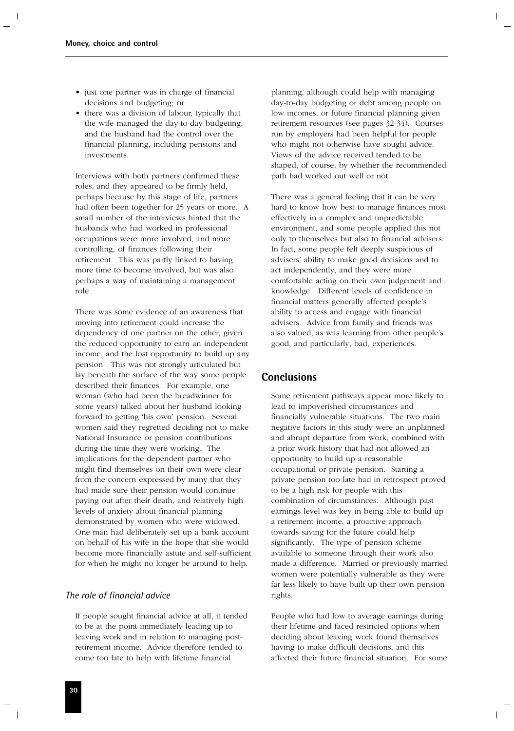- just one partner was in charge of financial decisions and budgeting; or
- there was a division of labour, typically that the wife managed the day-to-day budgeting, and the husband had the control over the financial planning, including pensions and investments.

Interviews with both partners confirmed these roles, and they appeared to be firmly held, perhaps because by this stage of life, partners had often been together for 25 years or more. A small number of the interviews hinted that the husbands who had worked in professional occupations were more involved, and more controlling, of finances following their retirement. This was partly linked to having more time to become involved, but was also perhaps a way of maintaining a management role.

There was some evidence of an awareness that moving into retirement could increase the dependency of one partner on the other, given the reduced opportunity to earn an independent income, and the lost opportunity to build up any pension. This was not strongly articulated but lay beneath the surface of the way some people described their finances. For example, one woman (who had been the breadwinner for some years) talked about her husband looking forward to getting 'his own' pension. Several women said they regretted deciding not to make National Insurance or pension contributions during the time they were working. The implications for the dependent partner who might find themselves on their own were clear from the concern expressed by many that they had made sure their pension would continue paying out after their death, and relatively high levels of anxiety about financial planning demonstrated by women who were widowed. One man had deliberately set up a bank account on behalf of his wife in the hope that she would become more financially astute and self-sufficient for when he might no longer be around to help.

### *The role of financial advice*

If people sought financial advice at all, it tended to be at the point immediately leading up to leaving work and in relation to managing post-retirement income. Advice therefore tended to come too late to help with lifetime financial planning, although could help with managing day-to-day budgeting or debt among people on low incomes, or future financial planning given retirement resources (see pages 32-34). Courses run by employers had been helpful for people who might not otherwise have sought advice. Views of the advice received tended to be shaped, of course, by whether the recommended path had worked out well or not.

There was a general feeling that it can be very hard to know how best to manage finances most effectively in a complex and unpredictable environment, and some people applied this not only to themselves but also to financial advisers. In fact, some people felt deeply suspicious of advisers' ability to make good decisions and to act independently, and they were more comfortable acting on their own judgement and knowledge. Different levels of confidence in financial matters generally affected people's ability to access and engage with financial advisers. Advice from family and friends was also valued, as was learning from other people's good, and particularly, bad, experiences.

## Conclusions

Some retirement pathways appear more likely to lead to impoverished circumstances and financially vulnerable situations. The two main negative factors in this study were an unplanned and abrupt departure from work, combined with a prior work history that had not allowed an opportunity to build up a reasonable occupational or private pension. Starting a private pension too late had in retrospect proved to be a high risk for people with this combination of circumstances. Although past earnings level was key in being able to build up a retirement income, a proactive approach towards saving for the future could help significantly. The type of pension scheme available to someone through their work also made a difference. Married or previously married women were potentially vulnerable as they were far less likely to have built up their own pension rights.

People who had low to average earnings during their lifetime and faced restricted options when deciding about leaving work found themselves having to make difficult decisions, and this affected their future financial situation. For some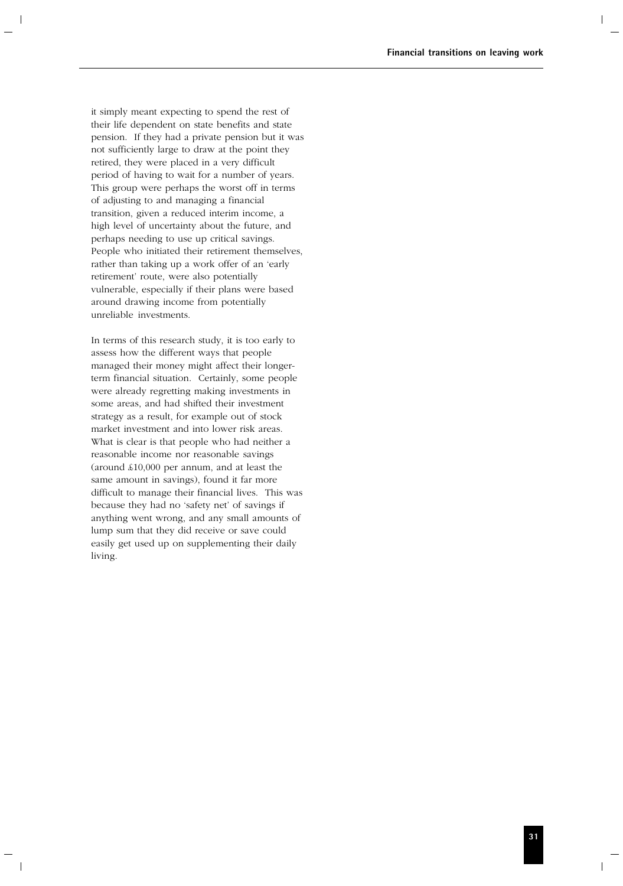it simply meant expecting to spend the rest of their life dependent on state benefits and state pension. If they had a private pension but it was not sufficiently large to draw at the point they retired, they were placed in a very difficult period of having to wait for a number of years. This group were perhaps the worst off in terms of adjusting to and managing a financial transition, given a reduced interim income, a high level of uncertainty about the future, and perhaps needing to use up critical savings. People who initiated their retirement themselves, rather than taking up a work offer of an 'early retirement' route, were also potentially vulnerable, especially if their plans were based around drawing income from potentially unreliable investments.

In terms of this research study, it is too early to assess how the different ways that people managed their money might affect their longer-term financial situation. Certainly, some people were already regretting making investments in some areas, and had shifted their investment strategy as a result, for example out of stock market investment and into lower risk areas. What is clear is that people who had neither a reasonable income nor reasonable savings (around £10,000 per annum, and at least the same amount in savings), found it far more difficult to manage their financial lives. This was because they had no 'safety net' of savings if anything went wrong, and any small amounts of lump sum that they did receive or save could easily get used up on supplementing their daily living.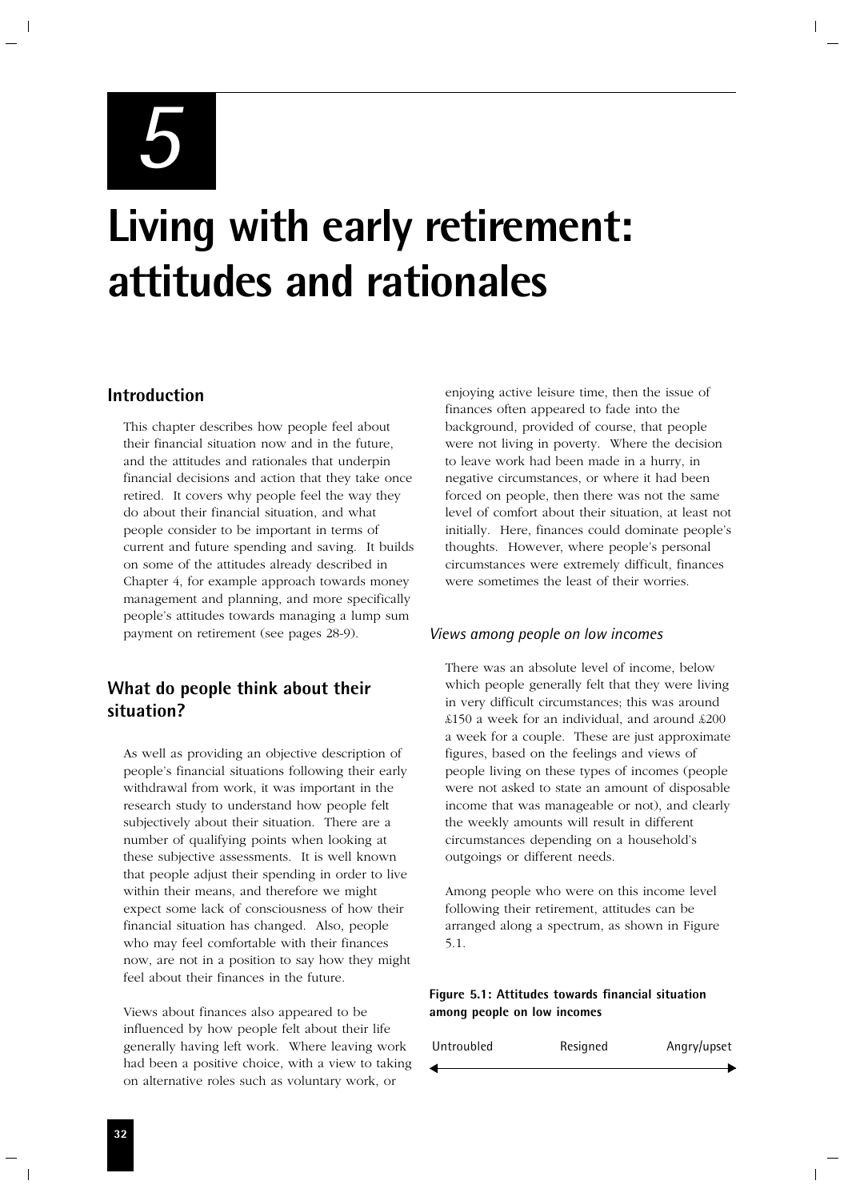# 5

# Living with early retirement: attitudes and rationales

## Introduction

This chapter describes how people feel about their financial situation now and in the future, and the attitudes and rationales that underpin financial decisions and action that they take once retired. It covers why people feel the way they do about their financial situation, and what people consider to be important in terms of current and future spending and saving. It builds on some of the attitudes already described in Chapter 4, for example approach towards money management and planning, and more specifically people's attitudes towards managing a lump sum payment on retirement (see pages 28-9).

## What do people think about their situation?

As well as providing an objective description of people's financial situations following their early withdrawal from work, it was important in the research study to understand how people felt subjectively about their situation. There are a number of qualifying points when looking at these subjective assessments. It is well known that people adjust their spending in order to live within their means, and therefore we might expect some lack of consciousness of how their financial situation has changed. Also, people who may feel comfortable with their finances now, are not in a position to say how they might feel about their finances in the future.

Views about finances also appeared to be influenced by how people felt about their life generally having left work. Where leaving work had been a positive choice, with a view to taking on alternative roles such as voluntary work, or enjoying active leisure time, then the issue of finances often appeared to fade into the background, provided of course, that people were not living in poverty. Where the decision to leave work had been made in a hurry, in negative circumstances, or where it had been forced on people, then there was not the same level of comfort about their situation, at least not initially. Here, finances could dominate people's thoughts. However, where people's personal circumstances were extremely difficult, finances were sometimes the least of their worries.

### *Views among people on low incomes*

There was an absolute level of income, below which people generally felt that they were living in very difficult circumstances; this was around £150 a week for an individual, and around £200 a week for a couple. These are just approximate figures, based on the feelings and views of people living on these types of incomes (people were not asked to state an amount of disposable income that was manageable or not), and clearly the weekly amounts will result in different circumstances depending on a household's outgoings or different needs.

Among people who were on this income level following their retirement, attitudes can be arranged along a spectrum, as shown in Figure 5.1.

**Figure 5.1: Attitudes towards financial situation among people on low incomes**

Untroubled ⟷ Resigned ⟷ Angry/upset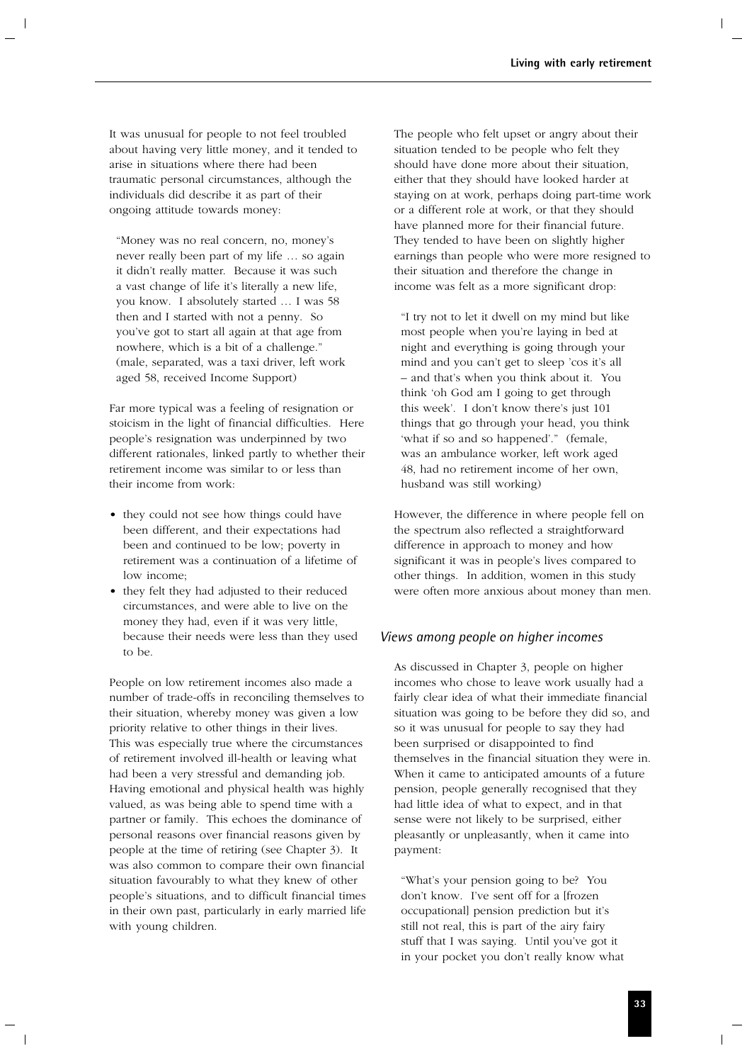It was unusual for people to not feel troubled about having very little money, and it tended to arise in situations where there had been traumatic personal circumstances, although the individuals did describe it as part of their ongoing attitude towards money:

> "Money was no real concern, no, money's never really been part of my life … so again it didn't really matter. Because it was such a vast change of life it's literally a new life, you know. I absolutely started … I was 58 then and I started with not a penny. So you've got to start all again at that age from nowhere, which is a bit of a challenge." (male, separated, was a taxi driver, left work aged 58, received Income Support)

Far more typical was a feeling of resignation or stoicism in the light of financial difficulties. Here people's resignation was underpinned by two different rationales, linked partly to whether their retirement income was similar to or less than their income from work:

- they could not see how things could have been different, and their expectations had been and continued to be low; poverty in retirement was a continuation of a lifetime of low income;
- they felt they had adjusted to their reduced circumstances, and were able to live on the money they had, even if it was very little, because their needs were less than they used to be.

People on low retirement incomes also made a number of trade-offs in reconciling themselves to their situation, whereby money was given a low priority relative to other things in their lives. This was especially true where the circumstances of retirement involved ill-health or leaving what had been a very stressful and demanding job. Having emotional and physical health was highly valued, as was being able to spend time with a partner or family. This echoes the dominance of personal reasons over financial reasons given by people at the time of retiring (see Chapter 3). It was also common to compare their own financial situation favourably to what they knew of other people's situations, and to difficult financial times in their own past, particularly in early married life with young children.

The people who felt upset or angry about their situation tended to be people who felt they should have done more about their situation, either that they should have looked harder at staying on at work, perhaps doing part-time work or a different role at work, or that they should have planned more for their financial future. They tended to have been on slightly higher earnings than people who were more resigned to their situation and therefore the change in income was felt as a more significant drop:

> "I try not to let it dwell on my mind but like most people when you're laying in bed at night and everything is going through your mind and you can't get to sleep 'cos it's all – and that's when you think about it. You think 'oh God am I going to get through this week'. I don't know there's just 101 things that go through your head, you think 'what if so and so happened'." (female, was an ambulance worker, left work aged 48, had no retirement income of her own, husband was still working)

However, the difference in where people fell on the spectrum also reflected a straightforward difference in approach to money and how significant it was in people's lives compared to other things. In addition, women in this study were often more anxious about money than men.

### *Views among people on higher incomes*

As discussed in Chapter 3, people on higher incomes who chose to leave work usually had a fairly clear idea of what their immediate financial situation was going to be before they did so, and so it was unusual for people to say they had been surprised or disappointed to find themselves in the financial situation they were in. When it came to anticipated amounts of a future pension, people generally recognised that they had little idea of what to expect, and in that sense were not likely to be surprised, either pleasantly or unpleasantly, when it came into payment:

> "What's your pension going to be? You don't know. I've sent off for a [frozen occupational] pension prediction but it's still not real, this is part of the airy fairy stuff that I was saying. Until you've got it in your pocket you don't really know what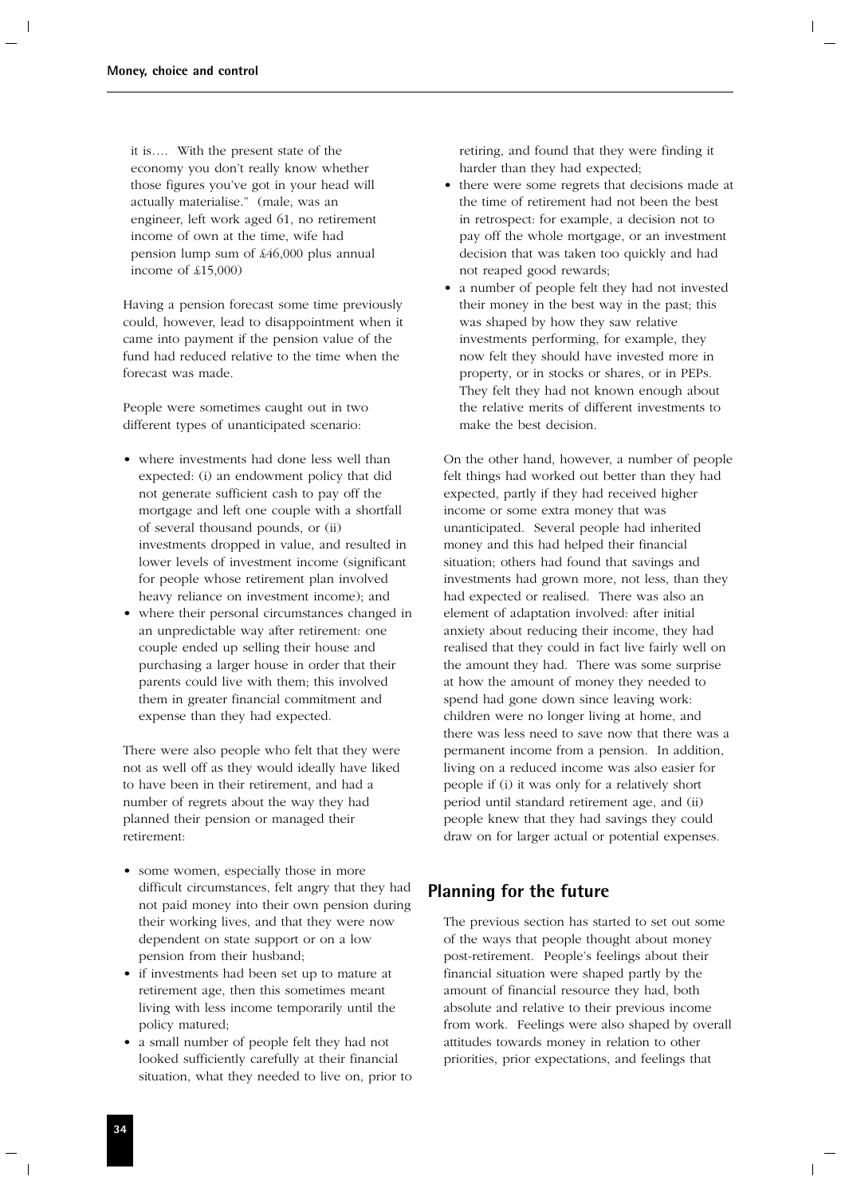it is…. With the present state of the economy you don't really know whether those figures you've got in your head will actually materialise." (male, was an engineer, left work aged 61, no retirement income of own at the time, wife had pension lump sum of £46,000 plus annual income of £15,000)

Having a pension forecast some time previously could, however, lead to disappointment when it came into payment if the pension value of the fund had reduced relative to the time when the forecast was made.

People were sometimes caught out in two different types of unanticipated scenario:

- where investments had done less well than expected: (i) an endowment policy that did not generate sufficient cash to pay off the mortgage and left one couple with a shortfall of several thousand pounds, or (ii) investments dropped in value, and resulted in lower levels of investment income (significant for people whose retirement plan involved heavy reliance on investment income); and
- where their personal circumstances changed in an unpredictable way after retirement: one couple ended up selling their house and purchasing a larger house in order that their parents could live with them; this involved them in greater financial commitment and expense than they had expected.

There were also people who felt that they were not as well off as they would ideally have liked to have been in their retirement, and had a number of regrets about the way they had planned their pension or managed their retirement:

- some women, especially those in more difficult circumstances, felt angry that they had not paid money into their own pension during their working lives, and that they were now dependent on state support or on a low pension from their husband;
- if investments had been set up to mature at retirement age, then this sometimes meant living with less income temporarily until the policy matured;
- a small number of people felt they had not looked sufficiently carefully at their financial situation, what they needed to live on, prior to retiring, and found that they were finding it harder than they had expected;
- there were some regrets that decisions made at the time of retirement had not been the best in retrospect: for example, a decision not to pay off the whole mortgage, or an investment decision that was taken too quickly and had not reaped good rewards;
- a number of people felt they had not invested their money in the best way in the past; this was shaped by how they saw relative investments performing, for example, they now felt they should have invested more in property, or in stocks or shares, or in PEPs. They felt they had not known enough about the relative merits of different investments to make the best decision.

On the other hand, however, a number of people felt things had worked out better than they had expected, partly if they had received higher income or some extra money that was unanticipated. Several people had inherited money and this had helped their financial situation; others had found that savings and investments had grown more, not less, than they had expected or realised. There was also an element of adaptation involved: after initial anxiety about reducing their income, they had realised that they could in fact live fairly well on the amount they had. There was some surprise at how the amount of money they needed to spend had gone down since leaving work: children were no longer living at home, and there was less need to save now that there was a permanent income from a pension. In addition, living on a reduced income was also easier for people if (i) it was only for a relatively short period until standard retirement age, and (ii) people knew that they had savings they could draw on for larger actual or potential expenses.

## Planning for the future

The previous section has started to set out some of the ways that people thought about money post-retirement. People's feelings about their financial situation were shaped partly by the amount of financial resource they had, both absolute and relative to their previous income from work. Feelings were also shaped by overall attitudes towards money in relation to other priorities, prior expectations, and feelings that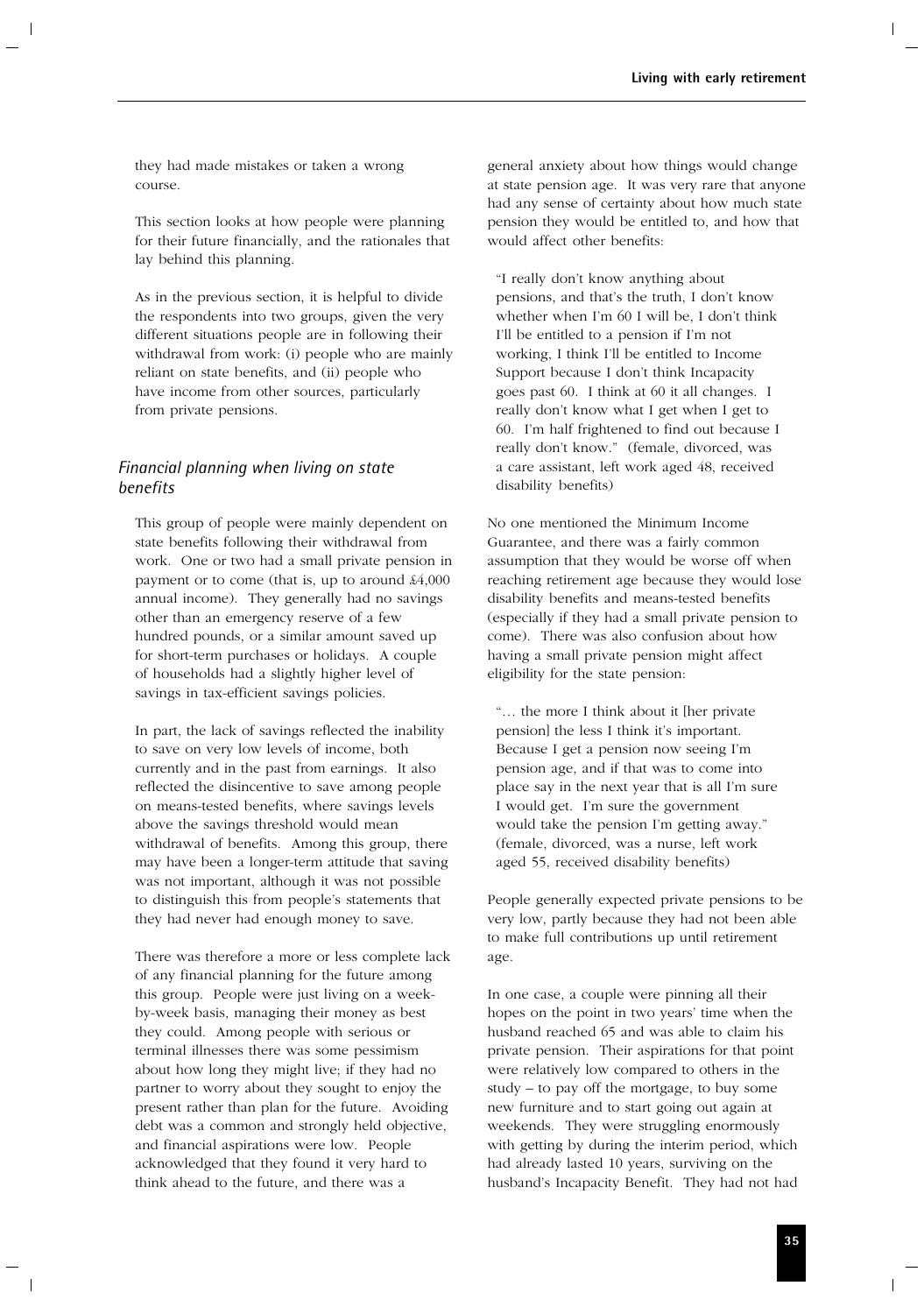they had made mistakes or taken a wrong course.

This section looks at how people were planning for their future financially, and the rationales that lay behind this planning.

As in the previous section, it is helpful to divide the respondents into two groups, given the very different situations people are in following their withdrawal from work: (i) people who are mainly reliant on state benefits, and (ii) people who have income from other sources, particularly from private pensions.

### *Financial planning when living on state benefits*

This group of people were mainly dependent on state benefits following their withdrawal from work. One or two had a small private pension in payment or to come (that is, up to around £4,000 annual income). They generally had no savings other than an emergency reserve of a few hundred pounds, or a similar amount saved up for short-term purchases or holidays. A couple of households had a slightly higher level of savings in tax-efficient savings policies.

In part, the lack of savings reflected the inability to save on very low levels of income, both currently and in the past from earnings. It also reflected the disincentive to save among people on means-tested benefits, where savings levels above the savings threshold would mean withdrawal of benefits. Among this group, there may have been a longer-term attitude that saving was not important, although it was not possible to distinguish this from people's statements that they had never had enough money to save.

There was therefore a more or less complete lack of any financial planning for the future among this group. People were just living on a week-by-week basis, managing their money as best they could. Among people with serious or terminal illnesses there was some pessimism about how long they might live; if they had no partner to worry about they sought to enjoy the present rather than plan for the future. Avoiding debt was a common and strongly held objective, and financial aspirations were low. People acknowledged that they found it very hard to think ahead to the future, and there was a general anxiety about how things would change at state pension age. It was very rare that anyone had any sense of certainty about how much state pension they would be entitled to, and how that would affect other benefits:

> "I really don't know anything about pensions, and that's the truth, I don't know whether when I'm 60 I will be, I don't think I'll be entitled to a pension if I'm not working, I think I'll be entitled to Income Support because I don't think Incapacity goes past 60. I think at 60 it all changes. I really don't know what I get when I get to 60. I'm half frightened to find out because I really don't know." (female, divorced, was a care assistant, left work aged 48, received disability benefits)

No one mentioned the Minimum Income Guarantee, and there was a fairly common assumption that they would be worse off when reaching retirement age because they would lose disability benefits and means-tested benefits (especially if they had a small private pension to come). There was also confusion about how having a small private pension might affect eligibility for the state pension:

> "… the more I think about it [her private pension] the less I think it's important. Because I get a pension now seeing I'm pension age, and if that was to come into place say in the next year that is all I'm sure I would get. I'm sure the government would take the pension I'm getting away." (female, divorced, was a nurse, left work aged 55, received disability benefits)

People generally expected private pensions to be very low, partly because they had not been able to make full contributions up until retirement age.

In one case, a couple were pinning all their hopes on the point in two years' time when the husband reached 65 and was able to claim his private pension. Their aspirations for that point were relatively low compared to others in the study – to pay off the mortgage, to buy some new furniture and to start going out again at weekends. They were struggling enormously with getting by during the interim period, which had already lasted 10 years, surviving on the husband's Incapacity Benefit. They had not had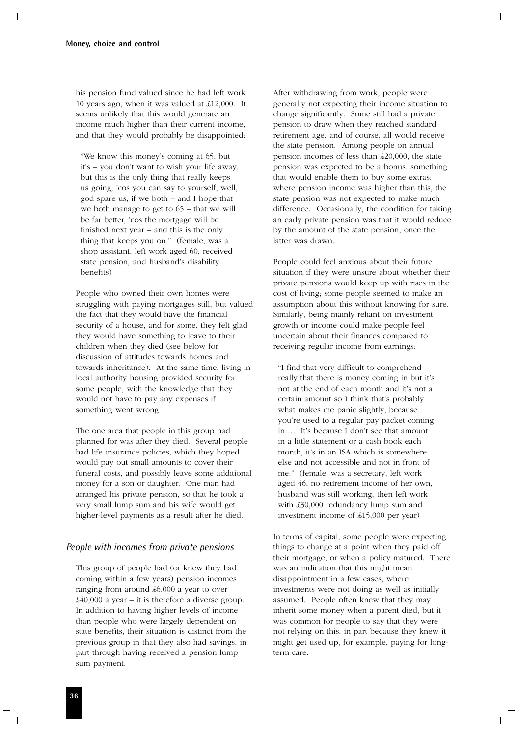his pension fund valued since he had left work 10 years ago, when it was valued at £12,000. It seems unlikely that this would generate an income much higher than their current income, and that they would probably be disappointed:

> "We know this money's coming at 65, but it's – you don't want to wish your life away, but this is the only thing that really keeps us going, 'cos you can say to yourself, well, god spare us, if we both – and I hope that we both manage to get to 65 – that we will be far better, 'cos the mortgage will be finished next year – and this is the only thing that keeps you on." (female, was a shop assistant, left work aged 60, received state pension, and husband's disability benefits)

People who owned their own homes were struggling with paying mortgages still, but valued the fact that they would have the financial security of a house, and for some, they felt glad they would have something to leave to their children when they died (see below for discussion of attitudes towards homes and towards inheritance). At the same time, living in local authority housing provided security for some people, with the knowledge that they would not have to pay any expenses if something went wrong.

The one area that people in this group had planned for was after they died. Several people had life insurance policies, which they hoped would pay out small amounts to cover their funeral costs, and possibly leave some additional money for a son or daughter. One man had arranged his private pension, so that he took a very small lump sum and his wife would get higher-level payments as a result after he died.

### *People with incomes from private pensions*

This group of people had (or knew they had coming within a few years) pension incomes ranging from around £6,000 a year to over £40,000 a year – it is therefore a diverse group. In addition to having higher levels of income than people who were largely dependent on state benefits, their situation is distinct from the previous group in that they also had savings, in part through having received a pension lump sum payment.

After withdrawing from work, people were generally not expecting their income situation to change significantly. Some still had a private pension to draw when they reached standard retirement age, and of course, all would receive the state pension. Among people on annual pension incomes of less than £20,000, the state pension was expected to be a bonus, something that would enable them to buy some extras; where pension income was higher than this, the state pension was not expected to make much difference. Occasionally, the condition for taking an early private pension was that it would reduce by the amount of the state pension, once the latter was drawn.

People could feel anxious about their future situation if they were unsure about whether their private pensions would keep up with rises in the cost of living; some people seemed to make an assumption about this without knowing for sure. Similarly, being mainly reliant on investment growth or income could make people feel uncertain about their finances compared to receiving regular income from earnings:

> "I find that very difficult to comprehend really that there is money coming in but it's not at the end of each month and it's not a certain amount so I think that's probably what makes me panic slightly, because you're used to a regular pay packet coming in.... It's because I don't see that amount in a little statement or a cash book each month, it's in an ISA which is somewhere else and not accessible and not in front of me." (female, was a secretary, left work aged 46, no retirement income of her own, husband was still working, then left work with £30,000 redundancy lump sum and investment income of £15,000 per year)

In terms of capital, some people were expecting things to change at a point when they paid off their mortgage, or when a policy matured. There was an indication that this might mean disappointment in a few cases, where investments were not doing as well as initially assumed. People often knew that they may inherit some money when a parent died, but it was common for people to say that they were not relying on this, in part because they knew it might get used up, for example, paying for long-term care.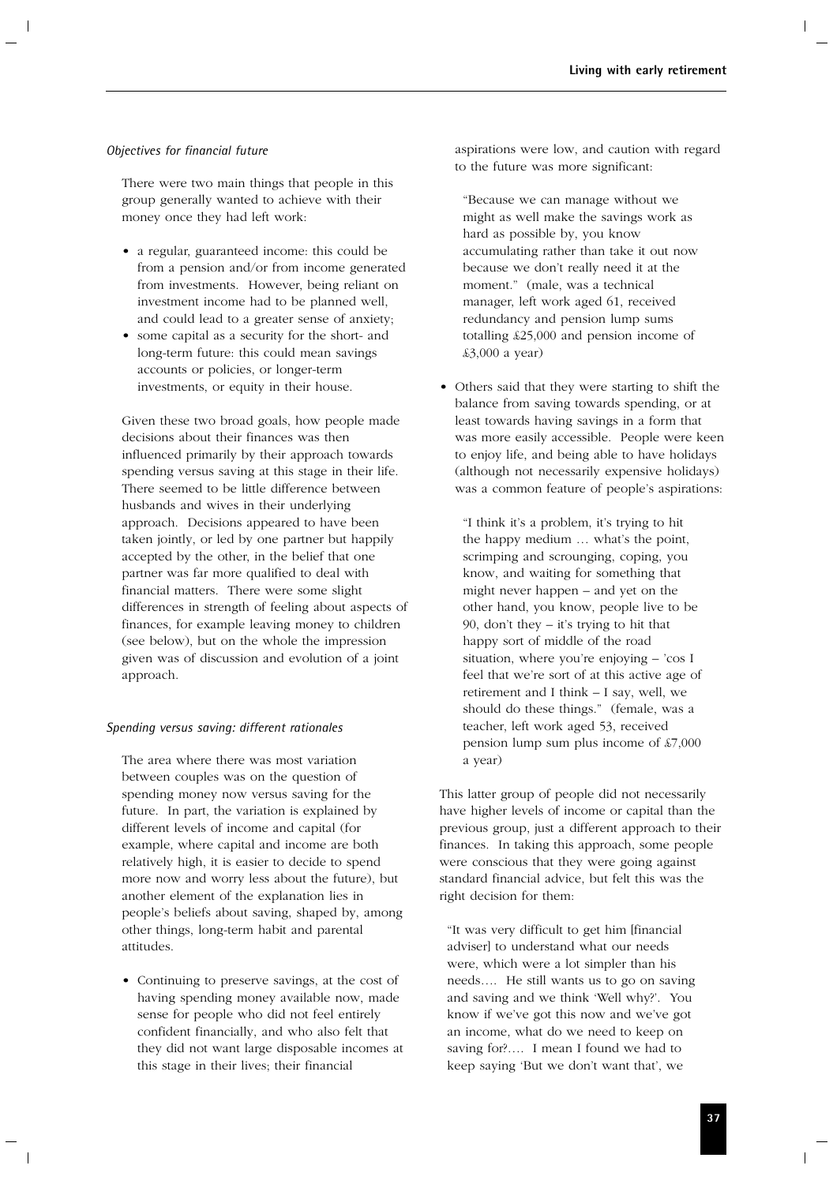*Objectives for financial future*

There were two main things that people in this group generally wanted to achieve with their money once they had left work:

- a regular, guaranteed income: this could be from a pension and/or from income generated from investments. However, being reliant on investment income had to be planned well, and could lead to a greater sense of anxiety;
- some capital as a security for the short- and long-term future: this could mean savings accounts or policies, or longer-term investments, or equity in their house.

Given these two broad goals, how people made decisions about their finances was then influenced primarily by their approach towards spending versus saving at this stage in their life. There seemed to be little difference between husbands and wives in their underlying approach. Decisions appeared to have been taken jointly, or led by one partner but happily accepted by the other, in the belief that one partner was far more qualified to deal with financial matters. There were some slight differences in strength of feeling about aspects of finances, for example leaving money to children (see below), but on the whole the impression given was of discussion and evolution of a joint approach.

*Spending versus saving: different rationales*

The area where there was most variation between couples was on the question of spending money now versus saving for the future. In part, the variation is explained by different levels of income and capital (for example, where capital and income are both relatively high, it is easier to decide to spend more now and worry less about the future), but another element of the explanation lies in people's beliefs about saving, shaped by, among other things, long-term habit and parental attitudes.

- Continuing to preserve savings, at the cost of having spending money available now, made sense for people who did not feel entirely confident financially, and who also felt that they did not want large disposable incomes at this stage in their lives; their financial aspirations were low, and caution with regard to the future was more significant:

  "Because we can manage without we might as well make the savings work as hard as possible by, you know accumulating rather than take it out now because we don't really need it at the moment." (male, was a technical manager, left work aged 61, received redundancy and pension lump sums totalling £25,000 and pension income of £3,000 a year)

- Others said that they were starting to shift the balance from saving towards spending, or at least towards having savings in a form that was more easily accessible. People were keen to enjoy life, and being able to have holidays (although not necessarily expensive holidays) was a common feature of people's aspirations:

  "I think it's a problem, it's trying to hit the happy medium … what's the point, scrimping and scrounging, coping, you know, and waiting for something that might never happen – and yet on the other hand, you know, people live to be 90, don't they – it's trying to hit that happy sort of middle of the road situation, where you're enjoying – 'cos I feel that we're sort of at this active age of retirement and I think – I say, well, we should do these things." (female, was a teacher, left work aged 53, received pension lump sum plus income of £7,000 a year)

This latter group of people did not necessarily have higher levels of income or capital than the previous group, just a different approach to their finances. In taking this approach, some people were conscious that they were going against standard financial advice, but felt this was the right decision for them:

"It was very difficult to get him [financial adviser] to understand what our needs were, which were a lot simpler than his needs…. He still wants us to go on saving and saving and we think 'Well why?'. You know if we've got this now and we've got an income, what do we need to keep on saving for?…. I mean I found we had to keep saying 'But we don't want that', we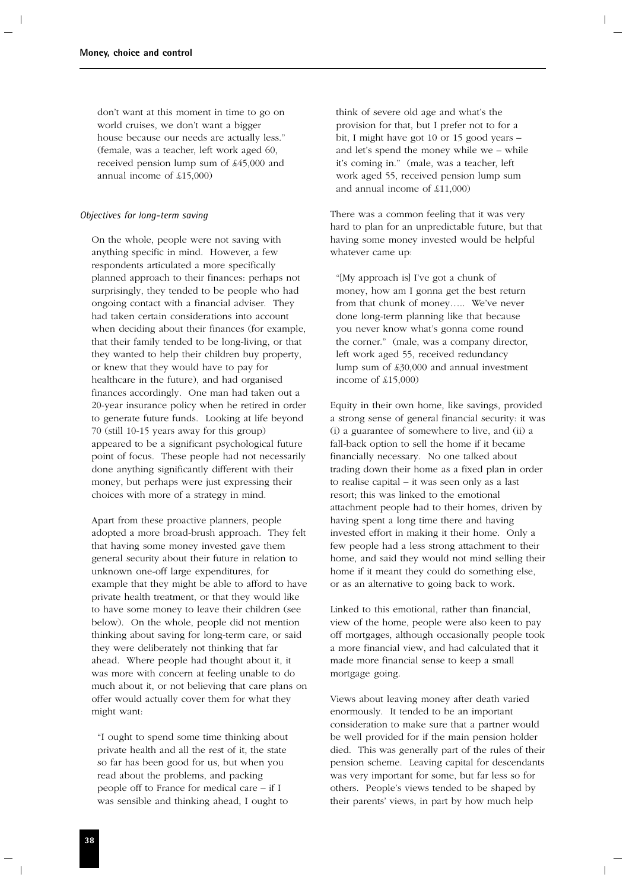don't want at this moment in time to go on world cruises, we don't want a bigger house because our needs are actually less." (female, was a teacher, left work aged 60, received pension lump sum of £45,000 and annual income of £15,000)

*Objectives for long-term saving*

On the whole, people were not saving with anything specific in mind. However, a few respondents articulated a more specifically planned approach to their finances: perhaps not surprisingly, they tended to be people who had ongoing contact with a financial adviser. They had taken certain considerations into account when deciding about their finances (for example, that their family tended to be long-living, or that they wanted to help their children buy property, or knew that they would have to pay for healthcare in the future), and had organised finances accordingly. One man had taken out a 20-year insurance policy when he retired in order to generate future funds. Looking at life beyond 70 (still 10-15 years away for this group) appeared to be a significant psychological future point of focus. These people had not necessarily done anything significantly different with their money, but perhaps were just expressing their choices with more of a strategy in mind.

Apart from these proactive planners, people adopted a more broad-brush approach. They felt that having some money invested gave them general security about their future in relation to unknown one-off large expenditures, for example that they might be able to afford to have private health treatment, or that they would like to have some money to leave their children (see below). On the whole, people did not mention thinking about saving for long-term care, or said they were deliberately not thinking that far ahead. Where people had thought about it, it was more with concern at feeling unable to do much about it, or not believing that care plans on offer would actually cover them for what they might want:

"I ought to spend some time thinking about private health and all the rest of it, the state so far has been good for us, but when you read about the problems, and packing people off to France for medical care – if I was sensible and thinking ahead, I ought to think of severe old age and what's the provision for that, but I prefer not to for a bit, I might have got 10 or 15 good years – and let's spend the money while we – while it's coming in." (male, was a teacher, left work aged 55, received pension lump sum and annual income of £11,000)

There was a common feeling that it was very hard to plan for an unpredictable future, but that having some money invested would be helpful whatever came up:

"[My approach is] I've got a chunk of money, how am I gonna get the best return from that chunk of money….. We've never done long-term planning like that because you never know what's gonna come round the corner." (male, was a company director, left work aged 55, received redundancy lump sum of £30,000 and annual investment income of £15,000)

Equity in their own home, like savings, provided a strong sense of general financial security: it was (i) a guarantee of somewhere to live, and (ii) a fall-back option to sell the home if it became financially necessary. No one talked about trading down their home as a fixed plan in order to realise capital – it was seen only as a last resort; this was linked to the emotional attachment people had to their homes, driven by having spent a long time there and having invested effort in making it their home. Only a few people had a less strong attachment to their home, and said they would not mind selling their home if it meant they could do something else, or as an alternative to going back to work.

Linked to this emotional, rather than financial, view of the home, people were also keen to pay off mortgages, although occasionally people took a more financial view, and had calculated that it made more financial sense to keep a small mortgage going.

Views about leaving money after death varied enormously. It tended to be an important consideration to make sure that a partner would be well provided for if the main pension holder died. This was generally part of the rules of their pension scheme. Leaving capital for descendants was very important for some, but far less so for others. People's views tended to be shaped by their parents' views, in part by how much help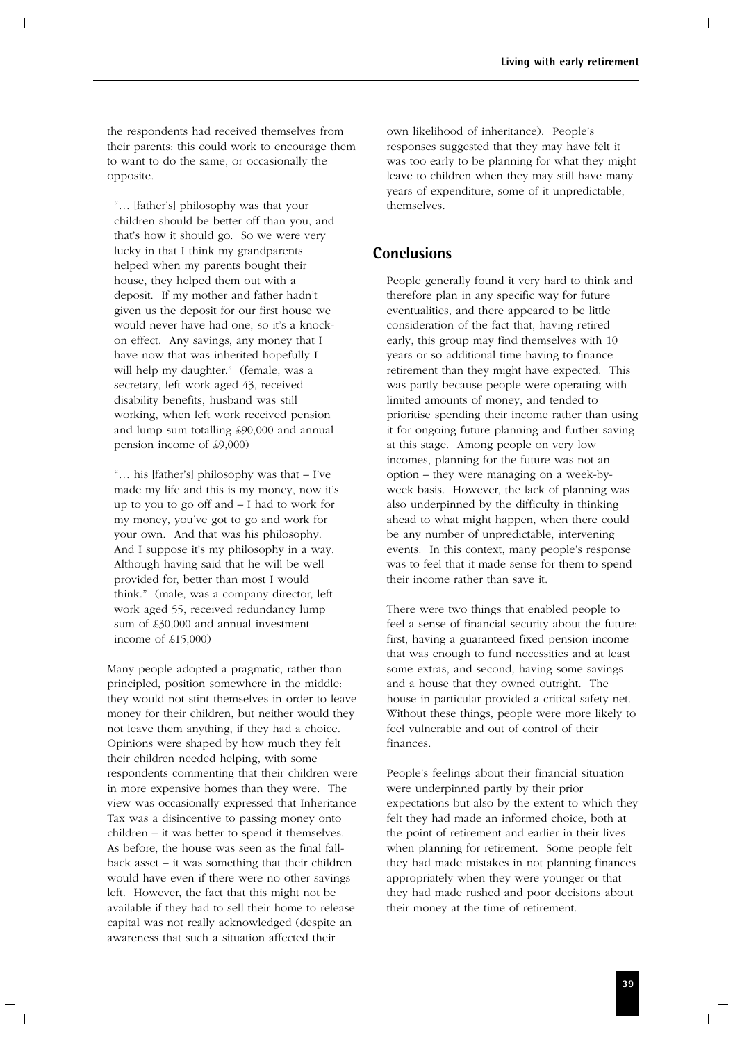the respondents had received themselves from their parents: this could work to encourage them to want to do the same, or occasionally the opposite.

> "… [father's] philosophy was that your children should be better off than you, and that's how it should go. So we were very lucky in that I think my grandparents helped when my parents bought their house, they helped them out with a deposit. If my mother and father hadn't given us the deposit for our first house we would never have had one, so it's a knock-on effect. Any savings, any money that I have now that was inherited hopefully I will help my daughter." (female, was a secretary, left work aged 43, received disability benefits, husband was still working, when left work received pension and lump sum totalling £90,000 and annual pension income of £9,000)

> "… his [father's] philosophy was that – I've made my life and this is my money, now it's up to you to go off and – I had to work for my money, you've got to go and work for your own. And that was his philosophy. And I suppose it's my philosophy in a way. Although having said that he will be well provided for, better than most I would think." (male, was a company director, left work aged 55, received redundancy lump sum of £30,000 and annual investment income of £15,000)

Many people adopted a pragmatic, rather than principled, position somewhere in the middle: they would not stint themselves in order to leave money for their children, but neither would they not leave them anything, if they had a choice. Opinions were shaped by how much they felt their children needed helping, with some respondents commenting that their children were in more expensive homes than they were. The view was occasionally expressed that Inheritance Tax was a disincentive to passing money onto children – it was better to spend it themselves. As before, the house was seen as the final fall-back asset – it was something that their children would have even if there were no other savings left. However, the fact that this might not be available if they had to sell their home to release capital was not really acknowledged (despite an awareness that such a situation affected their own likelihood of inheritance). People's responses suggested that they may have felt it was too early to be planning for what they might leave to children when they may still have many years of expenditure, some of it unpredictable, themselves.

## Conclusions

People generally found it very hard to think and therefore plan in any specific way for future eventualities, and there appeared to be little consideration of the fact that, having retired early, this group may find themselves with 10 years or so additional time having to finance retirement than they might have expected. This was partly because people were operating with limited amounts of money, and tended to prioritise spending their income rather than using it for ongoing future planning and further saving at this stage. Among people on very low incomes, planning for the future was not an option – they were managing on a week-by-week basis. However, the lack of planning was also underpinned by the difficulty in thinking ahead to what might happen, when there could be any number of unpredictable, intervening events. In this context, many people's response was to feel that it made sense for them to spend their income rather than save it.

There were two things that enabled people to feel a sense of financial security about the future: first, having a guaranteed fixed pension income that was enough to fund necessities and at least some extras, and second, having some savings and a house that they owned outright. The house in particular provided a critical safety net. Without these things, people were more likely to feel vulnerable and out of control of their finances.

People's feelings about their financial situation were underpinned partly by their prior expectations but also by the extent to which they felt they had made an informed choice, both at the point of retirement and earlier in their lives when planning for retirement. Some people felt they had made mistakes in not planning finances appropriately when they were younger or that they had made rushed and poor decisions about their money at the time of retirement.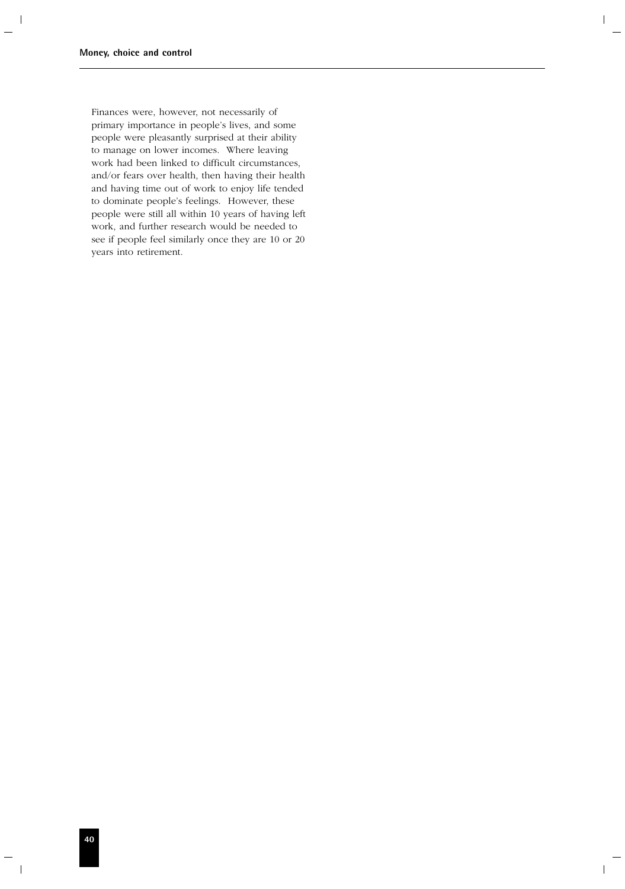Finances were, however, not necessarily of primary importance in people's lives, and some people were pleasantly surprised at their ability to manage on lower incomes. Where leaving work had been linked to difficult circumstances, and/or fears over health, then having their health and having time out of work to enjoy life tended to dominate people's feelings. However, these people were still all within 10 years of having left work, and further research would be needed to see if people feel similarly once they are 10 or 20 years into retirement.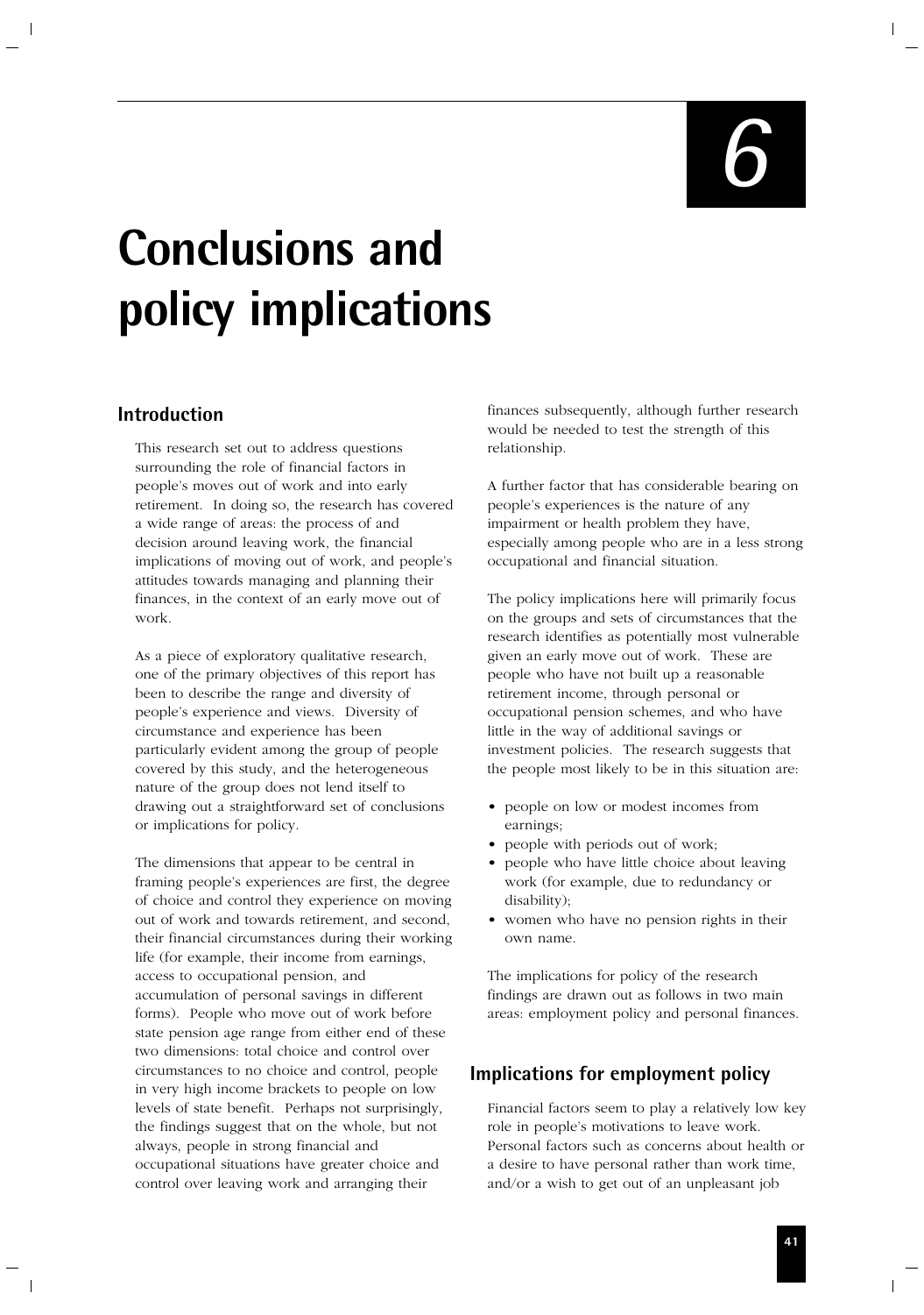# 6

# Conclusions and policy implications

## Introduction

This research set out to address questions surrounding the role of financial factors in people's moves out of work and into early retirement. In doing so, the research has covered a wide range of areas: the process of and decision around leaving work, the financial implications of moving out of work, and people's attitudes towards managing and planning their finances, in the context of an early move out of work.

As a piece of exploratory qualitative research, one of the primary objectives of this report has been to describe the range and diversity of people's experience and views. Diversity of circumstance and experience has been particularly evident among the group of people covered by this study, and the heterogeneous nature of the group does not lend itself to drawing out a straightforward set of conclusions or implications for policy.

The dimensions that appear to be central in framing people's experiences are first, the degree of choice and control they experience on moving out of work and towards retirement, and second, their financial circumstances during their working life (for example, their income from earnings, access to occupational pension, and accumulation of personal savings in different forms). People who move out of work before state pension age range from either end of these two dimensions: total choice and control over circumstances to no choice and control, people in very high income brackets to people on low levels of state benefit. Perhaps not surprisingly, the findings suggest that on the whole, but not always, people in strong financial and occupational situations have greater choice and control over leaving work and arranging their finances subsequently, although further research would be needed to test the strength of this relationship.

A further factor that has considerable bearing on people's experiences is the nature of any impairment or health problem they have, especially among people who are in a less strong occupational and financial situation.

The policy implications here will primarily focus on the groups and sets of circumstances that the research identifies as potentially most vulnerable given an early move out of work. These are people who have not built up a reasonable retirement income, through personal or occupational pension schemes, and who have little in the way of additional savings or investment policies. The research suggests that the people most likely to be in this situation are:

- people on low or modest incomes from earnings;
- people with periods out of work;
- people who have little choice about leaving work (for example, due to redundancy or disability);
- women who have no pension rights in their own name.

The implications for policy of the research findings are drawn out as follows in two main areas: employment policy and personal finances.

## Implications for employment policy

Financial factors seem to play a relatively low key role in people's motivations to leave work. Personal factors such as concerns about health or a desire to have personal rather than work time, and/or a wish to get out of an unpleasant job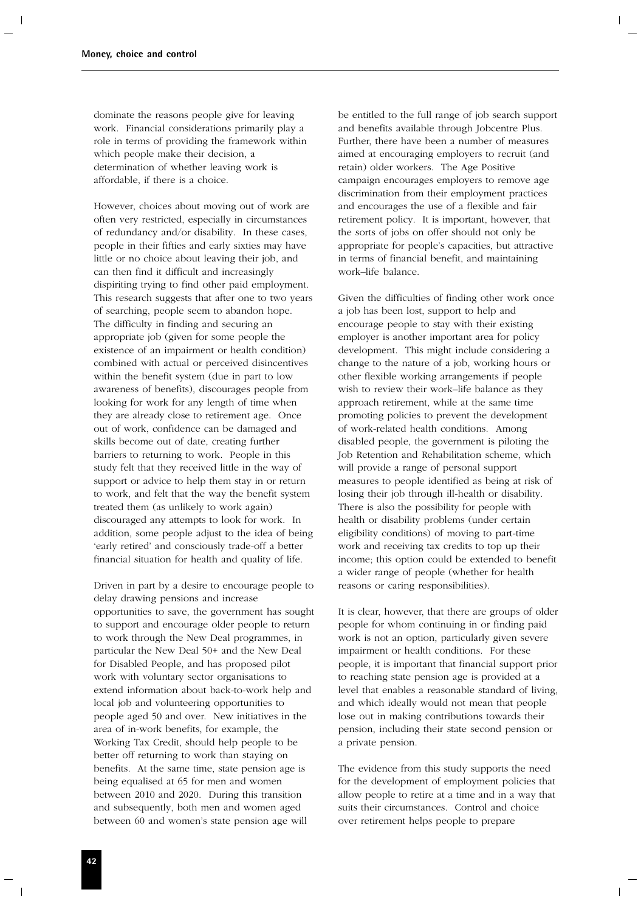dominate the reasons people give for leaving work. Financial considerations primarily play a role in terms of providing the framework within which people make their decision, a determination of whether leaving work is affordable, if there is a choice.

However, choices about moving out of work are often very restricted, especially in circumstances of redundancy and/or disability. In these cases, people in their fifties and early sixties may have little or no choice about leaving their job, and can then find it difficult and increasingly dispiriting trying to find other paid employment. This research suggests that after one to two years of searching, people seem to abandon hope. The difficulty in finding and securing an appropriate job (given for some people the existence of an impairment or health condition) combined with actual or perceived disincentives within the benefit system (due in part to low awareness of benefits), discourages people from looking for work for any length of time when they are already close to retirement age. Once out of work, confidence can be damaged and skills become out of date, creating further barriers to returning to work. People in this study felt that they received little in the way of support or advice to help them stay in or return to work, and felt that the way the benefit system treated them (as unlikely to work again) discouraged any attempts to look for work. In addition, some people adjust to the idea of being 'early retired' and consciously trade-off a better financial situation for health and quality of life.

Driven in part by a desire to encourage people to delay drawing pensions and increase opportunities to save, the government has sought to support and encourage older people to return to work through the New Deal programmes, in particular the New Deal 50+ and the New Deal for Disabled People, and has proposed pilot work with voluntary sector organisations to extend information about back-to-work help and local job and volunteering opportunities to people aged 50 and over. New initiatives in the area of in-work benefits, for example, the Working Tax Credit, should help people to be better off returning to work than staying on benefits. At the same time, state pension age is being equalised at 65 for men and women between 2010 and 2020. During this transition and subsequently, both men and women aged between 60 and women's state pension age will be entitled to the full range of job search support and benefits available through Jobcentre Plus. Further, there have been a number of measures aimed at encouraging employers to recruit (and retain) older workers. The Age Positive campaign encourages employers to remove age discrimination from their employment practices and encourages the use of a flexible and fair retirement policy. It is important, however, that the sorts of jobs on offer should not only be appropriate for people's capacities, but attractive in terms of financial benefit, and maintaining work–life balance.

Given the difficulties of finding other work once a job has been lost, support to help and encourage people to stay with their existing employer is another important area for policy development. This might include considering a change to the nature of a job, working hours or other flexible working arrangements if people wish to review their work–life balance as they approach retirement, while at the same time promoting policies to prevent the development of work-related health conditions. Among disabled people, the government is piloting the Job Retention and Rehabilitation scheme, which will provide a range of personal support measures to people identified as being at risk of losing their job through ill-health or disability. There is also the possibility for people with health or disability problems (under certain eligibility conditions) of moving to part-time work and receiving tax credits to top up their income; this option could be extended to benefit a wider range of people (whether for health reasons or caring responsibilities).

It is clear, however, that there are groups of older people for whom continuing in or finding paid work is not an option, particularly given severe impairment or health conditions. For these people, it is important that financial support prior to reaching state pension age is provided at a level that enables a reasonable standard of living, and which ideally would not mean that people lose out in making contributions towards their pension, including their state second pension or a private pension.

The evidence from this study supports the need for the development of employment policies that allow people to retire at a time and in a way that suits their circumstances. Control and choice over retirement helps people to prepare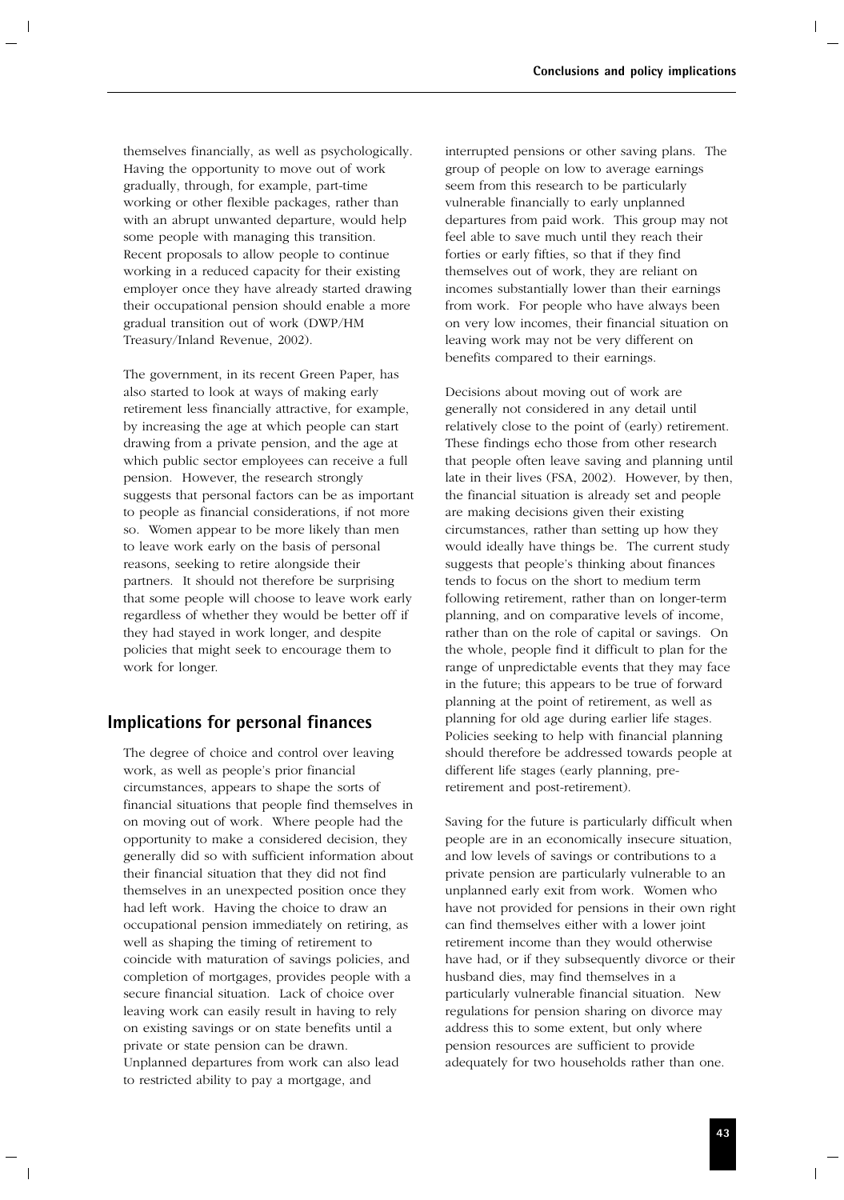themselves financially, as well as psychologically. Having the opportunity to move out of work gradually, through, for example, part-time working or other flexible packages, rather than with an abrupt unwanted departure, would help some people with managing this transition. Recent proposals to allow people to continue working in a reduced capacity for their existing employer once they have already started drawing their occupational pension should enable a more gradual transition out of work (DWP/HM Treasury/Inland Revenue, 2002).

The government, in its recent Green Paper, has also started to look at ways of making early retirement less financially attractive, for example, by increasing the age at which people can start drawing from a private pension, and the age at which public sector employees can receive a full pension. However, the research strongly suggests that personal factors can be as important to people as financial considerations, if not more so. Women appear to be more likely than men to leave work early on the basis of personal reasons, seeking to retire alongside their partners. It should not therefore be surprising that some people will choose to leave work early regardless of whether they would be better off if they had stayed in work longer, and despite policies that might seek to encourage them to work for longer.

## Implications for personal finances

The degree of choice and control over leaving work, as well as people's prior financial circumstances, appears to shape the sorts of financial situations that people find themselves in on moving out of work. Where people had the opportunity to make a considered decision, they generally did so with sufficient information about their financial situation that they did not find themselves in an unexpected position once they had left work. Having the choice to draw an occupational pension immediately on retiring, as well as shaping the timing of retirement to coincide with maturation of savings policies, and completion of mortgages, provides people with a secure financial situation. Lack of choice over leaving work can easily result in having to rely on existing savings or on state benefits until a private or state pension can be drawn. Unplanned departures from work can also lead to restricted ability to pay a mortgage, and interrupted pensions or other saving plans. The group of people on low to average earnings seem from this research to be particularly vulnerable financially to early unplanned departures from paid work. This group may not feel able to save much until they reach their forties or early fifties, so that if they find themselves out of work, they are reliant on incomes substantially lower than their earnings from work. For people who have always been on very low incomes, their financial situation on leaving work may not be very different on benefits compared to their earnings.

Decisions about moving out of work are generally not considered in any detail until relatively close to the point of (early) retirement. These findings echo those from other research that people often leave saving and planning until late in their lives (FSA, 2002). However, by then, the financial situation is already set and people are making decisions given their existing circumstances, rather than setting up how they would ideally have things be. The current study suggests that people's thinking about finances tends to focus on the short to medium term following retirement, rather than on longer-term planning, and on comparative levels of income, rather than on the role of capital or savings. On the whole, people find it difficult to plan for the range of unpredictable events that they may face in the future; this appears to be true of forward planning at the point of retirement, as well as planning for old age during earlier life stages. Policies seeking to help with financial planning should therefore be addressed towards people at different life stages (early planning, pre-retirement and post-retirement).

Saving for the future is particularly difficult when people are in an economically insecure situation, and low levels of savings or contributions to a private pension are particularly vulnerable to an unplanned early exit from work. Women who have not provided for pensions in their own right can find themselves either with a lower joint retirement income than they would otherwise have had, or if they subsequently divorce or their husband dies, may find themselves in a particularly vulnerable financial situation. New regulations for pension sharing on divorce may address this to some extent, but only where pension resources are sufficient to provide adequately for two households rather than one.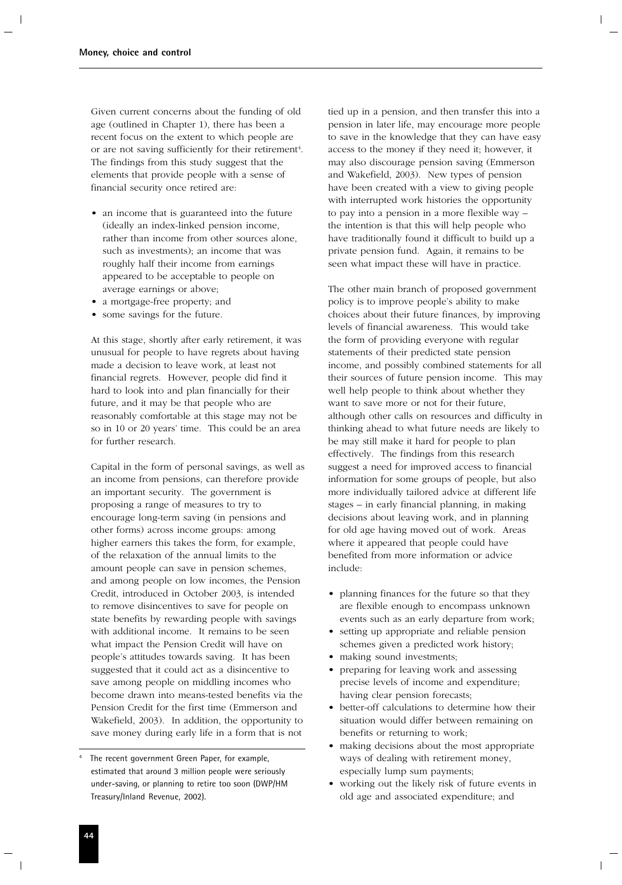Given current concerns about the funding of old age (outlined in Chapter 1), there has been a recent focus on the extent to which people are or are not saving sufficiently for their retirement[4]. The findings from this study suggest that the elements that provide people with a sense of financial security once retired are:

- an income that is guaranteed into the future (ideally an index-linked pension income, rather than income from other sources alone, such as investments); an income that was roughly half their income from earnings appeared to be acceptable to people on average earnings or above;
- a mortgage-free property; and
- some savings for the future.

At this stage, shortly after early retirement, it was unusual for people to have regrets about having made a decision to leave work, at least not financial regrets. However, people did find it hard to look into and plan financially for their future, and it may be that people who are reasonably comfortable at this stage may not be so in 10 or 20 years' time. This could be an area for further research.

Capital in the form of personal savings, as well as an income from pensions, can therefore provide an important security. The government is proposing a range of measures to try to encourage long-term saving (in pensions and other forms) across income groups: among higher earners this takes the form, for example, of the relaxation of the annual limits to the amount people can save in pension schemes, and among people on low incomes, the Pension Credit, introduced in October 2003, is intended to remove disincentives to save for people on state benefits by rewarding people with savings with additional income. It remains to be seen what impact the Pension Credit will have on people's attitudes towards saving. It has been suggested that it could act as a disincentive to save among people on middling incomes who become drawn into means-tested benefits via the Pension Credit for the first time (Emmerson and Wakefield, 2003). In addition, the opportunity to save money during early life in a form that is not tied up in a pension, and then transfer this into a pension in later life, may encourage more people to save in the knowledge that they can have easy access to the money if they need it; however, it may also discourage pension saving (Emmerson and Wakefield, 2003). New types of pension have been created with a view to giving people with interrupted work histories the opportunity to pay into a pension in a more flexible way – the intention is that this will help people who have traditionally found it difficult to build up a private pension fund. Again, it remains to be seen what impact these will have in practice.

The other main branch of proposed government policy is to improve people's ability to make choices about their future finances, by improving levels of financial awareness. This would take the form of providing everyone with regular statements of their predicted state pension income, and possibly combined statements for all their sources of future pension income. This may well help people to think about whether they want to save more or not for their future, although other calls on resources and difficulty in thinking ahead to what future needs are likely to be may still make it hard for people to plan effectively. The findings from this research suggest a need for improved access to financial information for some groups of people, but also more individually tailored advice at different life stages – in early financial planning, in making decisions about leaving work, and in planning for old age having moved out of work. Areas where it appeared that people could have benefited from more information or advice include:

- planning finances for the future so that they are flexible enough to encompass unknown events such as an early departure from work;
- setting up appropriate and reliable pension schemes given a predicted work history;
- making sound investments;
- preparing for leaving work and assessing precise levels of income and expenditure; having clear pension forecasts;
- better-off calculations to determine how their situation would differ between remaining on benefits or returning to work;
- making decisions about the most appropriate ways of dealing with retirement money, especially lump sum payments;
- working out the likely risk of future events in old age and associated expenditure; and

[4] The recent government Green Paper, for example, estimated that around 3 million people were seriously under-saving, or planning to retire too soon (DWP/HM Treasury/Inland Revenue, 2002).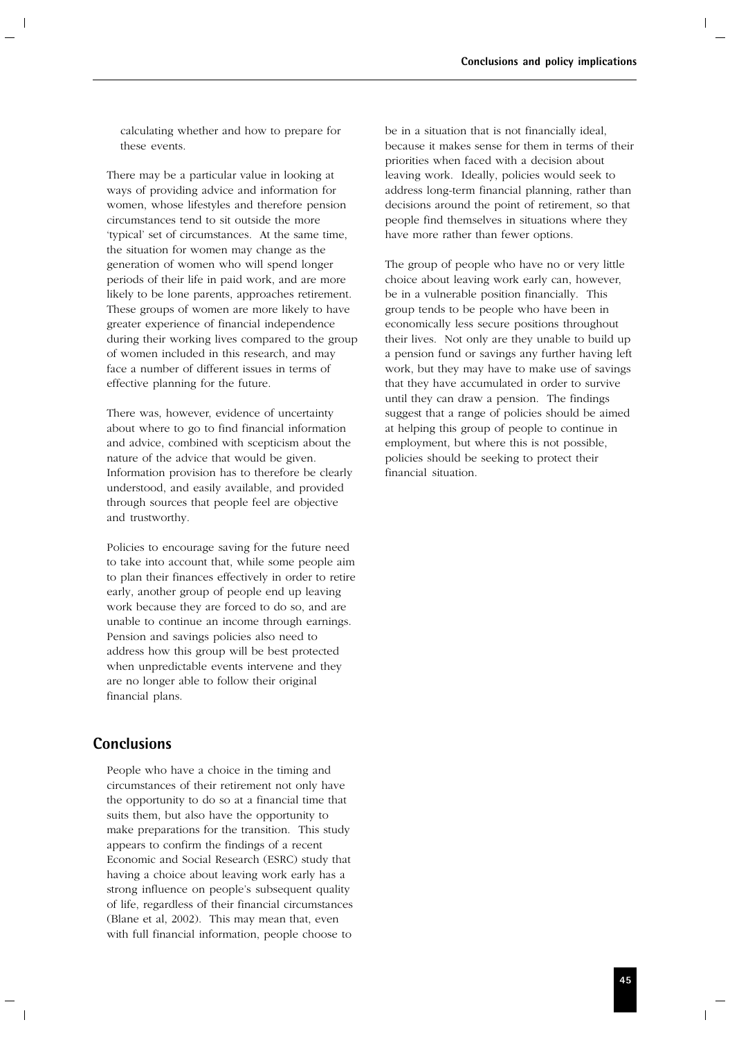calculating whether and how to prepare for these events.

There may be a particular value in looking at ways of providing advice and information for women, whose lifestyles and therefore pension circumstances tend to sit outside the more 'typical' set of circumstances. At the same time, the situation for women may change as the generation of women who will spend longer periods of their life in paid work, and are more likely to be lone parents, approaches retirement. These groups of women are more likely to have greater experience of financial independence during their working lives compared to the group of women included in this research, and may face a number of different issues in terms of effective planning for the future.

There was, however, evidence of uncertainty about where to go to find financial information and advice, combined with scepticism about the nature of the advice that would be given. Information provision has to therefore be clearly understood, and easily available, and provided through sources that people feel are objective and trustworthy.

Policies to encourage saving for the future need to take into account that, while some people aim to plan their finances effectively in order to retire early, another group of people end up leaving work because they are forced to do so, and are unable to continue an income through earnings. Pension and savings policies also need to address how this group will be best protected when unpredictable events intervene and they are no longer able to follow their original financial plans.

## Conclusions

People who have a choice in the timing and circumstances of their retirement not only have the opportunity to do so at a financial time that suits them, but also have the opportunity to make preparations for the transition. This study appears to confirm the findings of a recent Economic and Social Research (ESRC) study that having a choice about leaving work early has a strong influence on people's subsequent quality of life, regardless of their financial circumstances (Blane et al, 2002). This may mean that, even with full financial information, people choose to be in a situation that is not financially ideal, because it makes sense for them in terms of their priorities when faced with a decision about leaving work. Ideally, policies would seek to address long-term financial planning, rather than decisions around the point of retirement, so that people find themselves in situations where they have more rather than fewer options.

The group of people who have no or very little choice about leaving work early can, however, be in a vulnerable position financially. This group tends to be people who have been in economically less secure positions throughout their lives. Not only are they unable to build up a pension fund or savings any further having left work, but they may have to make use of savings that they have accumulated in order to survive until they can draw a pension. The findings suggest that a range of policies should be aimed at helping this group of people to continue in employment, but where this is not possible, policies should be seeking to protect their financial situation.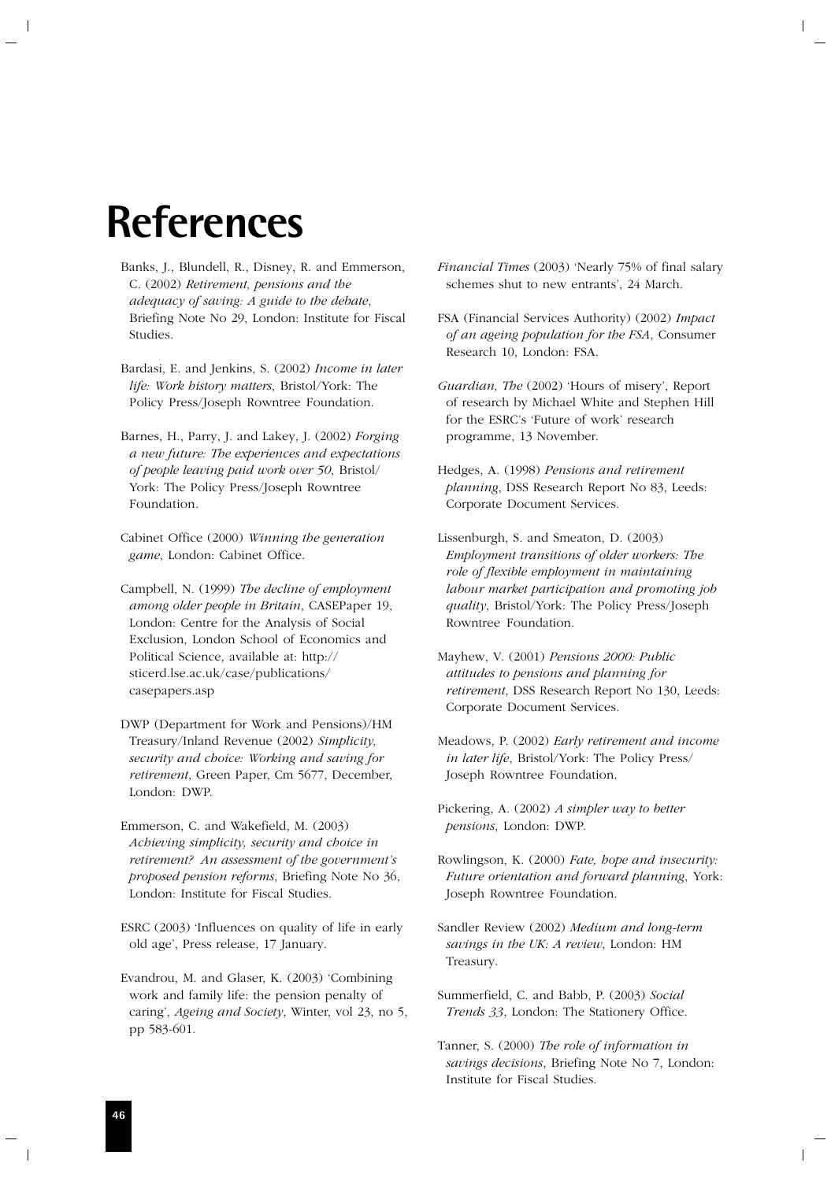# References

Banks, J., Blundell, R., Disney, R. and Emmerson, C. (2002) *Retirement, pensions and the adequacy of saving: A guide to the debate*, Briefing Note No 29, London: Institute for Fiscal Studies.

Bardasi, E. and Jenkins, S. (2002) *Income in later life: Work history matters*, Bristol/York: The Policy Press/Joseph Rowntree Foundation.

Barnes, H., Parry, J. and Lakey, J. (2002) *Forging a new future: The experiences and expectations of people leaving paid work over 50*, Bristol/York: The Policy Press/Joseph Rowntree Foundation.

Cabinet Office (2000) *Winning the generation game*, London: Cabinet Office.

Campbell, N. (1999) *The decline of employment among older people in Britain*, CASEPaper 19, London: Centre for the Analysis of Social Exclusion, London School of Economics and Political Science, available at: http://sticerd.lse.ac.uk/case/publications/casepapers.asp

DWP (Department for Work and Pensions)/HM Treasury/Inland Revenue (2002) *Simplicity, security and choice: Working and saving for retirement*, Green Paper, Cm 5677, December, London: DWP.

Emmerson, C. and Wakefield, M. (2003) *Achieving simplicity, security and choice in retirement? An assessment of the government's proposed pension reforms*, Briefing Note No 36, London: Institute for Fiscal Studies.

ESRC (2003) 'Influences on quality of life in early old age', Press release, 17 January.

Evandrou, M. and Glaser, K. (2003) 'Combining work and family life: the pension penalty of caring', *Ageing and Society*, Winter, vol 23, no 5, pp 583-601.

*Financial Times* (2003) 'Nearly 75% of final salary schemes shut to new entrants', 24 March.

FSA (Financial Services Authority) (2002) *Impact of an ageing population for the FSA*, Consumer Research 10, London: FSA.

*Guardian, The* (2002) 'Hours of misery', Report of research by Michael White and Stephen Hill for the ESRC's 'Future of work' research programme, 13 November.

Hedges, A. (1998) *Pensions and retirement planning*, DSS Research Report No 83, Leeds: Corporate Document Services.

Lissenburgh, S. and Smeaton, D. (2003) *Employment transitions of older workers: The role of flexible employment in maintaining labour market participation and promoting job quality*, Bristol/York: The Policy Press/Joseph Rowntree Foundation.

Mayhew, V. (2001) *Pensions 2000: Public attitudes to pensions and planning for retirement*, DSS Research Report No 130, Leeds: Corporate Document Services.

Meadows, P. (2002) *Early retirement and income in later life*, Bristol/York: The Policy Press/Joseph Rowntree Foundation.

Pickering, A. (2002) *A simpler way to better pensions*, London: DWP.

Rowlingson, K. (2000) *Fate, hope and insecurity: Future orientation and forward planning*, York: Joseph Rowntree Foundation.

Sandler Review (2002) *Medium and long-term savings in the UK: A review*, London: HM Treasury.

Summerfield, C. and Babb, P. (2003) *Social Trends 33*, London: The Stationery Office.

Tanner, S. (2000) *The role of information in savings decisions*, Briefing Note No 7, London: Institute for Fiscal Studies.